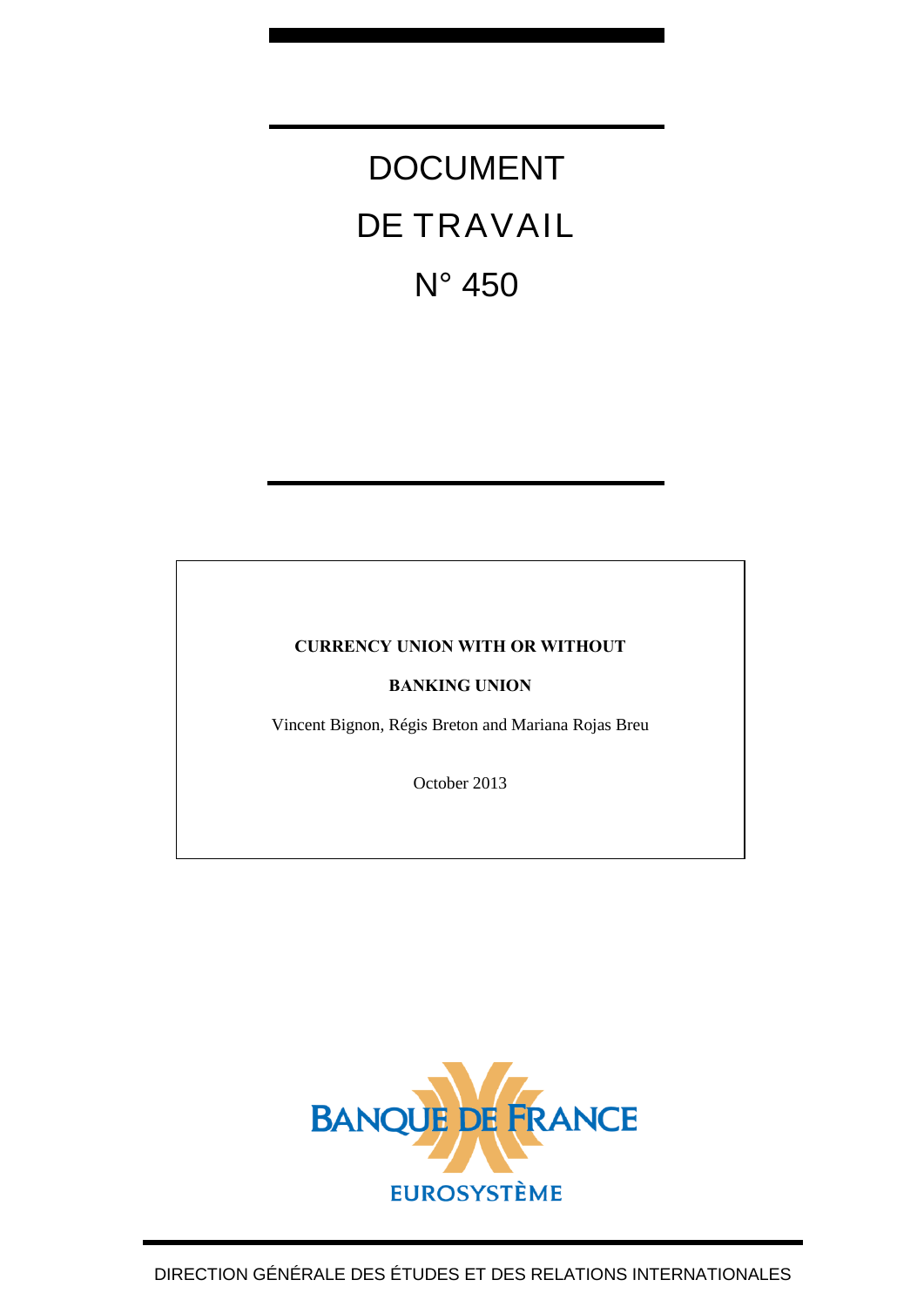# DOCUMENT

# DE TRAVAIL

# N° 450

**CURRENCY UNION WITH OR WITHOUT**

**BANKING UNION**

Vincent Bignon, Régis Breton and Mariana Rojas Breu

October 2013

BANQUE DE FRANCE

EUROSYSTÈME

DIRECTION GÉNÉRALE DES ÉTUDES ET DES RELATIONS INTERNATIONALES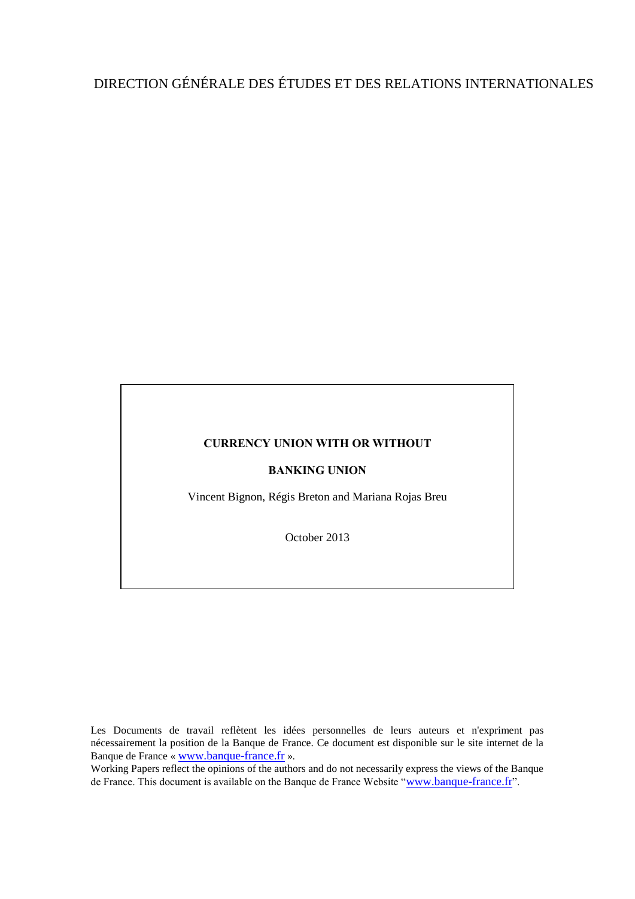DIRECTION GÉNÉRALE DES ÉTUDES ET DES RELATIONS INTERNATIONALES

**CURRENCY UNION WITH OR WITHOUT**

**BANKING UNION**

Vincent Bignon, Régis Breton and Mariana Rojas Breu

October 2013

Les Documents de travail reflètent les idées personnelles de leurs auteurs et n'expriment pas nécessairement la position de la Banque de France. Ce document est disponible sur le site internet de la Banque de France « www.banque-france.fr ».

Working Papers reflect the opinions of the authors and do not necessarily express the views of the Banque de France. This document is available on the Banque de France Website "www.banque-france.fr".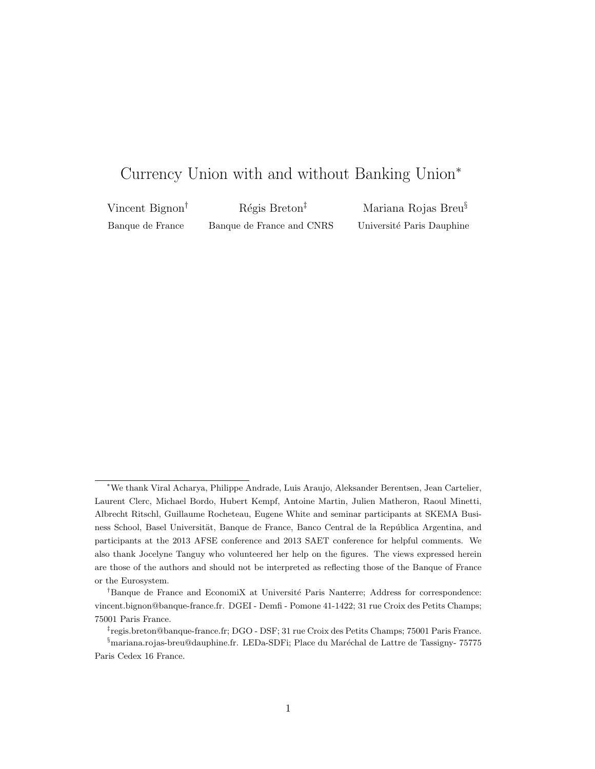# Currency Union with and without Banking Union[*]

Vincent Bignon[†] — Banque de France

Régis Breton[‡] — Banque de France and CNRS

Mariana Rojas Breu[§] — Université Paris Dauphine

---

[*] We thank Viral Acharya, Philippe Andrade, Luis Araujo, Aleksander Berentsen, Jean Cartelier, Laurent Clerc, Michael Bordo, Hubert Kempf, Antoine Martin, Julien Matheron, Raoul Minetti, Albrecht Ritschl, Guillaume Rocheteau, Eugene White and seminar participants at SKEMA Business School, Basel Universität, Banque de France, Banco Central de la República Argentina, and participants at the 2013 AFSE conference and 2013 SAET conference for helpful comments. We also thank Jocelyne Tanguy who volunteered her help on the figures. The views expressed herein are those of the authors and should not be interpreted as reflecting those of the Banque of France or the Eurosystem.

[†] Banque de France and EconomiX at Université Paris Nanterre; Address for correspondence: vincent.bignon@banque-france.fr. DGEI - Demfi - Pomone 41-1422; 31 rue Croix des Petits Champs; 75001 Paris France.

[‡] regis.breton@banque-france.fr; DGO - DSF; 31 rue Croix des Petits Champs; 75001 Paris France.

[§] mariana.rojas-breu@dauphine.fr. LEDa-SDFi; Place du Maréchal de Lattre de Tassigny- 75775 Paris Cedex 16 France.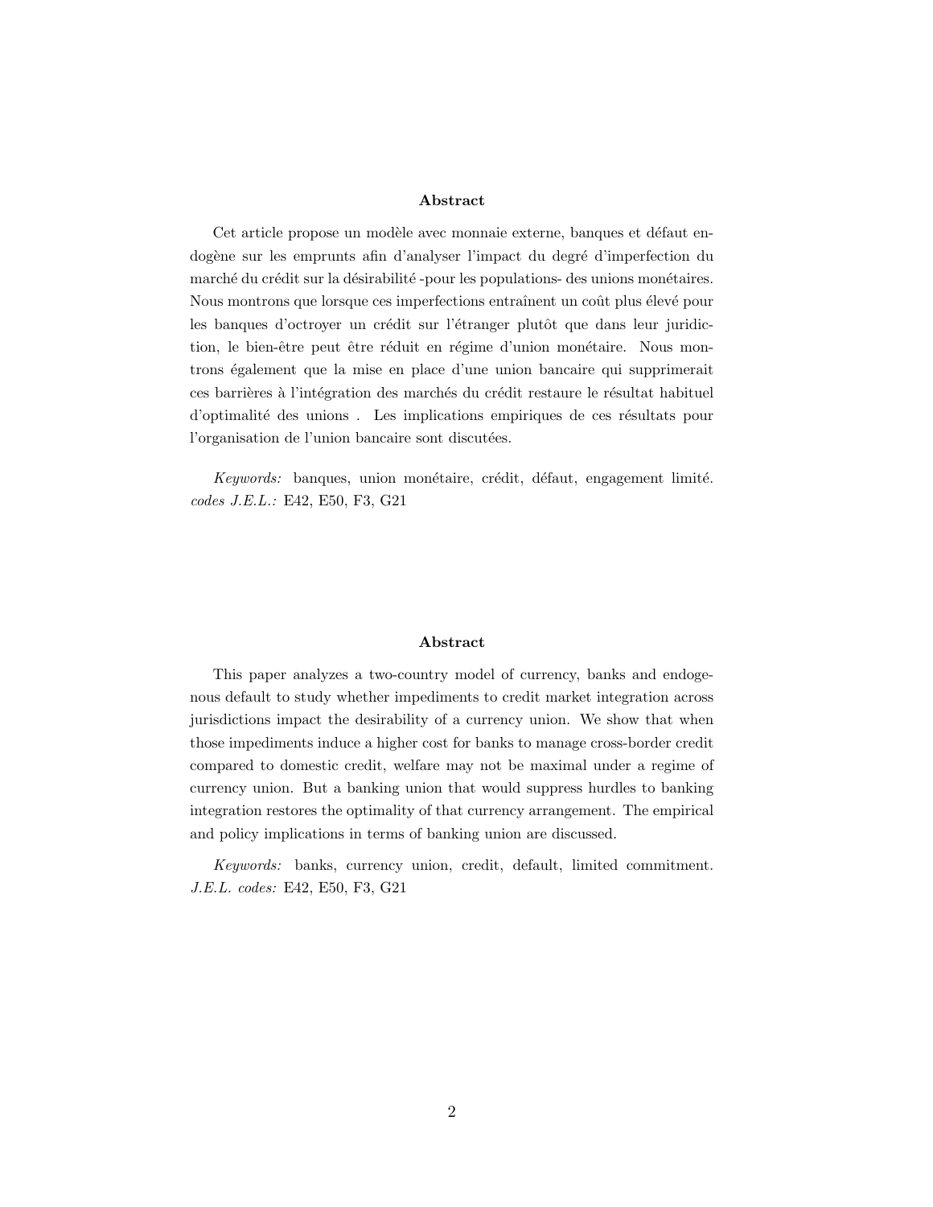## Abstract

Cet article propose un modèle avec monnaie externe, banques et défaut endogène sur les emprunts afin d'analyser l'impact du degré d'imperfection du marché du crédit sur la désirabilité -pour les populations- des unions monétaires. Nous montrons que lorsque ces imperfections entraînent un coût plus élevé pour les banques d'octroyer un crédit sur l'étranger plutôt que dans leur juridiction, le bien-être peut être réduit en régime d'union monétaire. Nous montrons également que la mise en place d'une union bancaire qui supprimerait ces barrières à l'intégration des marchés du crédit restaure le résultat habituel d'optimalité des unions . Les implications empiriques de ces résultats pour l'organisation de l'union bancaire sont discutées.

*Keywords:* banques, union monétaire, crédit, défaut, engagement limité. *codes J.E.L.:* E42, E50, F3, G21

## Abstract

This paper analyzes a two-country model of currency, banks and endogenous default to study whether impediments to credit market integration across jurisdictions impact the desirability of a currency union. We show that when those impediments induce a higher cost for banks to manage cross-border credit compared to domestic credit, welfare may not be maximal under a regime of currency union. But a banking union that would suppress hurdles to banking integration restores the optimality of that currency arrangement. The empirical and policy implications in terms of banking union are discussed.

*Keywords:* banks, currency union, credit, default, limited commitment. *J.E.L. codes:* E42, E50, F3, G21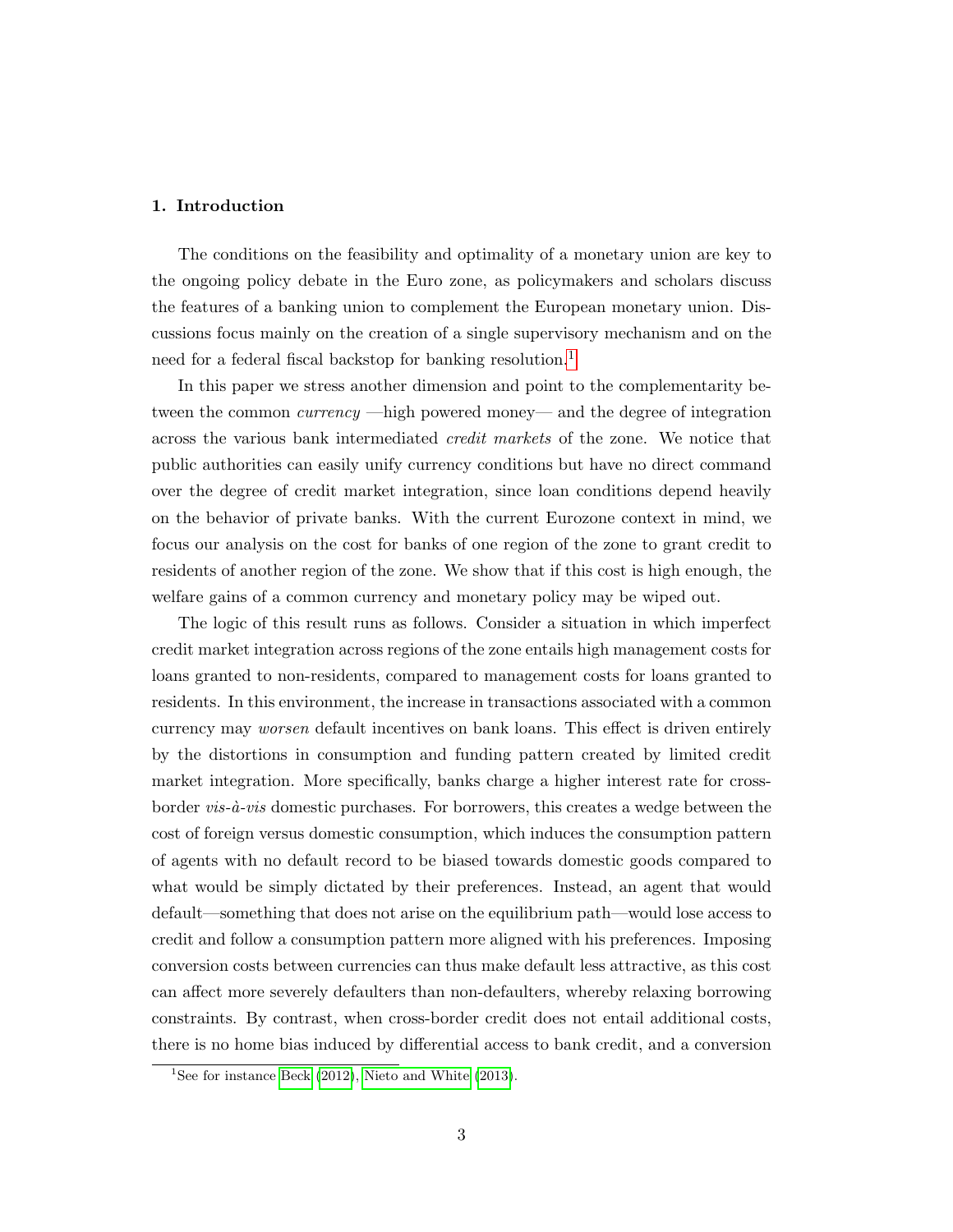## 1. Introduction

The conditions on the feasibility and optimality of a monetary union are key to the ongoing policy debate in the Euro zone, as policymakers and scholars discuss the features of a banking union to complement the European monetary union. Discussions focus mainly on the creation of a single supervisory mechanism and on the need for a federal fiscal backstop for banking resolution.[1]

In this paper we stress another dimension and point to the complementarity between the common *currency* —high powered money— and the degree of integration across the various bank intermediated *credit markets* of the zone. We notice that public authorities can easily unify currency conditions but have no direct command over the degree of credit market integration, since loan conditions depend heavily on the behavior of private banks. With the current Eurozone context in mind, we focus our analysis on the cost for banks of one region of the zone to grant credit to residents of another region of the zone. We show that if this cost is high enough, the welfare gains of a common currency and monetary policy may be wiped out.

The logic of this result runs as follows. Consider a situation in which imperfect credit market integration across regions of the zone entails high management costs for loans granted to non-residents, compared to management costs for loans granted to residents. In this environment, the increase in transactions associated with a common currency may *worsen* default incentives on bank loans. This effect is driven entirely by the distortions in consumption and funding pattern created by limited credit market integration. More specifically, banks charge a higher interest rate for cross-border *vis-à-vis* domestic purchases. For borrowers, this creates a wedge between the cost of foreign versus domestic consumption, which induces the consumption pattern of agents with no default record to be biased towards domestic goods compared to what would be simply dictated by their preferences. Instead, an agent that would default—something that does not arise on the equilibrium path—would lose access to credit and follow a consumption pattern more aligned with his preferences. Imposing conversion costs between currencies can thus make default less attractive, as this cost can affect more severely defaulters than non-defaulters, whereby relaxing borrowing constraints. By contrast, when cross-border credit does not entail additional costs, there is no home bias induced by differential access to bank credit, and a conversion

[1] See for instance Beck (2012), Nieto and White (2013).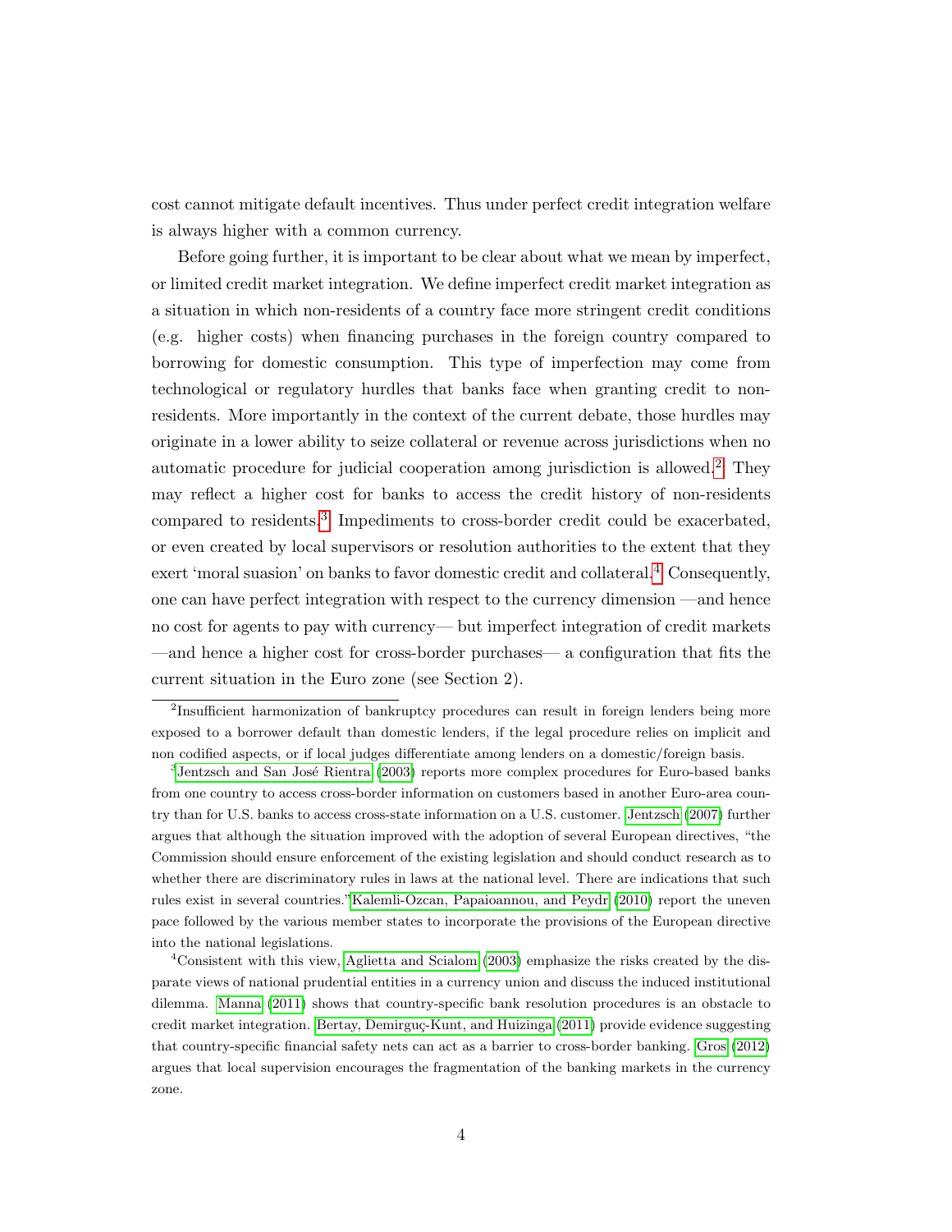cost cannot mitigate default incentives. Thus under perfect credit integration welfare is always higher with a common currency.

Before going further, it is important to be clear about what we mean by imperfect, or limited credit market integration. We define imperfect credit market integration as a situation in which non-residents of a country face more stringent credit conditions (e.g. higher costs) when financing purchases in the foreign country compared to borrowing for domestic consumption. This type of imperfection may come from technological or regulatory hurdles that banks face when granting credit to non-residents. More importantly in the context of the current debate, those hurdles may originate in a lower ability to seize collateral or revenue across jurisdictions when no automatic procedure for judicial cooperation among jurisdiction is allowed.[2] They may reflect a higher cost for banks to access the credit history of non-residents compared to residents.[3] Impediments to cross-border credit could be exacerbated, or even created by local supervisors or resolution authorities to the extent that they exert 'moral suasion' on banks to favor domestic credit and collateral.[4] Consequently, one can have perfect integration with respect to the currency dimension —and hence no cost for agents to pay with currency— but imperfect integration of credit markets —and hence a higher cost for cross-border purchases— a configuration that fits the current situation in the Euro zone (see Section 2).

[2] Insufficient harmonization of bankruptcy procedures can result in foreign lenders being more exposed to a borrower default than domestic lenders, if the legal procedure relies on implicit and non codified aspects, or if local judges differentiate among lenders on a domestic/foreign basis.

[3] Jentzsch and San José Rientra (2003) reports more complex procedures for Euro-based banks from one country to access cross-border information on customers based in another Euro-area country than for U.S. banks to access cross-state information on a U.S. customer. Jentzsch (2007) further argues that although the situation improved with the adoption of several European directives, "the Commission should ensure enforcement of the existing legislation and should conduct research as to whether there are discriminatory rules in laws at the national level. There are indications that such rules exist in several countries." Kalemli-Ozcan, Papaioannou, and Peydr (2010) report the uneven pace followed by the various member states to incorporate the provisions of the European directive into the national legislations.

[4] Consistent with this view, Aglietta and Scialom (2003) emphasize the risks created by the disparate views of national prudential entities in a currency union and discuss the induced institutional dilemma. Manna (2011) shows that country-specific bank resolution procedures is an obstacle to credit market integration. Bertay, Demirguç-Kunt, and Huizinga (2011) provide evidence suggesting that country-specific financial safety nets can act as a barrier to cross-border banking. Gros (2012) argues that local supervision encourages the fragmentation of the banking markets in the currency zone.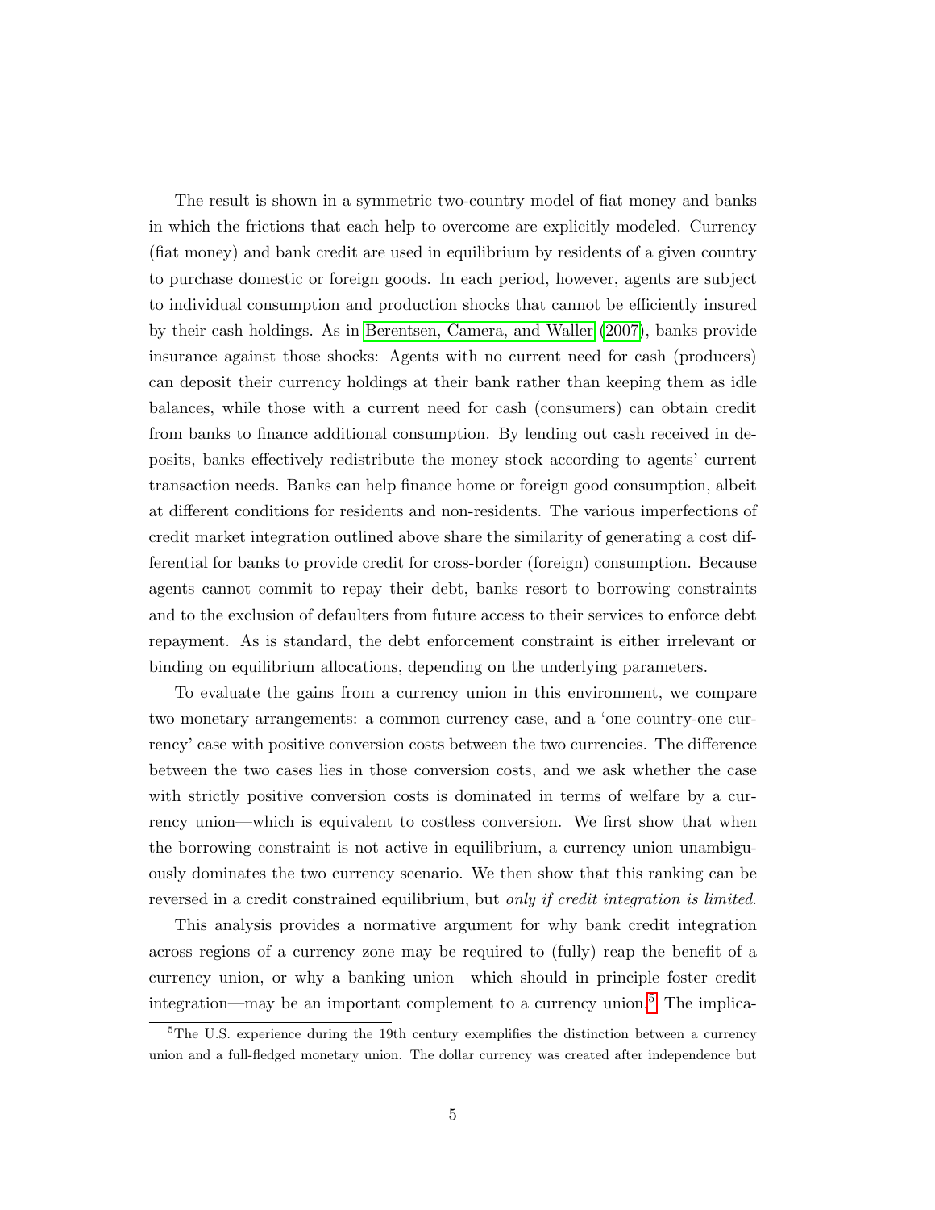The result is shown in a symmetric two-country model of fiat money and banks in which the frictions that each help to overcome are explicitly modeled. Currency (fiat money) and bank credit are used in equilibrium by residents of a given country to purchase domestic or foreign goods. In each period, however, agents are subject to individual consumption and production shocks that cannot be efficiently insured by their cash holdings. As in Berentsen, Camera, and Waller (2007), banks provide insurance against those shocks: Agents with no current need for cash (producers) can deposit their currency holdings at their bank rather than keeping them as idle balances, while those with a current need for cash (consumers) can obtain credit from banks to finance additional consumption. By lending out cash received in deposits, banks effectively redistribute the money stock according to agents' current transaction needs. Banks can help finance home or foreign good consumption, albeit at different conditions for residents and non-residents. The various imperfections of credit market integration outlined above share the similarity of generating a cost differential for banks to provide credit for cross-border (foreign) consumption. Because agents cannot commit to repay their debt, banks resort to borrowing constraints and to the exclusion of defaulters from future access to their services to enforce debt repayment. As is standard, the debt enforcement constraint is either irrelevant or binding on equilibrium allocations, depending on the underlying parameters.

To evaluate the gains from a currency union in this environment, we compare two monetary arrangements: a common currency case, and a 'one country-one currency' case with positive conversion costs between the two currencies. The difference between the two cases lies in those conversion costs, and we ask whether the case with strictly positive conversion costs is dominated in terms of welfare by a currency union—which is equivalent to costless conversion. We first show that when the borrowing constraint is not active in equilibrium, a currency union unambiguously dominates the two currency scenario. We then show that this ranking can be reversed in a credit constrained equilibrium, but *only if credit integration is limited*.

This analysis provides a normative argument for why bank credit integration across regions of a currency zone may be required to (fully) reap the benefit of a currency union, or why a banking union—which should in principle foster credit integration—may be an important complement to a currency union.[5] The implica-

[5]The U.S. experience during the 19th century exemplifies the distinction between a currency union and a full-fledged monetary union. The dollar currency was created after independence but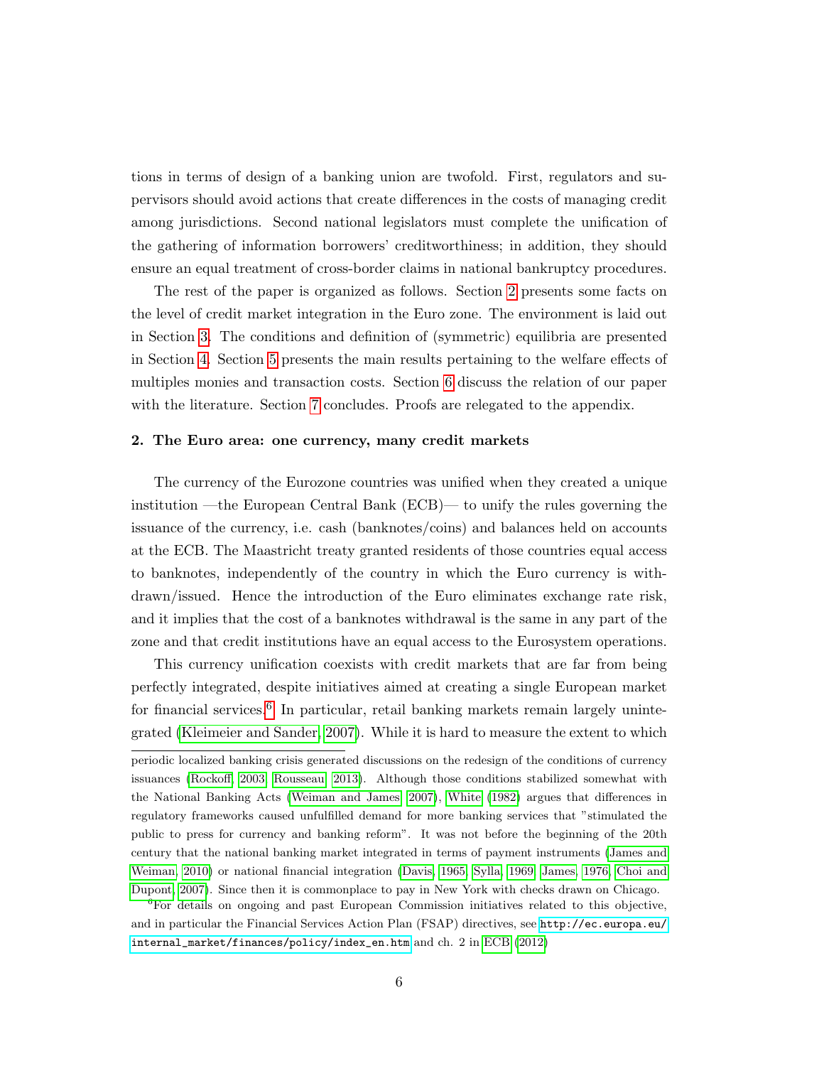tions in terms of design of a banking union are twofold. First, regulators and supervisors should avoid actions that create differences in the costs of managing credit among jurisdictions. Second national legislators must complete the unification of the gathering of information borrowers' creditworthiness; in addition, they should ensure an equal treatment of cross-border claims in national bankruptcy procedures.

The rest of the paper is organized as follows. Section 2 presents some facts on the level of credit market integration in the Euro zone. The environment is laid out in Section 3. The conditions and definition of (symmetric) equilibria are presented in Section 4. Section 5 presents the main results pertaining to the welfare effects of multiples monies and transaction costs. Section 6 discuss the relation of our paper with the literature. Section 7 concludes. Proofs are relegated to the appendix.

## 2. The Euro area: one currency, many credit markets

The currency of the Eurozone countries was unified when they created a unique institution —the European Central Bank (ECB)— to unify the rules governing the issuance of the currency, i.e. cash (banknotes/coins) and balances held on accounts at the ECB. The Maastricht treaty granted residents of those countries equal access to banknotes, independently of the country in which the Euro currency is withdrawn/issued. Hence the introduction of the Euro eliminates exchange rate risk, and it implies that the cost of a banknotes withdrawal is the same in any part of the zone and that credit institutions have an equal access to the Eurosystem operations.

This currency unification coexists with credit markets that are far from being perfectly integrated, despite initiatives aimed at creating a single European market for financial services.[6] In particular, retail banking markets remain largely unintegrated (Kleimeier and Sander, 2007). While it is hard to measure the extent to which

---

periodic localized banking crisis generated discussions on the redesign of the conditions of currency issuances (Rockoff, 2003; Rousseau, 2013). Although those conditions stabilized somewhat with the National Banking Acts (Weiman and James, 2007), White (1982) argues that differences in regulatory frameworks caused unfulfilled demand for more banking services that "stimulated the public to press for currency and banking reform". It was not before the beginning of the 20th century that the national banking market integrated in terms of payment instruments (James and Weiman, 2010) or national financial integration (Davis, 1965; Sylla, 1969; James, 1976; Choi and Dupont, 2007). Since then it is commonplace to pay in New York with checks drawn on Chicago.

[6] For details on ongoing and past European Commission initiatives related to this objective, and in particular the Financial Services Action Plan (FSAP) directives, see http://ec.europa.eu/internal_market/finances/policy/index_en.htm and ch. 2 in ECB (2012)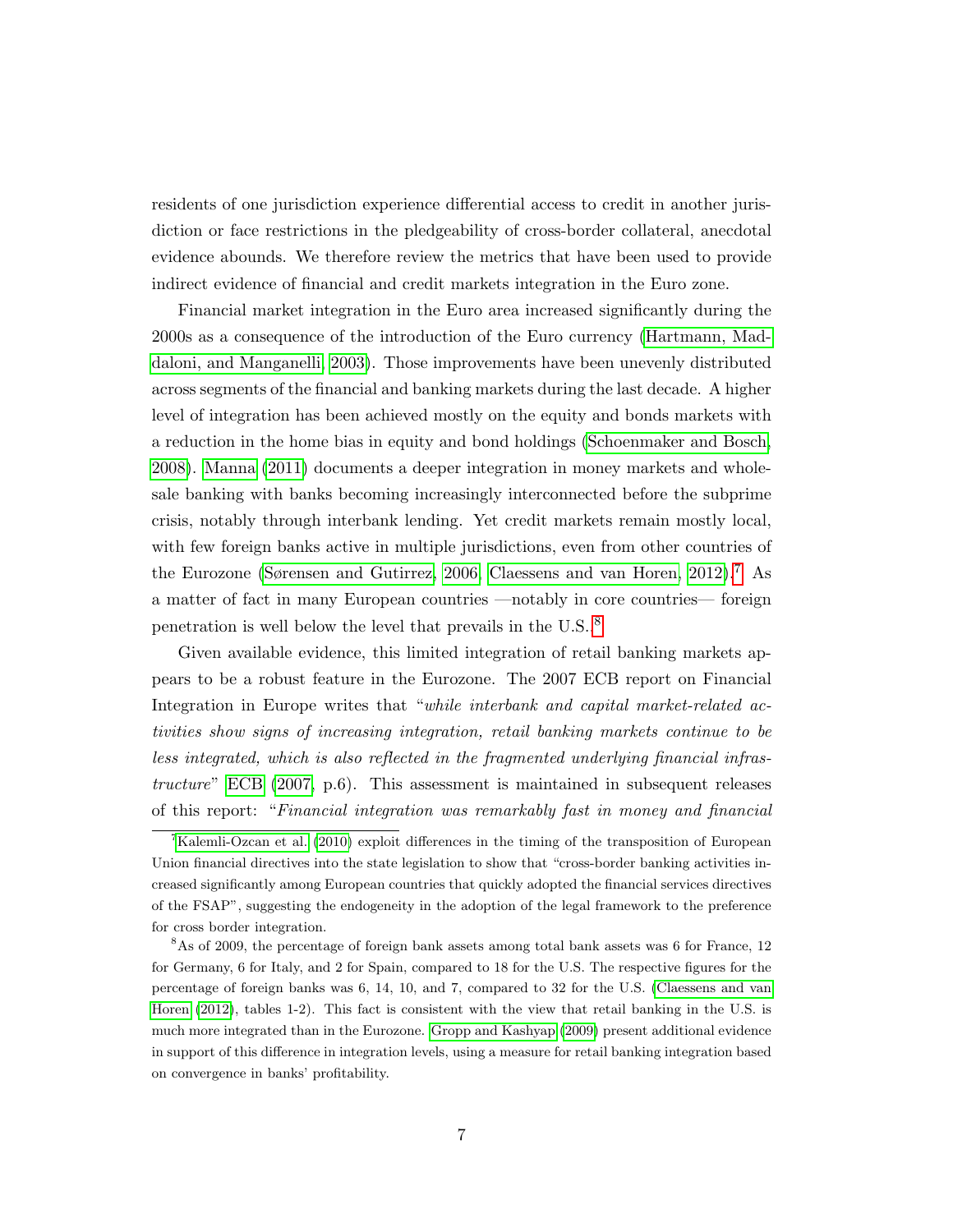residents of one jurisdiction experience differential access to credit in another jurisdiction or face restrictions in the pledgeability of cross-border collateral, anecdotal evidence abounds. We therefore review the metrics that have been used to provide indirect evidence of financial and credit markets integration in the Euro zone.

Financial market integration in the Euro area increased significantly during the 2000s as a consequence of the introduction of the Euro currency (Hartmann, Maddaloni, and Manganelli, 2003). Those improvements have been unevenly distributed across segments of the financial and banking markets during the last decade. A higher level of integration has been achieved mostly on the equity and bonds markets with a reduction in the home bias in equity and bond holdings (Schoenmaker and Bosch, 2008). Manna (2011) documents a deeper integration in money markets and wholesale banking with banks becoming increasingly interconnected before the subprime crisis, notably through interbank lending. Yet credit markets remain mostly local, with few foreign banks active in multiple jurisdictions, even from other countries of the Eurozone (Sørensen and Gutirrez, 2006; Claessens and van Horen, 2012).[7] As a matter of fact in many European countries —notably in core countries— foreign penetration is well below the level that prevails in the U.S.[8]

Given available evidence, this limited integration of retail banking markets appears to be a robust feature in the Eurozone. The 2007 ECB report on Financial Integration in Europe writes that "*while interbank and capital market-related activities show signs of increasing integration, retail banking markets continue to be less integrated, which is also reflected in the fragmented underlying financial infrastructure*" ECB (2007, p.6). This assessment is maintained in subsequent releases of this report: "*Financial integration was remarkably fast in money and financial*

[7] Kalemli-Ozcan et al. (2010) exploit differences in the timing of the transposition of European Union financial directives into the state legislation to show that "cross-border banking activities increased significantly among European countries that quickly adopted the financial services directives of the FSAP", suggesting the endogeneity in the adoption of the legal framework to the preference for cross border integration.

[8] As of 2009, the percentage of foreign bank assets among total bank assets was 6 for France, 12 for Germany, 6 for Italy, and 2 for Spain, compared to 18 for the U.S. The respective figures for the percentage of foreign banks was 6, 14, 10, and 7, compared to 32 for the U.S. (Claessens and van Horen (2012), tables 1-2). This fact is consistent with the view that retail banking in the U.S. is much more integrated than in the Eurozone. Gropp and Kashyap (2009) present additional evidence in support of this difference in integration levels, using a measure for retail banking integration based on convergence in banks' profitability.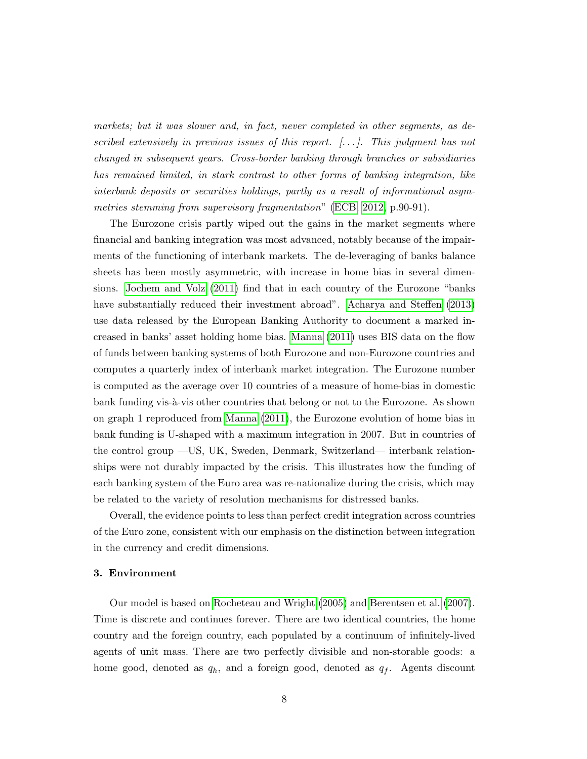*markets; but it was slower and, in fact, never completed in other segments, as described extensively in previous issues of this report. [...]. This judgment has not changed in subsequent years. Cross-border banking through branches or subsidiaries has remained limited, in stark contrast to other forms of banking integration, like interbank deposits or securities holdings, partly as a result of informational asymmetries stemming from supervisory fragmentation*" (ECB, 2012, p.90-91).

The Eurozone crisis partly wiped out the gains in the market segments where financial and banking integration was most advanced, notably because of the impairments of the functioning of interbank markets. The de-leveraging of banks balance sheets has been mostly asymmetric, with increase in home bias in several dimensions. Jochem and Volz (2011) find that in each country of the Eurozone "banks have substantially reduced their investment abroad". Acharya and Steffen (2013) use data released by the European Banking Authority to document a marked increased in banks' asset holding home bias. Manna (2011) uses BIS data on the flow of funds between banking systems of both Eurozone and non-Eurozone countries and computes a quarterly index of interbank market integration. The Eurozone number is computed as the average over 10 countries of a measure of home-bias in domestic bank funding vis-à-vis other countries that belong or not to the Eurozone. As shown on graph 1 reproduced from Manna (2011), the Eurozone evolution of home bias in bank funding is U-shaped with a maximum integration in 2007. But in countries of the control group —US, UK, Sweden, Denmark, Switzerland— interbank relationships were not durably impacted by the crisis. This illustrates how the funding of each banking system of the Euro area was re-nationalize during the crisis, which may be related to the variety of resolution mechanisms for distressed banks.

Overall, the evidence points to less than perfect credit integration across countries of the Euro zone, consistent with our emphasis on the distinction between integration in the currency and credit dimensions.

### 3. Environment

Our model is based on Rocheteau and Wright (2005) and Berentsen et al. (2007). Time is discrete and continues forever. There are two identical countries, the home country and the foreign country, each populated by a continuum of infinitely-lived agents of unit mass. There are two perfectly divisible and non-storable goods: a home good, denoted as $q_h$, and a foreign good, denoted as $q_f$. Agents discount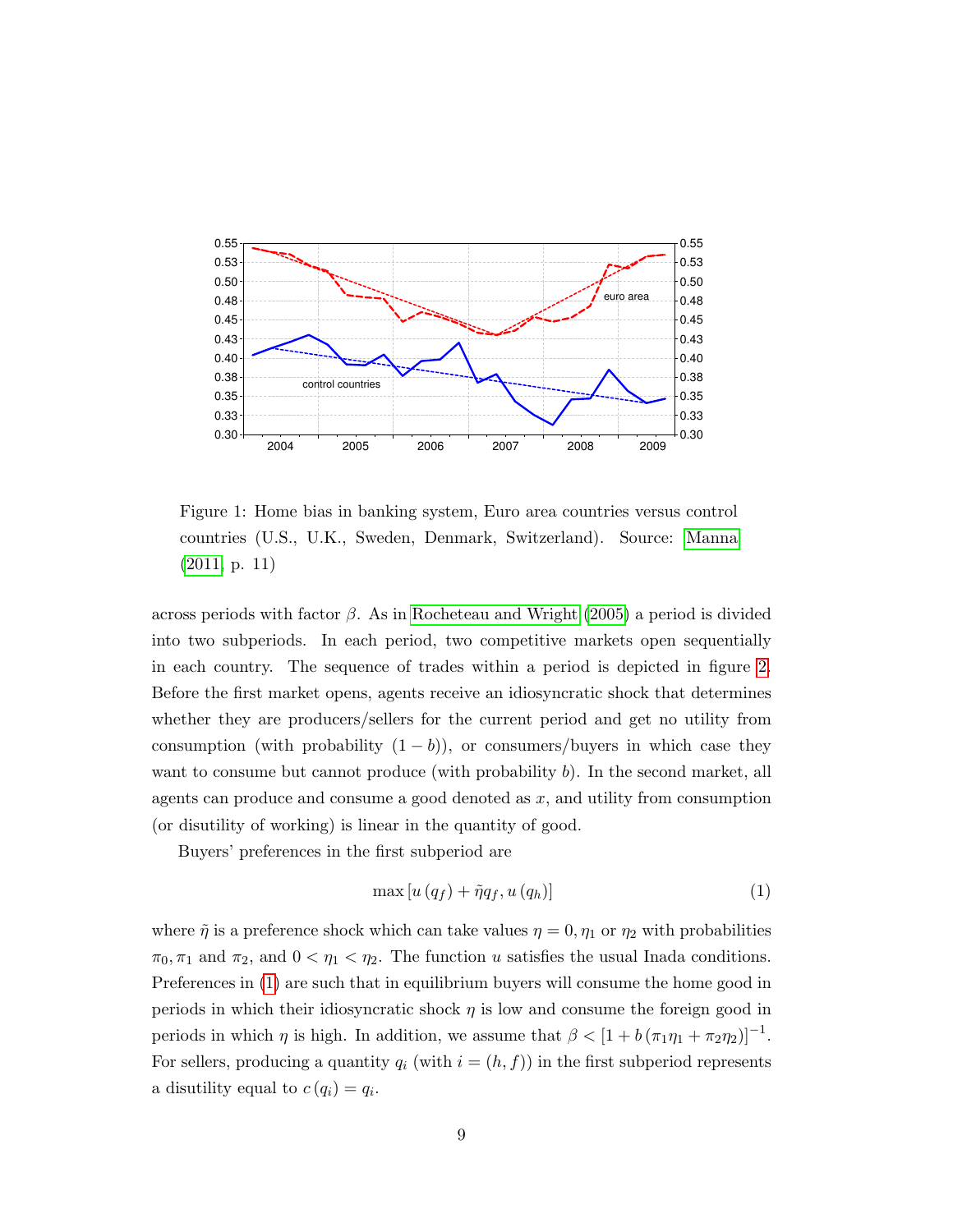Figure 1: Home bias in banking system, Euro area countries versus control countries (U.S., U.K., Sweden, Denmark, Switzerland). Source: Manna (2011, p. 11)

across periods with factor $\beta$. As in Rocheteau and Wright (2005) a period is divided into two subperiods. In each period, two competitive markets open sequentially in each country. The sequence of trades within a period is depicted in figure 2. Before the first market opens, agents receive an idiosyncratic shock that determines whether they are producers/sellers for the current period and get no utility from consumption (with probability $(1-b)$), or consumers/buyers in which case they want to consume but cannot produce (with probability $b$). In the second market, all agents can produce and consume a good denoted as $x$, and utility from consumption (or disutility of working) is linear in the quantity of good.

Buyers' preferences in the first subperiod are

$$\max\left[u\left(q_f\right)+\tilde{\eta}q_f, u\left(q_h\right)\right] \tag{1}$$

where $\tilde{\eta}$ is a preference shock which can take values $\eta = 0, \eta_1$ or $\eta_2$ with probabilities $\pi_0, \pi_1$ and $\pi_2$, and $0 < \eta_1 < \eta_2$. The function $u$ satisfies the usual Inada conditions. Preferences in (1) are such that in equilibrium buyers will consume the home good in periods in which their idiosyncratic shock $\eta$ is low and consume the foreign good in periods in which $\eta$ is high. In addition, we assume that $\beta < \left[1 + b\left(\pi_1\eta_1 + \pi_2\eta_2\right)\right]^{-1}$. For sellers, producing a quantity $q_i$ (with $i = (h, f)$) in the first subperiod represents a disutility equal to $c\left(q_i\right) = q_i$.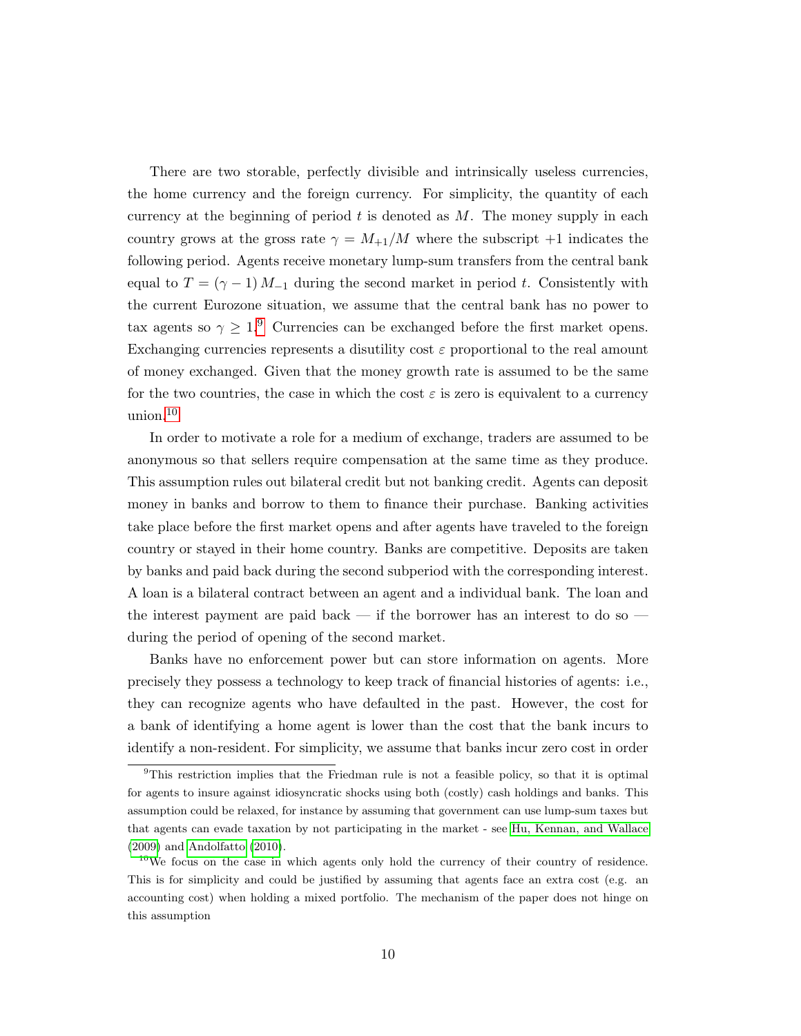There are two storable, perfectly divisible and intrinsically useless currencies, the home currency and the foreign currency. For simplicity, the quantity of each currency at the beginning of period $t$ is denoted as $M$. The money supply in each country grows at the gross rate $\gamma = M_{+1}/M$ where the subscript $+1$ indicates the following period. Agents receive monetary lump-sum transfers from the central bank equal to $T = (\gamma - 1) M_{-1}$ during the second market in period $t$. Consistently with the current Eurozone situation, we assume that the central bank has no power to tax agents so $\gamma \geq 1$.[9] Currencies can be exchanged before the first market opens. Exchanging currencies represents a disutility cost $\varepsilon$ proportional to the real amount of money exchanged. Given that the money growth rate is assumed to be the same for the two countries, the case in which the cost $\varepsilon$ is zero is equivalent to a currency union.[10]

In order to motivate a role for a medium of exchange, traders are assumed to be anonymous so that sellers require compensation at the same time as they produce. This assumption rules out bilateral credit but not banking credit. Agents can deposit money in banks and borrow to them to finance their purchase. Banking activities take place before the first market opens and after agents have traveled to the foreign country or stayed in their home country. Banks are competitive. Deposits are taken by banks and paid back during the second subperiod with the corresponding interest. A loan is a bilateral contract between an agent and a individual bank. The loan and the interest payment are paid back — if the borrower has an interest to do so — during the period of opening of the second market.

Banks have no enforcement power but can store information on agents. More precisely they possess a technology to keep track of financial histories of agents: i.e., they can recognize agents who have defaulted in the past. However, the cost for a bank of identifying a home agent is lower than the cost that the bank incurs to identify a non-resident. For simplicity, we assume that banks incur zero cost in order

---

[9] This restriction implies that the Friedman rule is not a feasible policy, so that it is optimal for agents to insure against idiosyncratic shocks using both (costly) cash holdings and banks. This assumption could be relaxed, for instance by assuming that government can use lump-sum taxes but that agents can evade taxation by not participating in the market - see Hu, Kennan, and Wallace (2009) and Andolfatto (2010).

[10] We focus on the case in which agents only hold the currency of their country of residence. This is for simplicity and could be justified by assuming that agents face an extra cost (e.g. an accounting cost) when holding a mixed portfolio. The mechanism of the paper does not hinge on this assumption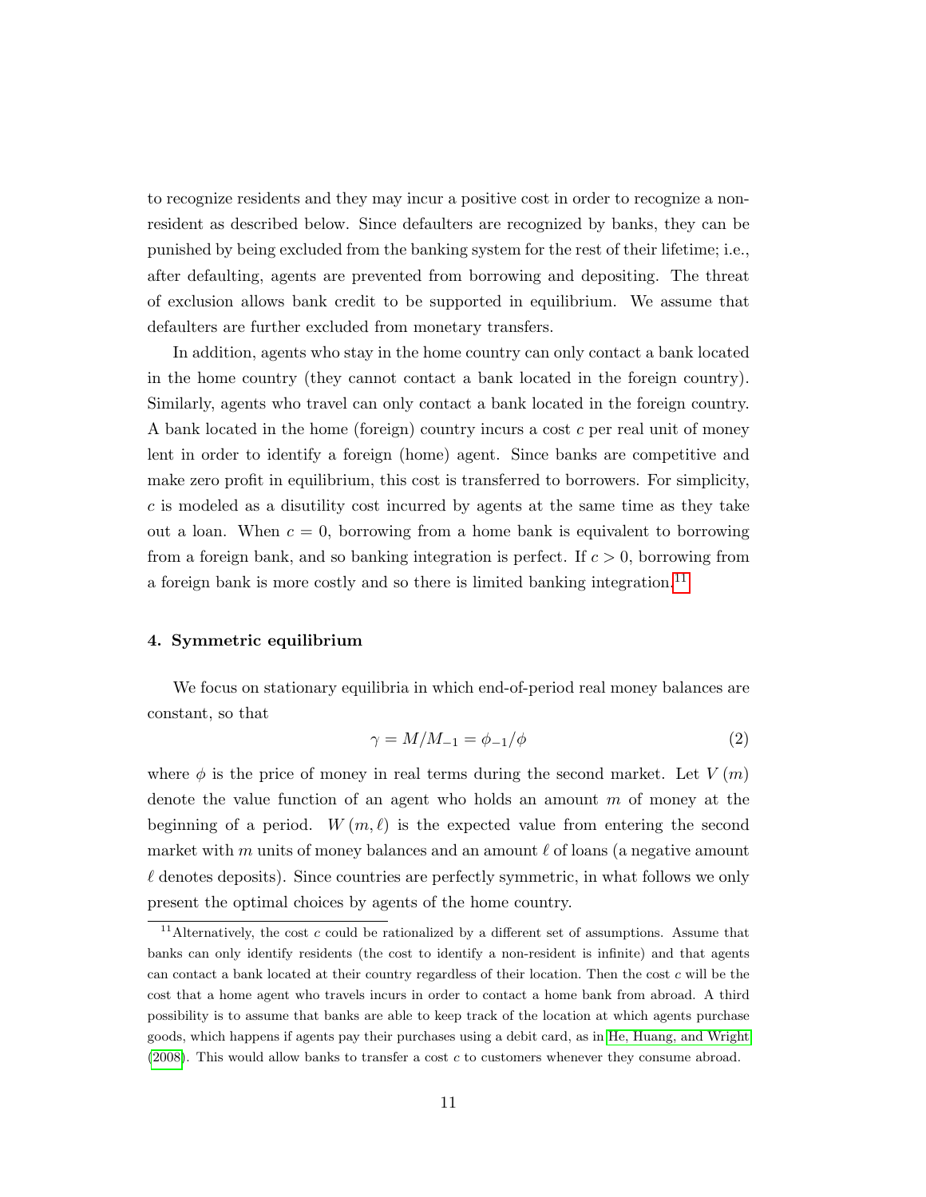to recognize residents and they may incur a positive cost in order to recognize a non-resident as described below. Since defaulters are recognized by banks, they can be punished by being excluded from the banking system for the rest of their lifetime; i.e., after defaulting, agents are prevented from borrowing and depositing. The threat of exclusion allows bank credit to be supported in equilibrium. We assume that defaulters are further excluded from monetary transfers.

In addition, agents who stay in the home country can only contact a bank located in the home country (they cannot contact a bank located in the foreign country). Similarly, agents who travel can only contact a bank located in the foreign country. A bank located in the home (foreign) country incurs a cost $c$ per real unit of money lent in order to identify a foreign (home) agent. Since banks are competitive and make zero profit in equilibrium, this cost is transferred to borrowers. For simplicity, $c$ is modeled as a disutility cost incurred by agents at the same time as they take out a loan. When $c = 0$, borrowing from a home bank is equivalent to borrowing from a foreign bank, and so banking integration is perfect. If $c > 0$, borrowing from a foreign bank is more costly and so there is limited banking integration.[11]

#### 4. Symmetric equilibrium

We focus on stationary equilibria in which end-of-period real money balances are constant, so that

$$\gamma = M/M_{-1} = \phi_{-1}/\phi \tag{2}$$

where $\phi$ is the price of money in real terms during the second market. Let $V(m)$ denote the value function of an agent who holds an amount $m$ of money at the beginning of a period. $W(m, \ell)$ is the expected value from entering the second market with $m$ units of money balances and an amount $\ell$ of loans (a negative amount $\ell$ denotes deposits). Since countries are perfectly symmetric, in what follows we only present the optimal choices by agents of the home country.

[11] Alternatively, the cost $c$ could be rationalized by a different set of assumptions. Assume that banks can only identify residents (the cost to identify a non-resident is infinite) and that agents can contact a bank located at their country regardless of their location. Then the cost $c$ will be the cost that a home agent who travels incurs in order to contact a home bank from abroad. A third possibility is to assume that banks are able to keep track of the location at which agents purchase goods, which happens if agents pay their purchases using a debit card, as in He, Huang, and Wright (2008). This would allow banks to transfer a cost $c$ to customers whenever they consume abroad.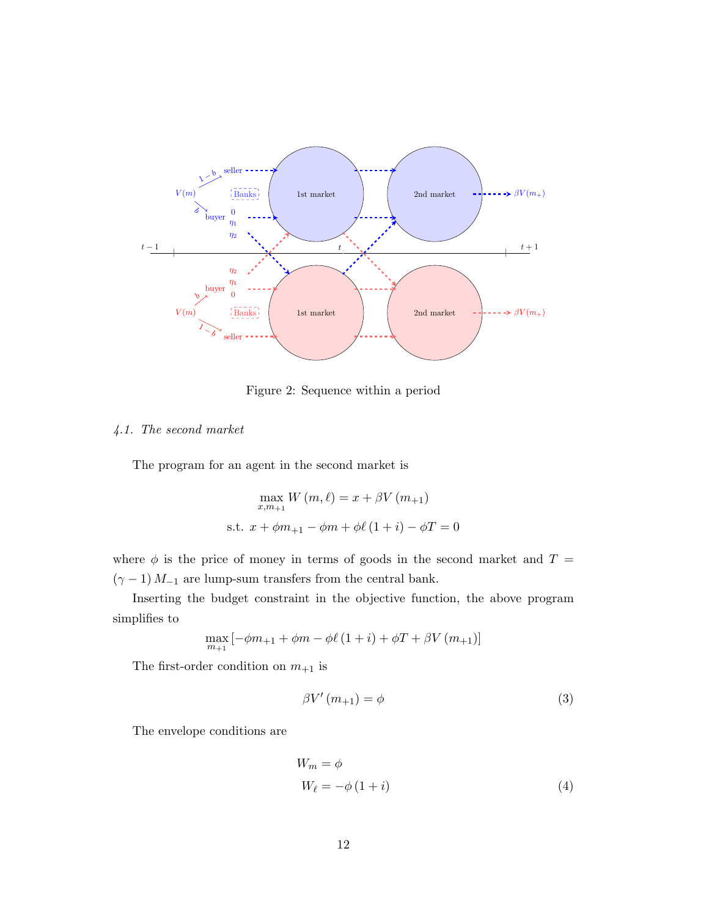Figure 2: Sequence within a period

*4.1. The second market*

The program for an agent in the second market is

$$\max_{x, m_{+1}} W(m, \ell) = x + \beta V(m_{+1})$$

$$\text{s.t. } x + \phi m_{+1} - \phi m + \phi \ell (1+i) - \phi T = 0$$

where $\phi$ is the price of money in terms of goods in the second market and $T = (\gamma - 1) M_{-1}$ are lump-sum transfers from the central bank.

Inserting the budget constraint in the objective function, the above program simplifies to

$$\max_{m_{+1}} \left[ -\phi m_{+1} + \phi m - \phi \ell (1+i) + \phi T + \beta V(m_{+1}) \right]$$

The first-order condition on $m_{+1}$ is

$$\beta V'(m_{+1}) = \phi \tag{3}$$

The envelope conditions are

$$W_m = \phi$$
$$W_\ell = -\phi (1+i) \tag{4}$$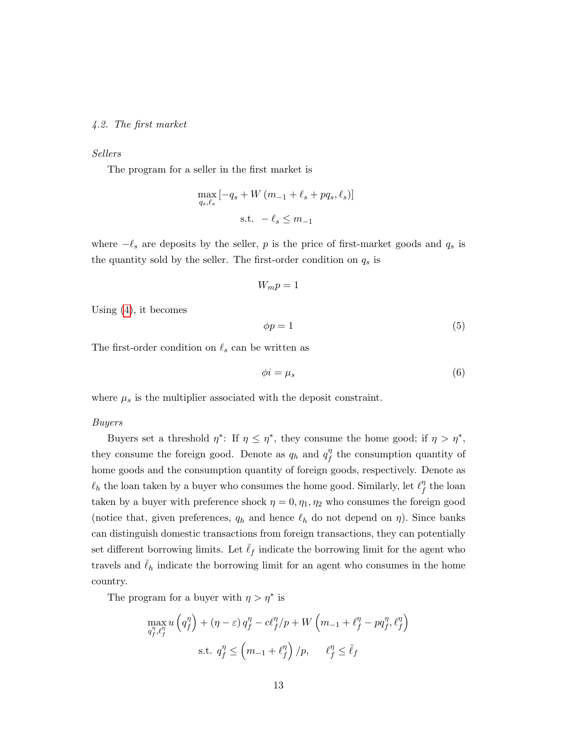### 4.2. The first market

*Sellers*

The program for a seller in the first market is

$$\max_{q_s, \ell_s} \left[-q_s + W\left(m_{-1} + \ell_s + pq_s, \ell_s\right)\right]$$

$$\text{s.t. } -\ell_s \leq m_{-1}$$

where $-\ell_s$ are deposits by the seller, $p$ is the price of first-market goods and $q_s$ is the quantity sold by the seller. The first-order condition on $q_s$ is

$$W_m p = 1$$

Using (4), it becomes

$$\phi p = 1 \tag{5}$$

The first-order condition on $\ell_s$ can be written as

$$\phi i = \mu_s \tag{6}$$

where $\mu_s$ is the multiplier associated with the deposit constraint.

*Buyers*

Buyers set a threshold $\eta^*$: If $\eta \leq \eta^*$, they consume the home good; if $\eta > \eta^*$, they consume the foreign good. Denote as $q_h$ and $q_f^\eta$ the consumption quantity of home goods and the consumption quantity of foreign goods, respectively. Denote as $\ell_h$ the loan taken by a buyer who consumes the home good. Similarly, let $\ell_f^\eta$ the loan taken by a buyer with preference shock $\eta = 0, \eta_1, \eta_2$ who consumes the foreign good (notice that, given preferences, $q_h$ and hence $\ell_h$ do not depend on $\eta$). Since banks can distinguish domestic transactions from foreign transactions, they can potentially set different borrowing limits. Let $\bar{\ell}_f$ indicate the borrowing limit for the agent who travels and $\bar{\ell}_h$ indicate the borrowing limit for an agent who consumes in the home country.

The program for a buyer with $\eta > \eta^*$ is

$$\max_{q_f^\eta, \ell_f^\eta} u\left(q_f^\eta\right) + \left(\eta - \varepsilon\right) q_f^\eta - c\ell_f^\eta/p + W\left(m_{-1} + \ell_f^\eta - pq_f^\eta, \ell_f^\eta\right)$$

$$\text{s.t. } q_f^\eta \leq \left(m_{-1} + \ell_f^\eta\right)/p, \qquad \ell_f^\eta \leq \bar{\ell}_f$$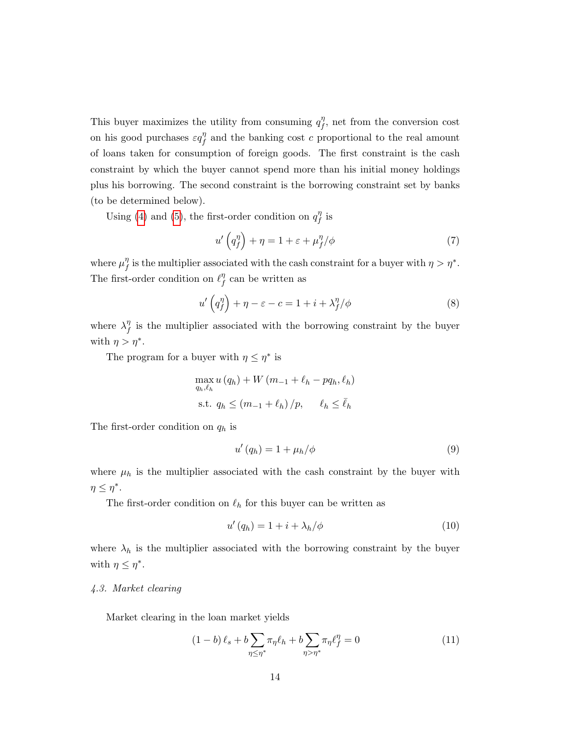This buyer maximizes the utility from consuming $q_f^\eta$, net from the conversion cost on his good purchases $\varepsilon q_f^\eta$ and the banking cost $c$ proportional to the real amount of loans taken for consumption of foreign goods. The first constraint is the cash constraint by which the buyer cannot spend more than his initial money holdings plus his borrowing. The second constraint is the borrowing constraint set by banks (to be determined below).

Using (4) and (5), the first-order condition on $q_f^\eta$ is

$$u'\left(q_f^\eta\right) + \eta = 1 + \varepsilon + \mu_f^\eta/\phi \tag{7}$$

where $\mu_f^\eta$ is the multiplier associated with the cash constraint for a buyer with $\eta > \eta^*$. The first-order condition on $\ell_f^\eta$ can be written as

$$u'\left(q_f^\eta\right) + \eta - \varepsilon - c = 1 + i + \lambda_f^\eta/\phi \tag{8}$$

where $\lambda_f^\eta$ is the multiplier associated with the borrowing constraint by the buyer with $\eta > \eta^*$.

The program for a buyer with $\eta \leq \eta^*$ is

$$\max_{q_h, \ell_h} u\left(q_h\right) + W\left(m_{-1} + \ell_h - pq_h, \ell_h\right)$$

$$\text{s.t. } q_h \leq \left(m_{-1} + \ell_h\right)/p, \qquad \ell_h \leq \bar{\ell}_h$$

The first-order condition on $q_h$ is

$$u'\left(q_h\right) = 1 + \mu_h/\phi \tag{9}$$

where $\mu_h$ is the multiplier associated with the cash constraint by the buyer with $\eta \leq \eta^*$.

The first-order condition on $\ell_h$ for this buyer can be written as

$$u'\left(q_h\right) = 1 + i + \lambda_h/\phi \tag{10}$$

where $\lambda_h$ is the multiplier associated with the borrowing constraint by the buyer with $\eta \leq \eta^*$.

*4.3. Market clearing*

Market clearing in the loan market yields

$$(1-b)\,\ell_s + b\sum_{\eta \leq \eta^*} \pi_\eta \ell_h + b\sum_{\eta > \eta^*} \pi_\eta \ell_f^\eta = 0 \tag{11}$$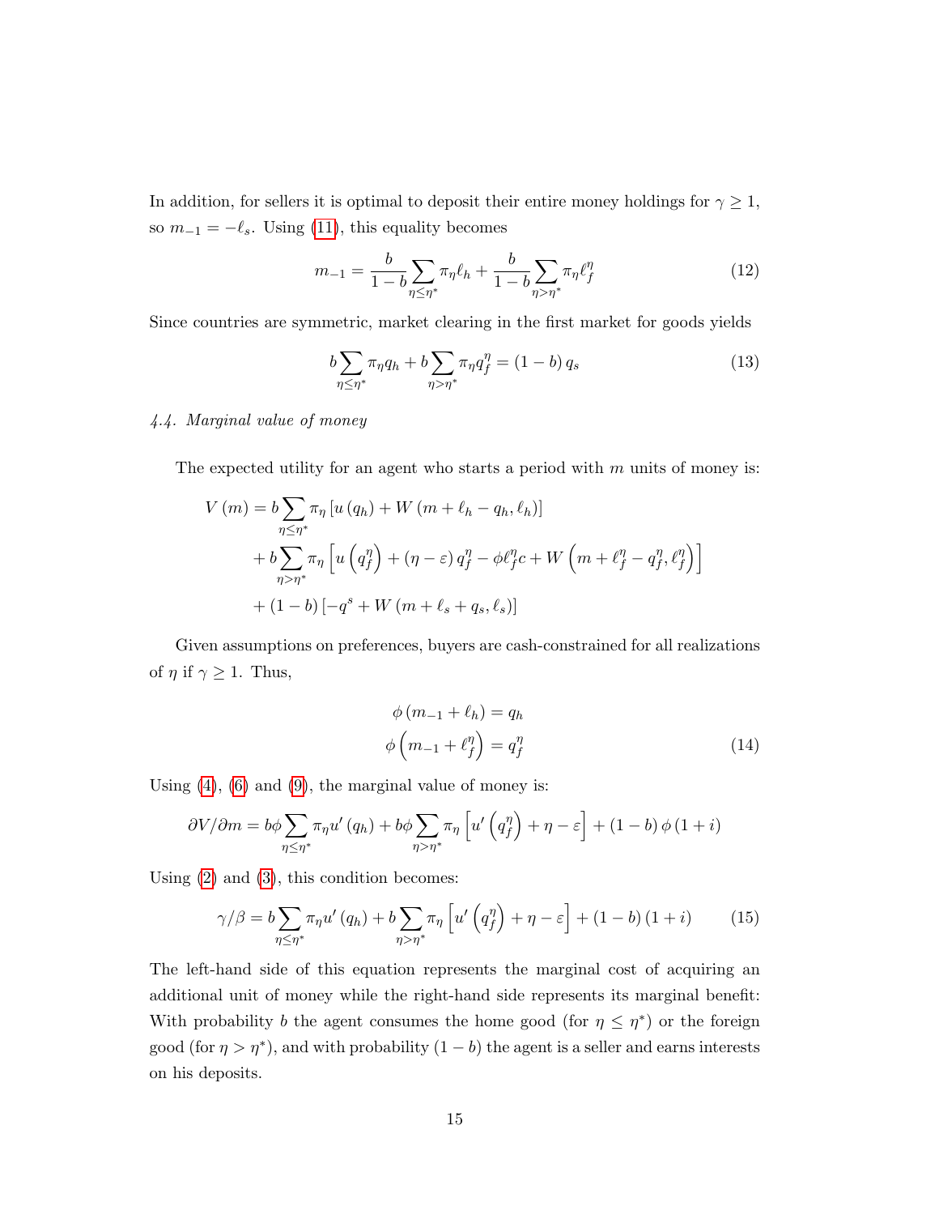In addition, for sellers it is optimal to deposit their entire money holdings for $\gamma \geq 1$, so $m_{-1} = -\ell_s$. Using (11), this equality becomes

$$m_{-1} = \frac{b}{1-b} \sum_{\eta \leq \eta^*} \pi_\eta \ell_h + \frac{b}{1-b} \sum_{\eta > \eta^*} \pi_\eta \ell_f^\eta \tag{12}$$

Since countries are symmetric, market clearing in the first market for goods yields

$$b \sum_{\eta \leq \eta^*} \pi_\eta q_h + b \sum_{\eta > \eta^*} \pi_\eta q_f^\eta = (1-b)\, q_s \tag{13}$$

### *4.4. Marginal value of money*

The expected utility for an agent who starts a period with $m$ units of money is:

$$\begin{aligned}
V(m) = & \; b \sum_{\eta \leq \eta^*} \pi_\eta \left[ u(q_h) + W(m + \ell_h - q_h, \ell_h) \right] \\
& + b \sum_{\eta > \eta^*} \pi_\eta \left[ u\left(q_f^\eta\right) + (\eta - \varepsilon)\, q_f^\eta - \phi \ell_f^\eta c + W\left(m + \ell_f^\eta - q_f^\eta, \ell_f^\eta\right) \right] \\
& + (1-b) \left[ -q^s + W(m + \ell_s + q_s, \ell_s) \right]
\end{aligned}$$

Given assumptions on preferences, buyers are cash-constrained for all realizations of $\eta$ if $\gamma \geq 1$. Thus,

$$\begin{aligned}
\phi\,(m_{-1} + \ell_h) &= q_h \\
\phi\left(m_{-1} + \ell_f^\eta\right) &= q_f^\eta
\end{aligned} \tag{14}$$

Using (4), (6) and (9), the marginal value of money is:

$$\partial V / \partial m = b\phi \sum_{\eta \leq \eta^*} \pi_\eta u'(q_h) + b\phi \sum_{\eta > \eta^*} \pi_\eta \left[ u'\left(q_f^\eta\right) + \eta - \varepsilon \right] + (1-b)\, \phi\, (1+i)$$

Using (2) and (3), this condition becomes:

$$\gamma / \beta = b \sum_{\eta \leq \eta^*} \pi_\eta u'(q_h) + b \sum_{\eta > \eta^*} \pi_\eta \left[ u'\left(q_f^\eta\right) + \eta - \varepsilon \right] + (1-b)(1+i) \tag{15}$$

The left-hand side of this equation represents the marginal cost of acquiring an additional unit of money while the right-hand side represents its marginal benefit: With probability $b$ the agent consumes the home good (for $\eta \leq \eta^*$) or the foreign good (for $\eta > \eta^*$), and with probability $(1-b)$ the agent is a seller and earns interests on his deposits.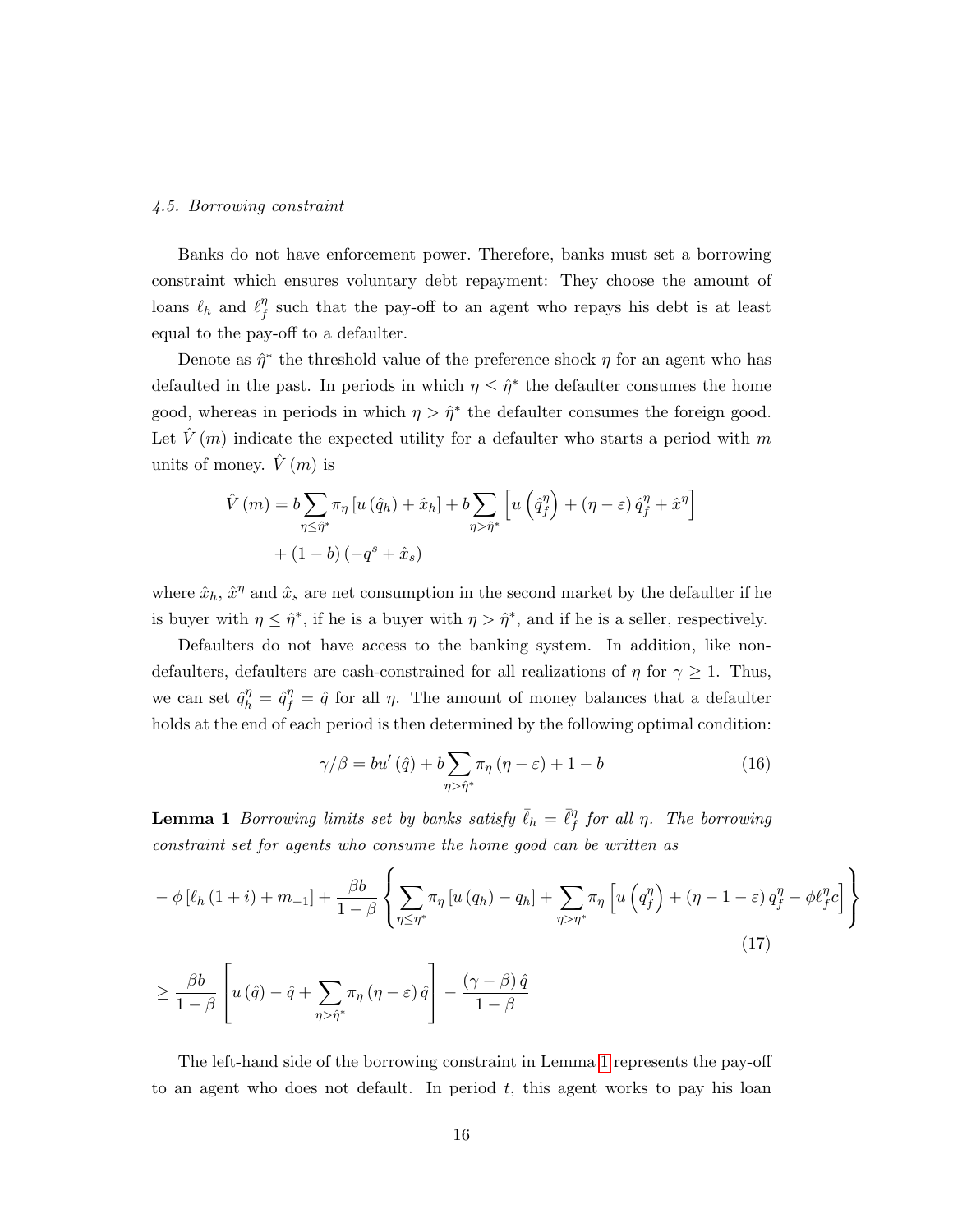#### 4.5. Borrowing constraint

Banks do not have enforcement power. Therefore, banks must set a borrowing constraint which ensures voluntary debt repayment: They choose the amount of loans $\ell_h$ and $\ell_f^\eta$ such that the pay-off to an agent who repays his debt is at least equal to the pay-off to a defaulter.

Denote as $\hat{\eta}^*$ the threshold value of the preference shock $\eta$ for an agent who has defaulted in the past. In periods in which $\eta \leq \hat{\eta}^*$ the defaulter consumes the home good, whereas in periods in which $\eta > \hat{\eta}^*$ the defaulter consumes the foreign good. Let $\hat{V}(m)$ indicate the expected utility for a defaulter who starts a period with $m$ units of money. $\hat{V}(m)$ is

$$\hat{V}(m) = b \sum_{\eta \leq \hat{\eta}^*} \pi_\eta \left[u(\hat{q}_h) + \hat{x}_h\right] + b \sum_{\eta > \hat{\eta}^*} \left[u\left(\hat{q}_f^\eta\right) + (\eta - \varepsilon)\hat{q}_f^\eta + \hat{x}^\eta\right] + (1-b)\left(-q^s + \hat{x}_s\right)$$

where $\hat{x}_h$, $\hat{x}^\eta$ and $\hat{x}_s$ are net consumption in the second market by the defaulter if he is buyer with $\eta \leq \hat{\eta}^*$, if he is a buyer with $\eta > \hat{\eta}^*$, and if he is a seller, respectively.

Defaulters do not have access to the banking system. In addition, like non-defaulters, defaulters are cash-constrained for all realizations of $\eta$ for $\gamma \geq 1$. Thus, we can set $\hat{q}_h^\eta = \hat{q}_f^\eta = \hat{q}$ for all $\eta$. The amount of money balances that a defaulter holds at the end of each period is then determined by the following optimal condition:

$$\gamma/\beta = bu'(\hat{q}) + b \sum_{\eta > \hat{\eta}^*} \pi_\eta (\eta - \varepsilon) + 1 - b \tag{16}$$

**Lemma 1** *Borrowing limits set by banks satisfy $\bar{\ell}_h = \bar{\ell}_f^\eta$ for all $\eta$. The borrowing constraint set for agents who consume the home good can be written as*

$$-\phi\left[\ell_h(1+i) + m_{-1}\right] + \frac{\beta b}{1-\beta}\left\{\sum_{\eta \leq \eta^*} \pi_\eta \left[u(q_h) - q_h\right] + \sum_{\eta > \eta^*} \pi_\eta \left[u\left(q_f^\eta\right) + (\eta - 1 - \varepsilon) q_f^\eta - \phi \ell_f^\eta c\right]\right\} \tag{17}$$

$$\geq \frac{\beta b}{1-\beta}\left[u(\hat{q}) - \hat{q} + \sum_{\eta > \hat{\eta}^*} \pi_\eta (\eta - \varepsilon)\hat{q}\right] - \frac{(\gamma - \beta)\hat{q}}{1-\beta}$$

The left-hand side of the borrowing constraint in Lemma 1 represents the pay-off to an agent who does not default. In period $t$, this agent works to pay his loan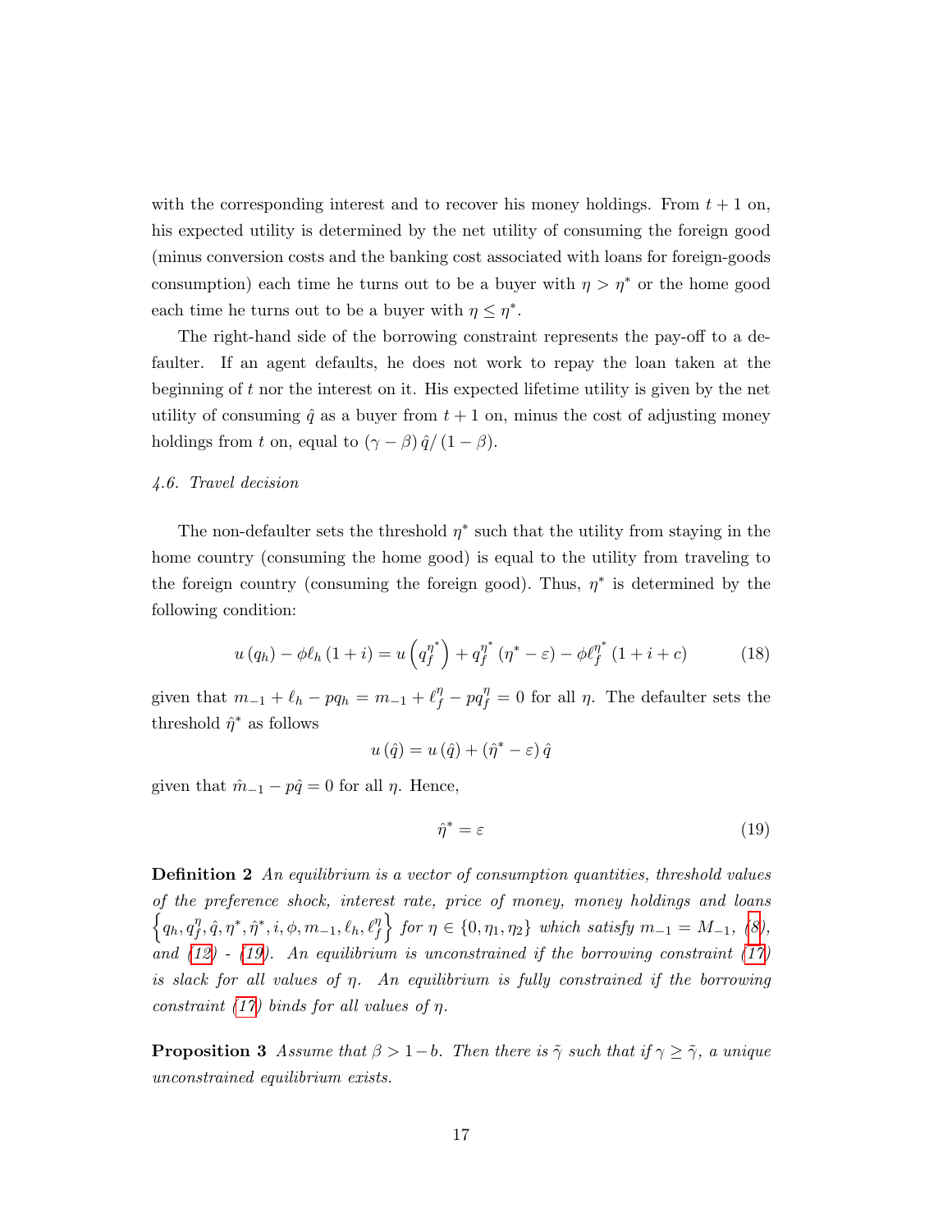with the corresponding interest and to recover his money holdings. From $t+1$ on, his expected utility is determined by the net utility of consuming the foreign good (minus conversion costs and the banking cost associated with loans for foreign-goods consumption) each time he turns out to be a buyer with $\eta > \eta^*$ or the home good each time he turns out to be a buyer with $\eta \leq \eta^*$.

The right-hand side of the borrowing constraint represents the pay-off to a defaulter. If an agent defaults, he does not work to repay the loan taken at the beginning of $t$ nor the interest on it. His expected lifetime utility is given by the net utility of consuming $\hat{q}$ as a buyer from $t+1$ on, minus the cost of adjusting money holdings from $t$ on, equal to $(\gamma - \beta)\hat{q}/(1-\beta)$.

*4.6. Travel decision*

The non-defaulter sets the threshold $\eta^*$ such that the utility from staying in the home country (consuming the home good) is equal to the utility from traveling to the foreign country (consuming the foreign good). Thus, $\eta^*$ is determined by the following condition:

$$u(q_h) - \phi \ell_h (1+i) = u\left(q_f^{\eta^*}\right) + q_f^{\eta^*}(\eta^* - \varepsilon) - \phi \ell_f^{\eta^*}(1+i+c) \tag{18}$$

given that $m_{-1} + \ell_h - pq_h = m_{-1} + \ell_f^\eta - pq_f^\eta = 0$ for all $\eta$. The defaulter sets the threshold $\hat{\eta}^*$ as follows

$$u(\hat{q}) = u(\hat{q}) + (\hat{\eta}^* - \varepsilon)\hat{q}$$

given that $\hat{m}_{-1} - p\hat{q} = 0$ for all $\eta$. Hence,

$$\hat{\eta}^* = \varepsilon \tag{19}$$

**Definition 2** *An equilibrium is a vector of consumption quantities, threshold values of the preference shock, interest rate, price of money, money holdings and loans* $\left\{q_h, q_f^\eta, \hat{q}, \eta^*, \hat{\eta}^*, i, \phi, m_{-1}, \ell_h, \ell_f^\eta\right\}$ *for* $\eta \in \{0, \eta_1, \eta_2\}$ *which satisfy* $m_{-1} = M_{-1}$, *(8), and (12) - (19). An equilibrium is unconstrained if the borrowing constraint (17) is slack for all values of* $\eta$. *An equilibrium is fully constrained if the borrowing constraint (17) binds for all values of* $\eta$.

**Proposition 3** *Assume that* $\beta > 1 - b$. *Then there is* $\tilde{\gamma}$ *such that if* $\gamma \geq \tilde{\gamma}$, *a unique unconstrained equilibrium exists.*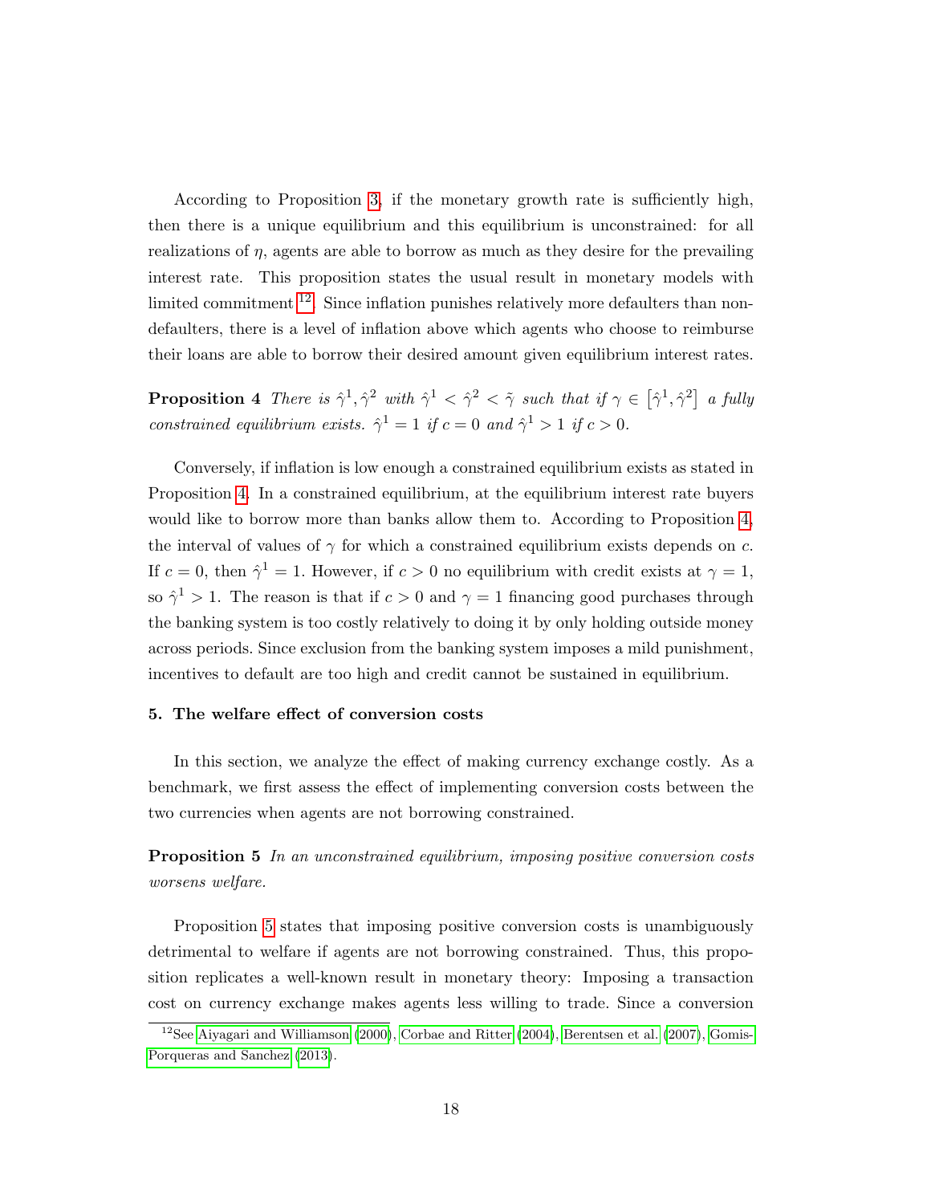According to Proposition 3, if the monetary growth rate is sufficiently high, then there is a unique equilibrium and this equilibrium is unconstrained: for all realizations of $\eta$, agents are able to borrow as much as they desire for the prevailing interest rate. This proposition states the usual result in monetary models with limited commitment [12]. Since inflation punishes relatively more defaulters than non-defaulters, there is a level of inflation above which agents who choose to reimburse their loans are able to borrow their desired amount given equilibrium interest rates.

**Proposition 4** *There is $\hat{\gamma}^1, \hat{\gamma}^2$ with $\hat{\gamma}^1 < \hat{\gamma}^2 < \tilde{\gamma}$ such that if $\gamma \in \left[\hat{\gamma}^1, \hat{\gamma}^2\right]$ a fully constrained equilibrium exists. $\hat{\gamma}^1 = 1$ if $c = 0$ and $\hat{\gamma}^1 > 1$ if $c > 0$.*

Conversely, if inflation is low enough a constrained equilibrium exists as stated in Proposition 4. In a constrained equilibrium, at the equilibrium interest rate buyers would like to borrow more than banks allow them to. According to Proposition 4, the interval of values of $\gamma$ for which a constrained equilibrium exists depends on $c$. If $c = 0$, then $\hat{\gamma}^1 = 1$. However, if $c > 0$ no equilibrium with credit exists at $\gamma = 1$, so $\hat{\gamma}^1 > 1$. The reason is that if $c > 0$ and $\gamma = 1$ financing good purchases through the banking system is too costly relatively to doing it by only holding outside money across periods. Since exclusion from the banking system imposes a mild punishment, incentives to default are too high and credit cannot be sustained in equilibrium.

## 5. The welfare effect of conversion costs

In this section, we analyze the effect of making currency exchange costly. As a benchmark, we first assess the effect of implementing conversion costs between the two currencies when agents are not borrowing constrained.

**Proposition 5** *In an unconstrained equilibrium, imposing positive conversion costs worsens welfare.*

Proposition 5 states that imposing positive conversion costs is unambiguously detrimental to welfare if agents are not borrowing constrained. Thus, this proposition replicates a well-known result in monetary theory: Imposing a transaction cost on currency exchange makes agents less willing to trade. Since a conversion

[12] See Aiyagari and Williamson (2000), Corbae and Ritter (2004), Berentsen et al. (2007), Gomis-Porqueras and Sanchez (2013).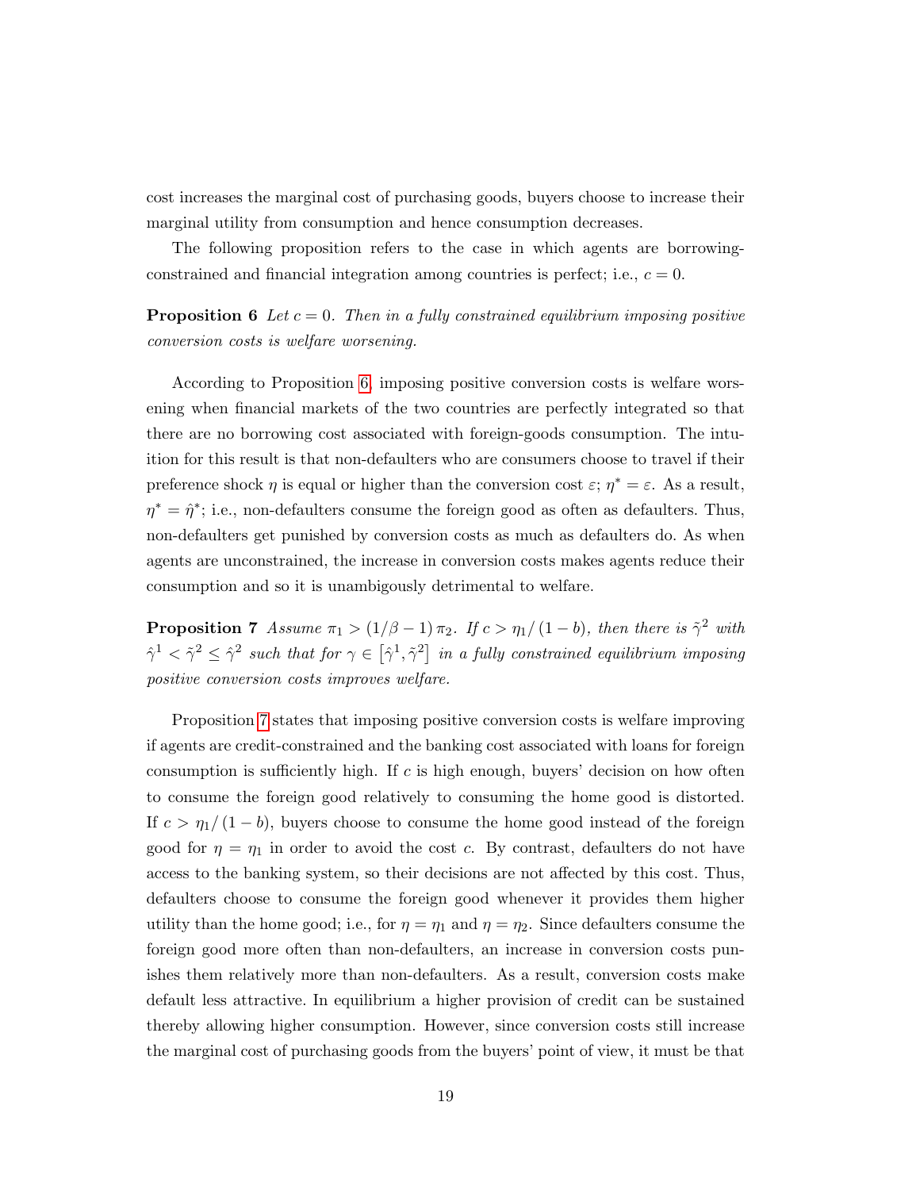cost increases the marginal cost of purchasing goods, buyers choose to increase their marginal utility from consumption and hence consumption decreases.

The following proposition refers to the case in which agents are borrowing-constrained and financial integration among countries is perfect; i.e., $c = 0$.

**Proposition 6** *Let $c = 0$. Then in a fully constrained equilibrium imposing positive conversion costs is welfare worsening.*

According to Proposition 6, imposing positive conversion costs is welfare worsening when financial markets of the two countries are perfectly integrated so that there are no borrowing cost associated with foreign-goods consumption. The intuition for this result is that non-defaulters who are consumers choose to travel if their preference shock $\eta$ is equal or higher than the conversion cost $\varepsilon$; $\eta^* = \varepsilon$. As a result, $\eta^* = \hat{\eta}^*$; i.e., non-defaulters consume the foreign good as often as defaulters. Thus, non-defaulters get punished by conversion costs as much as defaulters do. As when agents are unconstrained, the increase in conversion costs makes agents reduce their consumption and so it is unambiguously detrimental to welfare.

**Proposition 7** *Assume $\pi_1 > (1/\beta - 1)\,\pi_2$. If $c > \eta_1/(1-b)$, then there is $\tilde{\gamma}^2$ with $\hat{\gamma}^1 < \tilde{\gamma}^2 \leq \hat{\gamma}^2$ such that for $\gamma \in \left[\hat{\gamma}^1, \tilde{\gamma}^2\right]$ in a fully constrained equilibrium imposing positive conversion costs improves welfare.*

Proposition 7 states that imposing positive conversion costs is welfare improving if agents are credit-constrained and the banking cost associated with loans for foreign consumption is sufficiently high. If $c$ is high enough, buyers' decision on how often to consume the foreign good relatively to consuming the home good is distorted. If $c > \eta_1/(1-b)$, buyers choose to consume the home good instead of the foreign good for $\eta = \eta_1$ in order to avoid the cost $c$. By contrast, defaulters do not have access to the banking system, so their decisions are not affected by this cost. Thus, defaulters choose to consume the foreign good whenever it provides them higher utility than the home good; i.e., for $\eta = \eta_1$ and $\eta = \eta_2$. Since defaulters consume the foreign good more often than non-defaulters, an increase in conversion costs punishes them relatively more than non-defaulters. As a result, conversion costs make default less attractive. In equilibrium a higher provision of credit can be sustained thereby allowing higher consumption. However, since conversion costs still increase the marginal cost of purchasing goods from the buyers' point of view, it must be that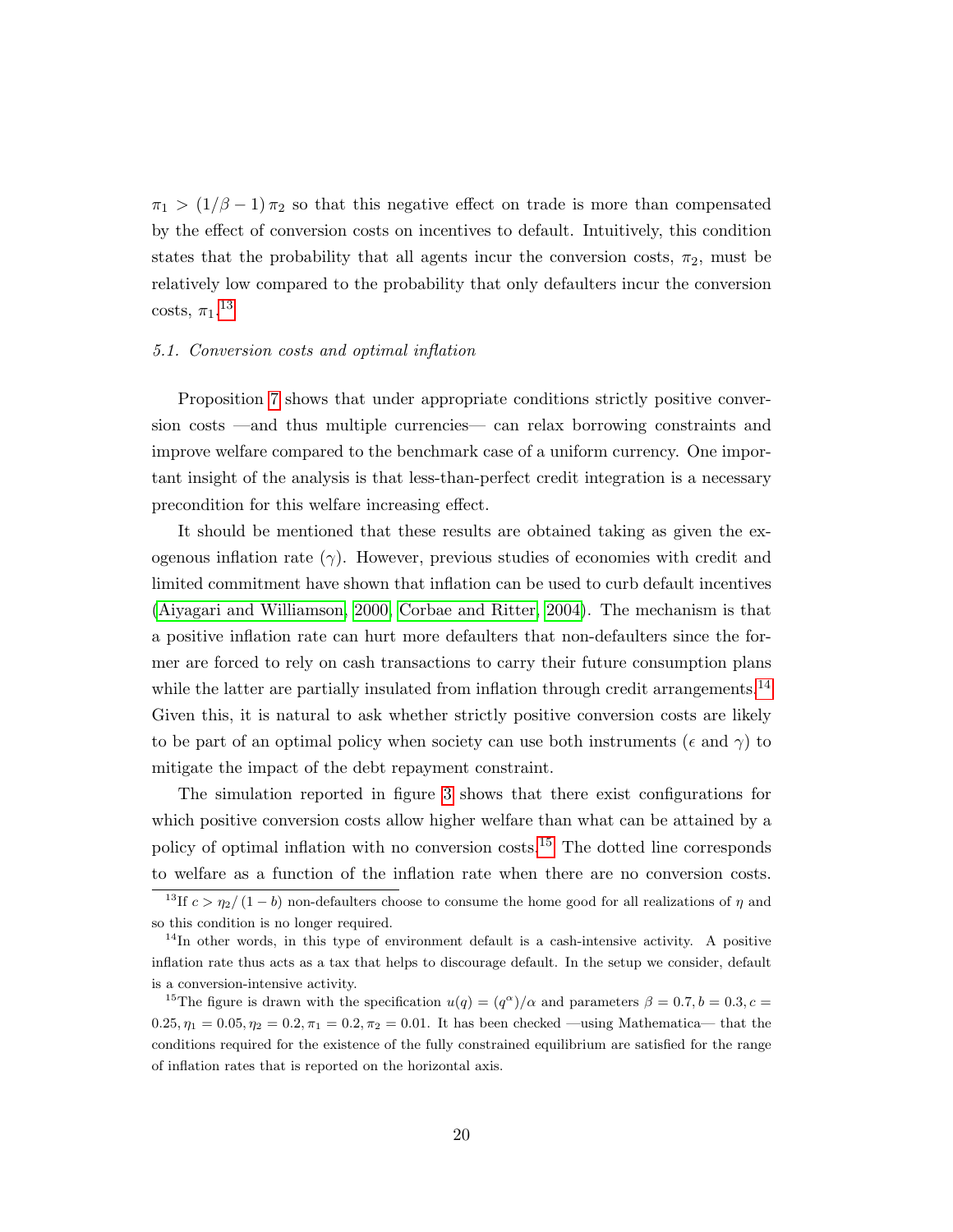$\pi_1 > (1/\beta - 1)\,\pi_2$ so that this negative effect on trade is more than compensated by the effect of conversion costs on incentives to default. Intuitively, this condition states that the probability that all agents incur the conversion costs, $\pi_2$, must be relatively low compared to the probability that only defaulters incur the conversion costs, $\pi_1$.[13]

### *5.1. Conversion costs and optimal inflation*

Proposition 7 shows that under appropriate conditions strictly positive conversion costs —and thus multiple currencies— can relax borrowing constraints and improve welfare compared to the benchmark case of a uniform currency. One important insight of the analysis is that less-than-perfect credit integration is a necessary precondition for this welfare increasing effect.

It should be mentioned that these results are obtained taking as given the exogenous inflation rate ($\gamma$). However, previous studies of economies with credit and limited commitment have shown that inflation can be used to curb default incentives (Aiyagari and Williamson, 2000, Corbae and Ritter, 2004). The mechanism is that a positive inflation rate can hurt more defaulters that non-defaulters since the former are forced to rely on cash transactions to carry their future consumption plans while the latter are partially insulated from inflation through credit arrangements.[14] Given this, it is natural to ask whether strictly positive conversion costs are likely to be part of an optimal policy when society can use both instruments ($\epsilon$ and $\gamma$) to mitigate the impact of the debt repayment constraint.

The simulation reported in figure 3 shows that there exist configurations for which positive conversion costs allow higher welfare than what can be attained by a policy of optimal inflation with no conversion costs.[15] The dotted line corresponds to welfare as a function of the inflation rate when there are no conversion costs.

[13] If $c > \eta_2/(1-b)$ non-defaulters choose to consume the home good for all realizations of $\eta$ and so this condition is no longer required.

[14] In other words, in this type of environment default is a cash-intensive activity. A positive inflation rate thus acts as a tax that helps to discourage default. In the setup we consider, default is a conversion-intensive activity.

[15] The figure is drawn with the specification $u(q) = (q^\alpha)/\alpha$ and parameters $\beta = 0.7, b = 0.3, c = 0.25, \eta_1 = 0.05, \eta_2 = 0.2, \pi_1 = 0.2, \pi_2 = 0.01$. It has been checked —using Mathematica— that the conditions required for the existence of the fully constrained equilibrium are satisfied for the range of inflation rates that is reported on the horizontal axis.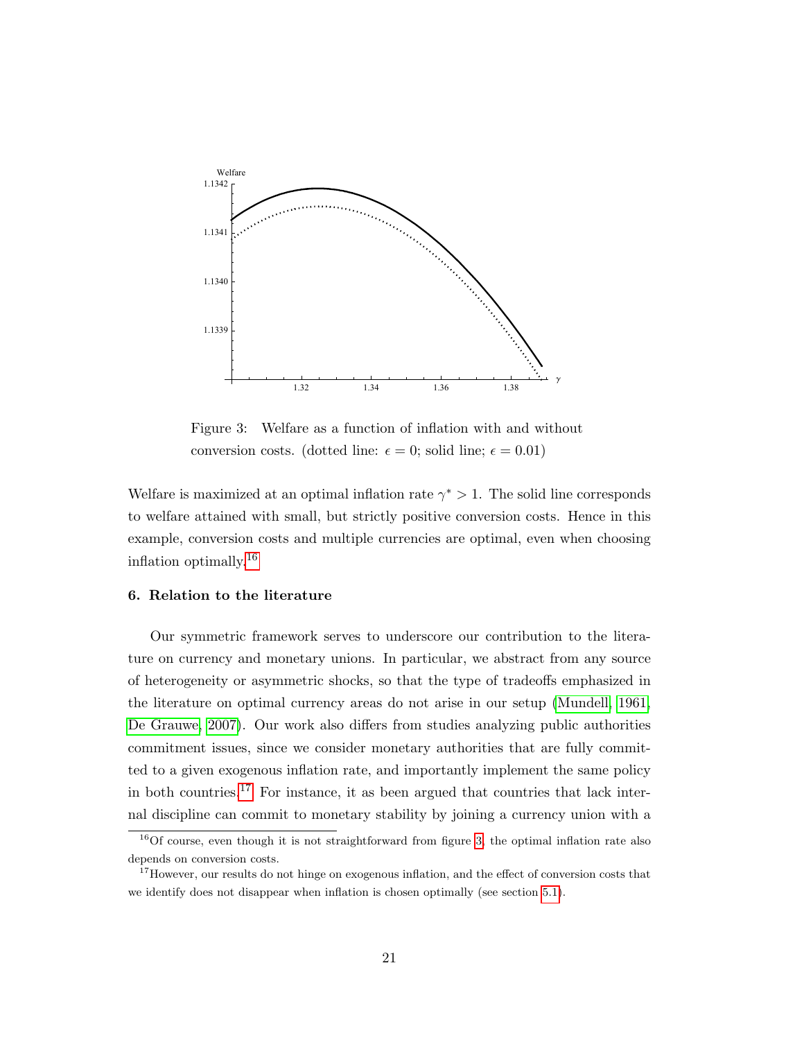Figure 3: Welfare as a function of inflation with and without conversion costs. (dotted line: $\epsilon = 0$; solid line; $\epsilon = 0.01$)

Welfare is maximized at an optimal inflation rate $\gamma^* > 1$. The solid line corresponds to welfare attained with small, but strictly positive conversion costs. Hence in this example, conversion costs and multiple currencies are optimal, even when choosing inflation optimally.[16]

### 6. Relation to the literature

Our symmetric framework serves to underscore our contribution to the literature on currency and monetary unions. In particular, we abstract from any source of heterogeneity or asymmetric shocks, so that the type of tradeoffs emphasized in the literature on optimal currency areas do not arise in our setup (Mundell, 1961, De Grauwe, 2007). Our work also differs from studies analyzing public authorities commitment issues, since we consider monetary authorities that are fully committed to a given exogenous inflation rate, and importantly implement the same policy in both countries.[17] For instance, it as been argued that countries that lack internal discipline can commit to monetary stability by joining a currency union with a

[16] Of course, even though it is not straightforward from figure 3, the optimal inflation rate also depends on conversion costs.

[17] However, our results do not hinge on exogenous inflation, and the effect of conversion costs that we identify does not disappear when inflation is chosen optimally (see section 5.1).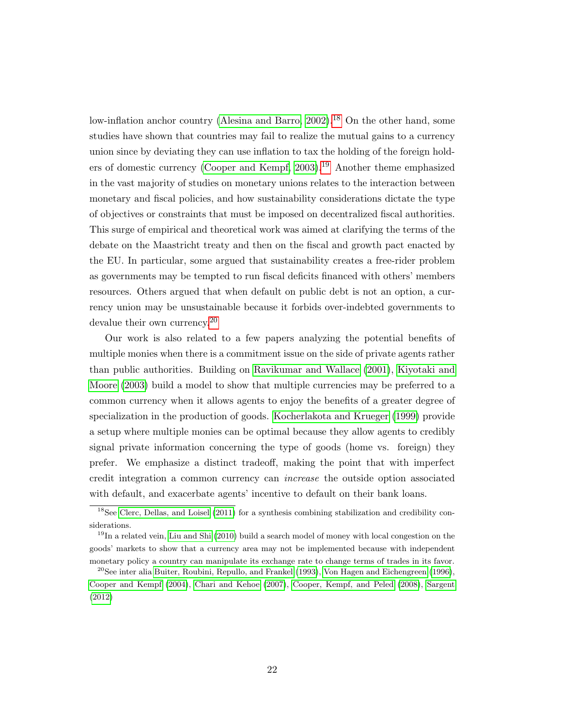low-inflation anchor country (Alesina and Barro, 2002).[18] On the other hand, some studies have shown that countries may fail to realize the mutual gains to a currency union since by deviating they can use inflation to tax the holding of the foreign holders of domestic currency (Cooper and Kempf, 2003).[19] Another theme emphasized in the vast majority of studies on monetary unions relates to the interaction between monetary and fiscal policies, and how sustainability considerations dictate the type of objectives or constraints that must be imposed on decentralized fiscal authorities. This surge of empirical and theoretical work was aimed at clarifying the terms of the debate on the Maastricht treaty and then on the fiscal and growth pact enacted by the EU. In particular, some argued that sustainability creates a free-rider problem as governments may be tempted to run fiscal deficits financed with others' members resources. Others argued that when default on public debt is not an option, a currency union may be unsustainable because it forbids over-indebted governments to devalue their own currency.[20]

Our work is also related to a few papers analyzing the potential benefits of multiple monies when there is a commitment issue on the side of private agents rather than public authorities. Building on Ravikumar and Wallace (2001), Kiyotaki and Moore (2003) build a model to show that multiple currencies may be preferred to a common currency when it allows agents to enjoy the benefits of a greater degree of specialization in the production of goods. Kocherlakota and Krueger (1999) provide a setup where multiple monies can be optimal because they allow agents to credibly signal private information concerning the type of goods (home vs. foreign) they prefer. We emphasize a distinct tradeoff, making the point that with imperfect credit integration a common currency can *increase* the outside option associated with default, and exacerbate agents' incentive to default on their bank loans.

[18] See Clerc, Dellas, and Loisel (2011) for a synthesis combining stabilization and credibility considerations.

[19] In a related vein, Liu and Shi (2010) build a search model of money with local congestion on the goods' markets to show that a currency area may not be implemented because with independent monetary policy a country can manipulate its exchange rate to change terms of trades in its favor.

[20] See inter alia Buiter, Roubini, Repullo, and Frankel (1993), Von Hagen and Eichengreen (1996), Cooper and Kempf (2004), Chari and Kehoe (2007), Cooper, Kempf, and Peled (2008), Sargent (2012)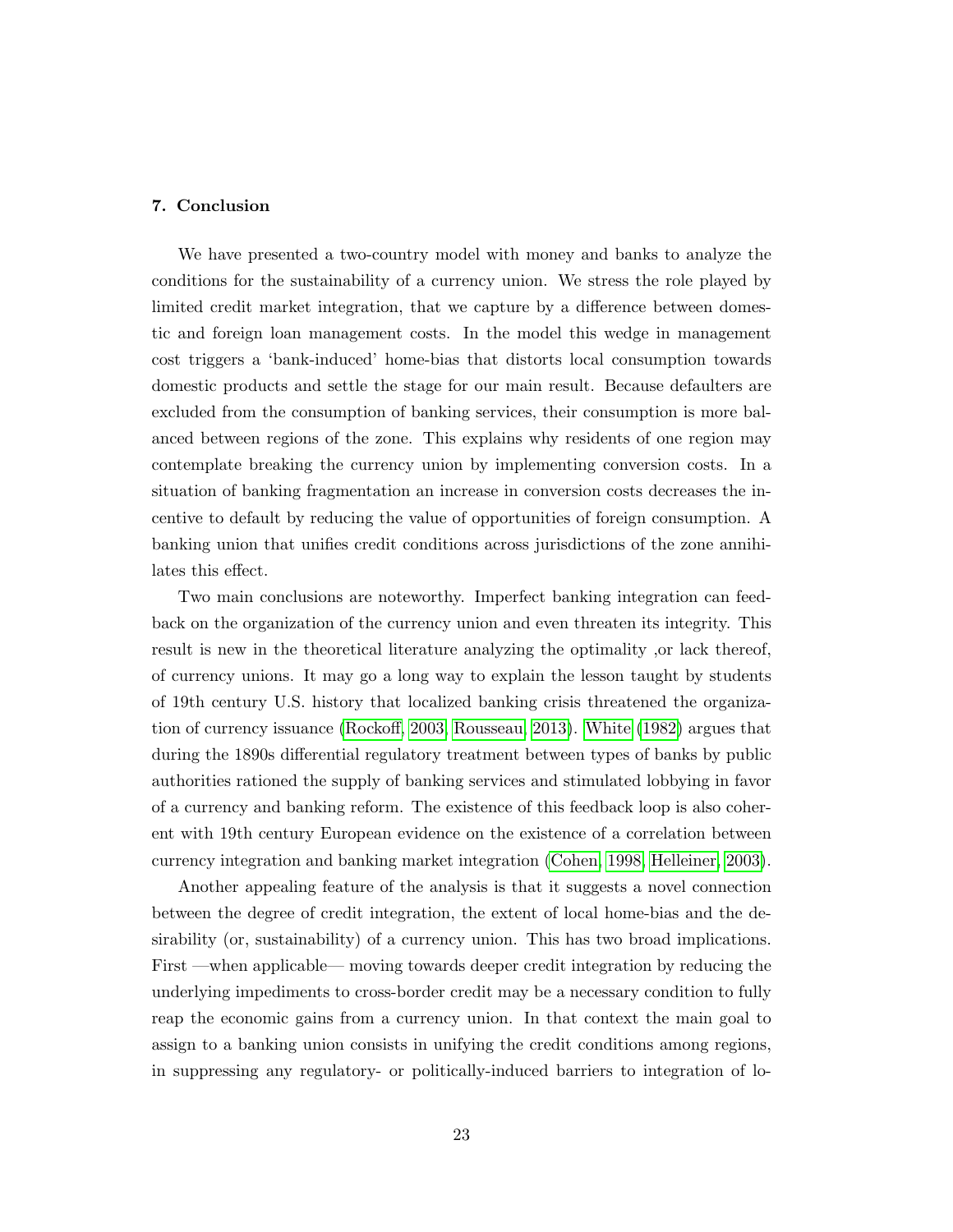## 7. Conclusion

We have presented a two-country model with money and banks to analyze the conditions for the sustainability of a currency union. We stress the role played by limited credit market integration, that we capture by a difference between domestic and foreign loan management costs. In the model this wedge in management cost triggers a 'bank-induced' home-bias that distorts local consumption towards domestic products and settle the stage for our main result. Because defaulters are excluded from the consumption of banking services, their consumption is more balanced between regions of the zone. This explains why residents of one region may contemplate breaking the currency union by implementing conversion costs. In a situation of banking fragmentation an increase in conversion costs decreases the incentive to default by reducing the value of opportunities of foreign consumption. A banking union that unifies credit conditions across jurisdictions of the zone annihilates this effect.

Two main conclusions are noteworthy. Imperfect banking integration can feedback on the organization of the currency union and even threaten its integrity. This result is new in the theoretical literature analyzing the optimality ,or lack thereof, of currency unions. It may go a long way to explain the lesson taught by students of 19th century U.S. history that localized banking crisis threatened the organization of currency issuance (Rockoff, 2003; Rousseau, 2013). White (1982) argues that during the 1890s differential regulatory treatment between types of banks by public authorities rationed the supply of banking services and stimulated lobbying in favor of a currency and banking reform. The existence of this feedback loop is also coherent with 19th century European evidence on the existence of a correlation between currency integration and banking market integration (Cohen, 1998; Helleiner, 2003).

Another appealing feature of the analysis is that it suggests a novel connection between the degree of credit integration, the extent of local home-bias and the desirability (or, sustainability) of a currency union. This has two broad implications. First —when applicable— moving towards deeper credit integration by reducing the underlying impediments to cross-border credit may be a necessary condition to fully reap the economic gains from a currency union. In that context the main goal to assign to a banking union consists in unifying the credit conditions among regions, in suppressing any regulatory- or politically-induced barriers to integration of lo-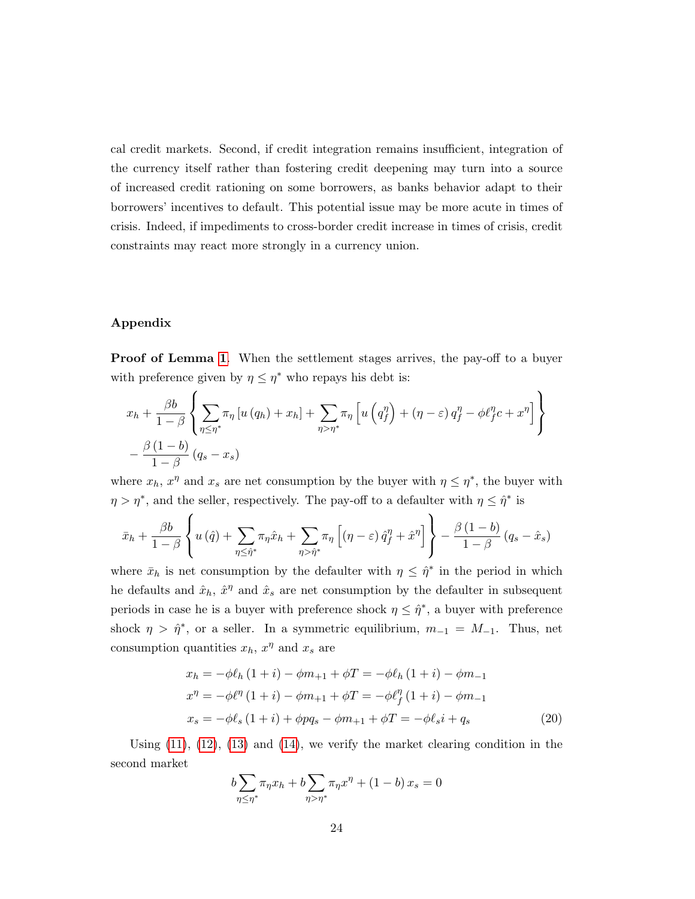cal credit markets. Second, if credit integration remains insufficient, integration of the currency itself rather than fostering credit deepening may turn into a source of increased credit rationing on some borrowers, as banks behavior adapt to their borrowers' incentives to default. This potential issue may be more acute in times of crisis. Indeed, if impediments to cross-border credit increase in times of crisis, credit constraints may react more strongly in a currency union.

## Appendix

**Proof of Lemma 1**. When the settlement stages arrives, the pay-off to a buyer with preference given by $\eta \leq \eta^*$ who repays his debt is:

$$
\begin{aligned}
& x_h + \frac{\beta b}{1-\beta} \left\{ \sum_{\eta \leq \eta^*} \pi_\eta \left[ u\left(q_h\right) + x_h \right] + \sum_{\eta > \eta^*} \pi_\eta \left[ u\left(q_f^\eta\right) + \left(\eta - \varepsilon\right) q_f^\eta - \phi \ell_f^\eta c + x^\eta \right] \right\} \\
& - \frac{\beta\left(1-b\right)}{1-\beta} \left(q_s - x_s\right)
\end{aligned}
$$

where $x_h$, $x^\eta$ and $x_s$ are net consumption by the buyer with $\eta \leq \eta^*$, the buyer with $\eta > \eta^*$, and the seller, respectively. The pay-off to a defaulter with $\eta \leq \hat{\eta}^*$ is

$$
\bar{x}_h + \frac{\beta b}{1-\beta} \left\{ u\left(\hat{q}\right) + \sum_{\eta \leq \hat{\eta}^*} \pi_\eta \hat{x}_h + \sum_{\eta > \hat{\eta}^*} \pi_\eta \left[ \left(\eta - \varepsilon\right) \hat{q}_f^\eta + \hat{x}^\eta \right] \right\} - \frac{\beta\left(1-b\right)}{1-\beta} \left(q_s - \hat{x}_s\right)
$$

where $\bar{x}_h$ is net consumption by the defaulter with $\eta \leq \hat{\eta}^*$ in the period in which he defaults and $\hat{x}_h$, $\hat{x}^\eta$ and $\hat{x}_s$ are net consumption by the defaulter in subsequent periods in case he is a buyer with preference shock $\eta \leq \hat{\eta}^*$, a buyer with preference shock $\eta > \hat{\eta}^*$, or a seller. In a symmetric equilibrium, $m_{-1} = M_{-1}$. Thus, net consumption quantities $x_h$, $x^\eta$ and $x_s$ are

$$
\begin{aligned}
x_h &= -\phi \ell_h \left(1+i\right) - \phi m_{+1} + \phi T = -\phi \ell_h \left(1+i\right) - \phi m_{-1} \\
x^\eta &= -\phi \ell^\eta \left(1+i\right) - \phi m_{+1} + \phi T = -\phi \ell_f^\eta \left(1+i\right) - \phi m_{-1} \\
x_s &= -\phi \ell_s \left(1+i\right) + \phi p q_s - \phi m_{+1} + \phi T = -\phi \ell_s i + q_s
\end{aligned} \tag{20}
$$

Using (11), (12), (13) and (14), we verify the market clearing condition in the second market

$$
b \sum_{\eta \leq \eta^*} \pi_\eta x_h + b \sum_{\eta > \eta^*} \pi_\eta x^\eta + \left(1-b\right) x_s = 0
$$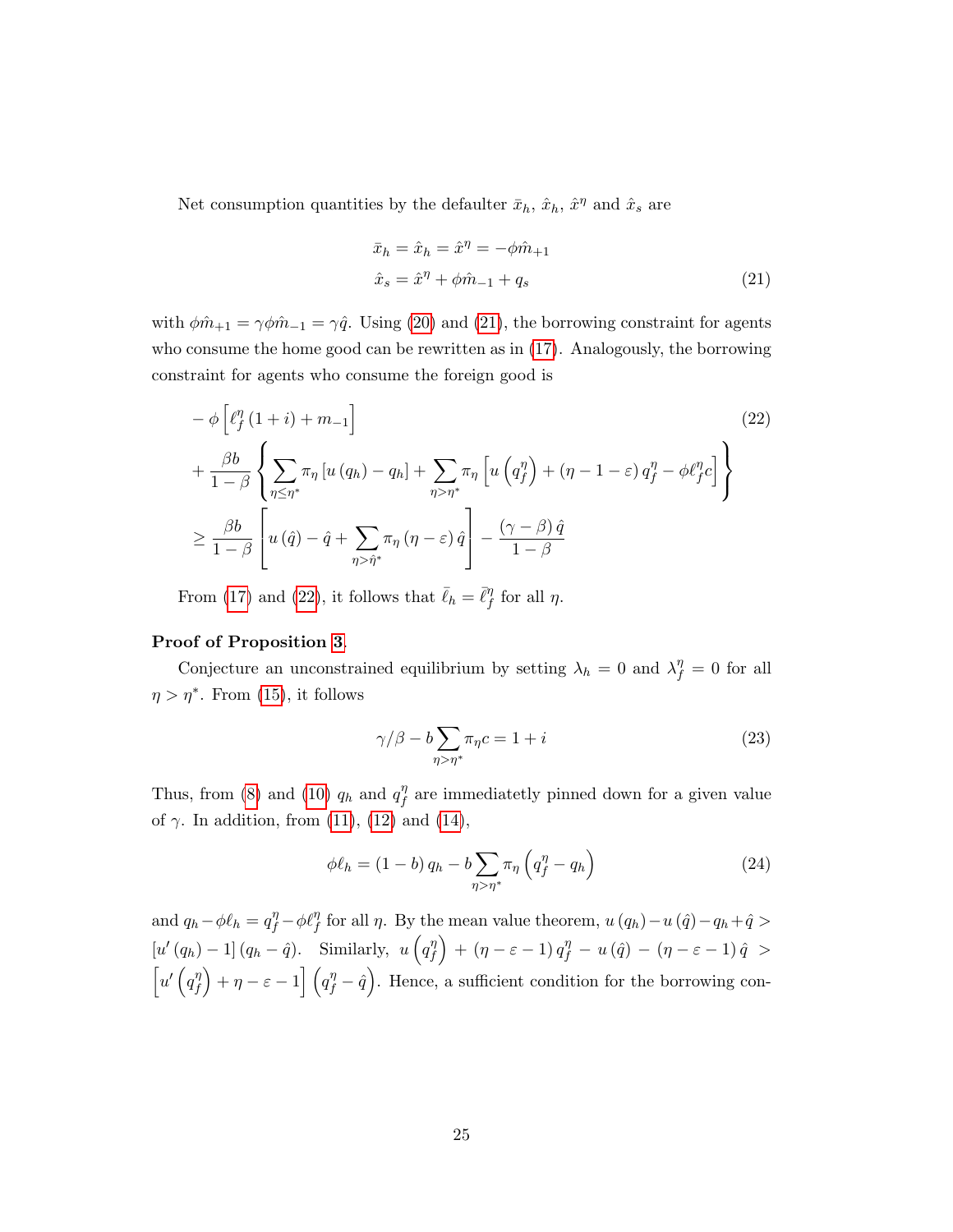Net consumption quantities by the defaulter $\bar{x}_h$, $\hat{x}_h$, $\hat{x}^\eta$ and $\hat{x}_s$ are

$$\bar{x}_h = \hat{x}_h = \hat{x}^\eta = -\phi \hat{m}_{+1}$$

$$\hat{x}_s = \hat{x}^\eta + \phi \hat{m}_{-1} + q_s \tag{21}$$

with $\phi \hat{m}_{+1} = \gamma \phi \hat{m}_{-1} = \gamma \hat{q}$. Using (20) and (21), the borrowing constraint for agents who consume the home good can be rewritten as in (17). Analogously, the borrowing constraint for agents who consume the foreign good is

$$\begin{aligned}
& -\phi \left[ \ell_f^\eta (1+i) + m_{-1} \right] \\
& + \frac{\beta b}{1-\beta} \left\{ \sum_{\eta \leq \eta^*} \pi_\eta \left[ u(q_h) - q_h \right] + \sum_{\eta > \eta^*} \pi_\eta \left[ u\left(q_f^\eta\right) + (\eta - 1 - \varepsilon) q_f^\eta - \phi \ell_f^\eta c \right] \right\} \\
& \geq \frac{\beta b}{1-\beta} \left[ u(\hat{q}) - \hat{q} + \sum_{\eta > \hat{\eta}^*} \pi_\eta (\eta - \varepsilon) \hat{q} \right] - \frac{(\gamma - \beta) \hat{q}}{1-\beta}
\end{aligned} \tag{22}$$

From (17) and (22), it follows that $\bar{\ell}_h = \bar{\ell}_f^\eta$ for all $\eta$.

**Proof of Proposition 3.**

Conjecture an unconstrained equilibrium by setting $\lambda_h = 0$ and $\lambda_f^\eta = 0$ for all $\eta > \eta^*$. From (15), it follows

$$\gamma / \beta - b \sum_{\eta > \eta^*} \pi_\eta c = 1 + i \tag{23}$$

Thus, from (8) and (10) $q_h$ and $q_f^\eta$ are immediatetly pinned down for a given value of $\gamma$. In addition, from (11), (12) and (14),

$$\phi \ell_h = (1-b) q_h - b \sum_{\eta > \eta^*} \pi_\eta \left( q_f^\eta - q_h \right) \tag{24}$$

and $q_h - \phi \ell_h = q_f^\eta - \phi \ell_f^\eta$ for all $\eta$. By the mean value theorem, $u(q_h) - u(\hat{q}) - q_h + \hat{q} > [u'(q_h) - 1](q_h - \hat{q})$. Similarly, $u\left(q_f^\eta\right) + (\eta - \varepsilon - 1) q_f^\eta - u(\hat{q}) - (\eta - \varepsilon - 1) \hat{q} > \left[ u'\left(q_f^\eta\right) + \eta - \varepsilon - 1 \right] \left( q_f^\eta - \hat{q} \right)$. Hence, a sufficient condition for the borrowing con-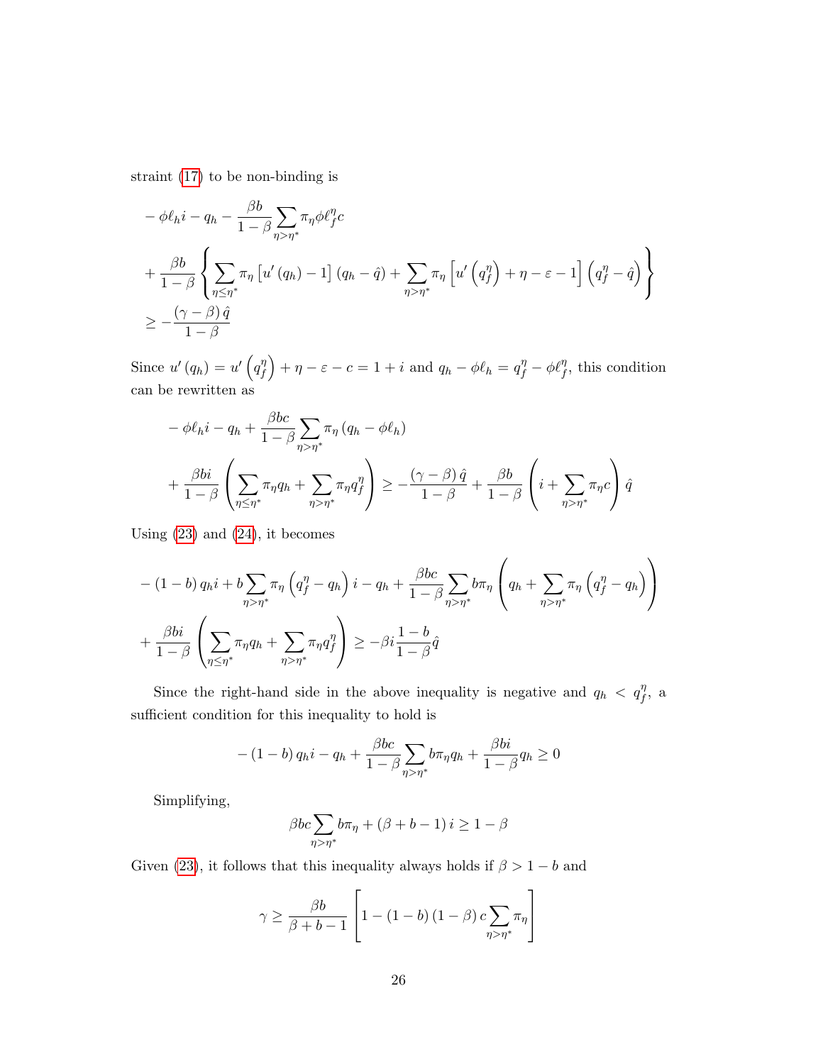straint (17) to be non-binding is

$$
\begin{aligned}
&-\phi \ell_h i - q_h - \frac{\beta b}{1-\beta} \sum_{\eta > \eta^*} \pi_\eta \phi \ell_f^\eta c \\
&+ \frac{\beta b}{1-\beta} \left\{ \sum_{\eta \leq \eta^*} \pi_\eta \left[ u'\left(q_h\right) - 1 \right] \left(q_h - \hat{q}\right) + \sum_{\eta > \eta^*} \pi_\eta \left[ u'\left(q_f^\eta\right) + \eta - \varepsilon - 1 \right] \left(q_f^\eta - \hat{q}\right) \right\} \\
&\geq - \frac{\left(\gamma - \beta\right) \hat{q}}{1-\beta}
\end{aligned}
$$

Since $u'\left(q_h\right) = u'\left(q_f^\eta\right) + \eta - \varepsilon - c = 1 + i$ and $q_h - \phi \ell_h = q_f^\eta - \phi \ell_f^\eta$, this condition can be rewritten as

$$
\begin{aligned}
&-\phi \ell_h i - q_h + \frac{\beta b c}{1-\beta} \sum_{\eta > \eta^*} \pi_\eta \left(q_h - \phi \ell_h\right) \\
&+ \frac{\beta b i}{1-\beta} \left( \sum_{\eta \leq \eta^*} \pi_\eta q_h + \sum_{\eta > \eta^*} \pi_\eta q_f^\eta \right) \geq - \frac{\left(\gamma - \beta\right) \hat{q}}{1-\beta} + \frac{\beta b}{1-\beta} \left( i + \sum_{\eta > \eta^*} \pi_\eta c \right) \hat{q}
\end{aligned}
$$

Using (23) and (24), it becomes

$$
\begin{aligned}
&-\left(1-b\right) q_h i + b \sum_{\eta > \eta^*} \pi_\eta \left(q_f^\eta - q_h\right) i - q_h + \frac{\beta b c}{1-\beta} \sum_{\eta > \eta^*} b \pi_\eta \left( q_h + \sum_{\eta > \eta^*} \pi_\eta \left(q_f^\eta - q_h\right) \right) \\
&+ \frac{\beta b i}{1-\beta} \left( \sum_{\eta \leq \eta^*} \pi_\eta q_h + \sum_{\eta > \eta^*} \pi_\eta q_f^\eta \right) \geq -\beta i \frac{1-b}{1-\beta} \hat{q}
\end{aligned}
$$

Since the right-hand side in the above inequality is negative and $q_h < q_f^\eta$, a sufficient condition for this inequality to hold is

$$
-\left(1-b\right) q_h i - q_h + \frac{\beta b c}{1-\beta} \sum_{\eta > \eta^*} b \pi_\eta q_h + \frac{\beta b i}{1-\beta} q_h \geq 0
$$

Simplifying,

$$
\beta b c \sum_{\eta > \eta^*} b \pi_\eta + \left(\beta + b - 1\right) i \geq 1 - \beta
$$

Given (23), it follows that this inequality always holds if $\beta > 1 - b$ and

$$
\gamma \geq \frac{\beta b}{\beta + b - 1} \left[ 1 - \left(1-b\right)\left(1-\beta\right) c \sum_{\eta > \eta^*} \pi_\eta \right]
$$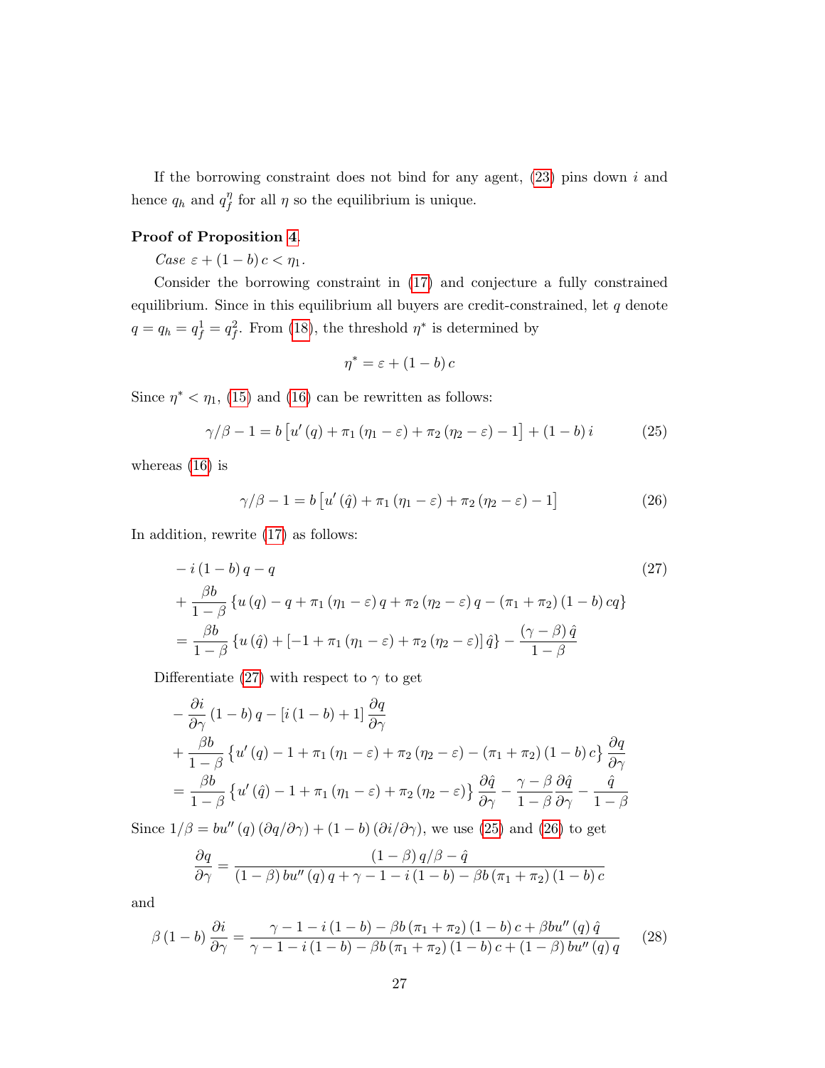If the borrowing constraint does not bind for any agent, (23) pins down $i$ and hence $q_h$ and $q_f^\eta$ for all $\eta$ so the equilibrium is unique.

**Proof of Proposition 4.**

*Case* $\varepsilon + (1-b)\,c < \eta_1$.

Consider the borrowing constraint in (17) and conjecture a fully constrained equilibrium. Since in this equilibrium all buyers are credit-constrained, let $q$ denote $q = q_h = q_f^1 = q_f^2$. From (18), the threshold $\eta^*$ is determined by

$$\eta^* = \varepsilon + (1-b)\,c$$

Since $\eta^* < \eta_1$, (15) and (16) can be rewritten as follows:

$$\gamma/\beta - 1 = b\left[u'(q) + \pi_1(\eta_1 - \varepsilon) + \pi_2(\eta_2 - \varepsilon) - 1\right] + (1-b)\,i \tag{25}$$

whereas (16) is

$$\gamma/\beta - 1 = b\left[u'(\hat{q}) + \pi_1(\eta_1 - \varepsilon) + \pi_2(\eta_2 - \varepsilon) - 1\right] \tag{26}$$

In addition, rewrite (17) as follows:

$$\begin{aligned}
&-i\,(1-b)\,q - q \\
&+ \frac{\beta b}{1-\beta}\left\{u(q) - q + \pi_1(\eta_1 - \varepsilon)\,q + \pi_2(\eta_2 - \varepsilon)\,q - (\pi_1 + \pi_2)(1-b)\,cq\right\} \\
&= \frac{\beta b}{1-\beta}\left\{u(\hat{q}) + \left[-1 + \pi_1(\eta_1 - \varepsilon) + \pi_2(\eta_2 - \varepsilon)\right]\hat{q}\right\} - \frac{(\gamma - \beta)\,\hat{q}}{1-\beta}
\end{aligned} \tag{27}$$

Differentiate (27) with respect to $\gamma$ to get

$$\begin{aligned}
&-\frac{\partial i}{\partial \gamma}(1-b)\,q - \left[i\,(1-b) + 1\right]\frac{\partial q}{\partial \gamma} \\
&+ \frac{\beta b}{1-\beta}\left\{u'(q) - 1 + \pi_1(\eta_1 - \varepsilon) + \pi_2(\eta_2 - \varepsilon) - (\pi_1 + \pi_2)(1-b)\,c\right\}\frac{\partial q}{\partial \gamma} \\
&= \frac{\beta b}{1-\beta}\left\{u'(\hat{q}) - 1 + \pi_1(\eta_1 - \varepsilon) + \pi_2(\eta_2 - \varepsilon)\right\}\frac{\partial \hat{q}}{\partial \gamma} - \frac{\gamma - \beta}{1-\beta}\frac{\partial \hat{q}}{\partial \gamma} - \frac{\hat{q}}{1-\beta}
\end{aligned}$$

Since $1/\beta = bu''(q)\,(\partial q/\partial \gamma) + (1-b)\,(\partial i/\partial \gamma)$, we use (25) and (26) to get

$$\frac{\partial q}{\partial \gamma} = \frac{(1-\beta)\,q/\beta - \hat{q}}{(1-\beta)\,bu''(q)\,q + \gamma - 1 - i\,(1-b) - \beta b\,(\pi_1 + \pi_2)(1-b)\,c}$$

and

$$\beta\,(1-b)\,\frac{\partial i}{\partial \gamma} = \frac{\gamma - 1 - i\,(1-b) - \beta b\,(\pi_1 + \pi_2)(1-b)\,c + \beta bu''(q)\,\hat{q}}{\gamma - 1 - i\,(1-b) - \beta b\,(\pi_1 + \pi_2)(1-b)\,c + (1-\beta)\,bu''(q)\,q} \tag{28}$$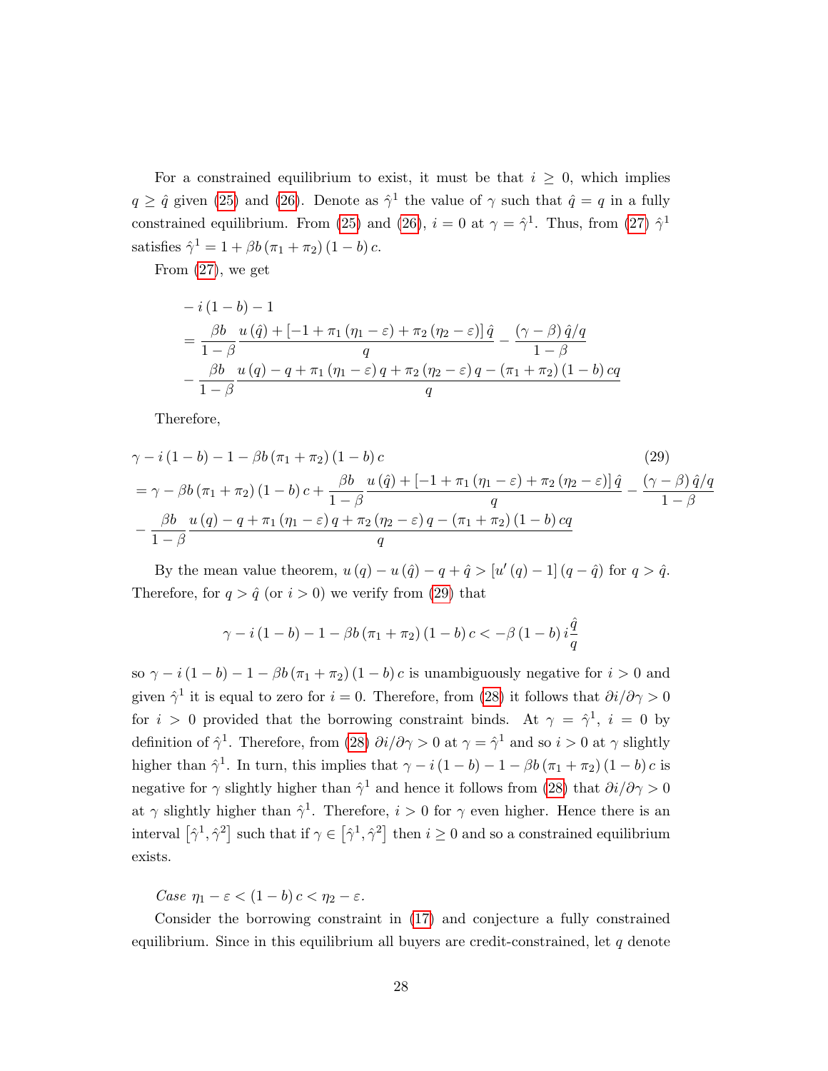For a constrained equilibrium to exist, it must be that $i \geq 0$, which implies $q \geq \hat{q}$ given (25) and (26). Denote as $\hat{\gamma}^1$ the value of $\gamma$ such that $\hat{q} = q$ in a fully constrained equilibrium. From (25) and (26), $i = 0$ at $\gamma = \hat{\gamma}^1$. Thus, from (27) $\hat{\gamma}^1$ satisfies $\hat{\gamma}^1 = 1 + \beta b (\pi_1 + \pi_2)(1-b) c$.

From (27), we get

$$
\begin{aligned}
& -i(1-b) - 1 \\
&= \frac{\beta b}{1-\beta} \frac{u(\hat{q}) + [-1 + \pi_1 (\eta_1 - \varepsilon) + \pi_2 (\eta_2 - \varepsilon)] \hat{q}}{q} - \frac{(\gamma - \beta)\hat{q}/q}{1-\beta} \\
& - \frac{\beta b}{1-\beta} \frac{u(q) - q + \pi_1 (\eta_1 - \varepsilon) q + \pi_2 (\eta_2 - \varepsilon) q - (\pi_1 + \pi_2)(1-b) c q}{q}
\end{aligned}
$$

Therefore,

$$
\begin{aligned}
& \gamma - i(1-b) - 1 - \beta b (\pi_1 + \pi_2)(1-b) c \qquad (29) \\
&= \gamma - \beta b (\pi_1 + \pi_2)(1-b) c + \frac{\beta b}{1-\beta} \frac{u(\hat{q}) + [-1 + \pi_1 (\eta_1 - \varepsilon) + \pi_2 (\eta_2 - \varepsilon)] \hat{q}}{q} - \frac{(\gamma - \beta)\hat{q}/q}{1-\beta} \\
& - \frac{\beta b}{1-\beta} \frac{u(q) - q + \pi_1 (\eta_1 - \varepsilon) q + \pi_2 (\eta_2 - \varepsilon) q - (\pi_1 + \pi_2)(1-b) c q}{q}
\end{aligned}
$$

By the mean value theorem, $u(q) - u(\hat{q}) - q + \hat{q} > [u'(q) - 1](q - \hat{q})$ for $q > \hat{q}$. Therefore, for $q > \hat{q}$ (or $i > 0$) we verify from (29) that

$$
\gamma - i(1-b) - 1 - \beta b (\pi_1 + \pi_2)(1-b) c < -\beta (1-b) i \frac{\hat{q}}{q}
$$

so $\gamma - i(1-b) - 1 - \beta b (\pi_1 + \pi_2)(1-b) c$ is unambiguously negative for $i > 0$ and given $\hat{\gamma}^1$ it is equal to zero for $i = 0$. Therefore, from (28) it follows that $\partial i / \partial \gamma > 0$ for $i > 0$ provided that the borrowing constraint binds. At $\gamma = \hat{\gamma}^1$, $i = 0$ by definition of $\hat{\gamma}^1$. Therefore, from (28) $\partial i / \partial \gamma > 0$ at $\gamma = \hat{\gamma}^1$ and so $i > 0$ at $\gamma$ slightly higher than $\hat{\gamma}^1$. In turn, this implies that $\gamma - i(1-b) - 1 - \beta b (\pi_1 + \pi_2)(1-b) c$ is negative for $\gamma$ slightly higher than $\hat{\gamma}^1$ and hence it follows from (28) that $\partial i / \partial \gamma > 0$ at $\gamma$ slightly higher than $\hat{\gamma}^1$. Therefore, $i > 0$ for $\gamma$ even higher. Hence there is an interval $[\hat{\gamma}^1, \hat{\gamma}^2]$ such that if $\gamma \in [\hat{\gamma}^1, \hat{\gamma}^2]$ then $i \geq 0$ and so a constrained equilibrium exists.

*Case* $\eta_1 - \varepsilon < (1-b) c < \eta_2 - \varepsilon$.

Consider the borrowing constraint in (17) and conjecture a fully constrained equilibrium. Since in this equilibrium all buyers are credit-constrained, let $q$ denote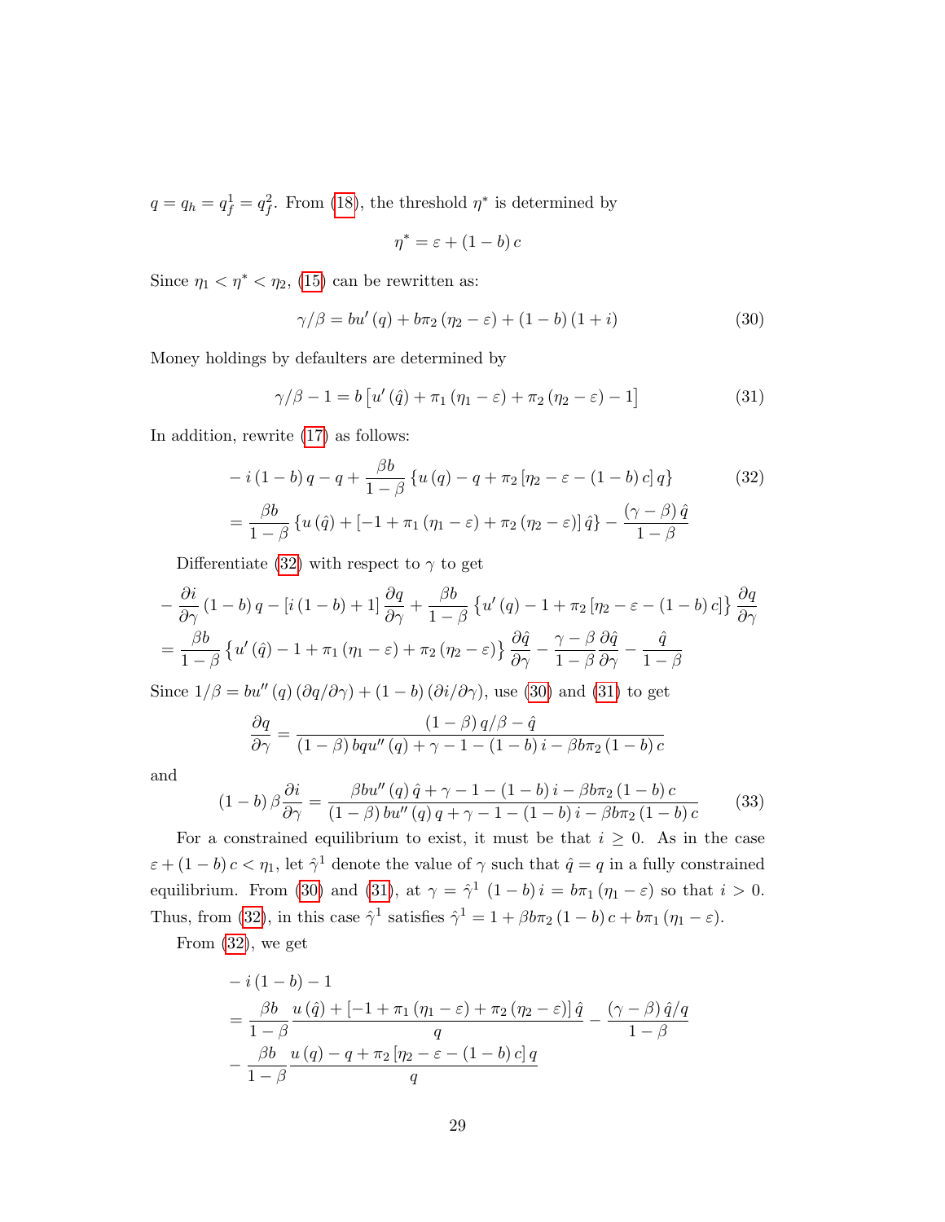$q = q_h = q_f^1 = q_f^2$. From (18), the threshold $\eta^*$ is determined by

$$\eta^* = \varepsilon + (1-b)\,c$$

Since $\eta_1 < \eta^* < \eta_2$, (15) can be rewritten as:

$$\gamma/\beta = bu'(q) + b\pi_2(\eta_2 - \varepsilon) + (1-b)(1+i) \tag{30}$$

Money holdings by defaulters are determined by

$$\gamma/\beta - 1 = b\left[u'(\hat{q}) + \pi_1(\eta_1 - \varepsilon) + \pi_2(\eta_2 - \varepsilon) - 1\right] \tag{31}$$

In addition, rewrite (17) as follows:

$$\begin{aligned} &-i(1-b)\,q - q + \frac{\beta b}{1-\beta}\left\{u(q) - q + \pi_2\left[\eta_2 - \varepsilon - (1-b)\,c\right]q\right\} \\ &= \frac{\beta b}{1-\beta}\left\{u(\hat{q}) + \left[-1 + \pi_1(\eta_1 - \varepsilon) + \pi_2(\eta_2 - \varepsilon)\right]\hat{q}\right\} - \frac{(\gamma - \beta)\,\hat{q}}{1-\beta} \end{aligned} \tag{32}$$

Differentiate (32) with respect to $\gamma$ to get

$$\begin{aligned} &-\frac{\partial i}{\partial \gamma}(1-b)\,q - \left[i(1-b)+1\right]\frac{\partial q}{\partial \gamma} + \frac{\beta b}{1-\beta}\left\{u'(q) - 1 + \pi_2\left[\eta_2 - \varepsilon - (1-b)\,c\right]\right\}\frac{\partial q}{\partial \gamma} \\ &= \frac{\beta b}{1-\beta}\left\{u'(\hat{q}) - 1 + \pi_1(\eta_1 - \varepsilon) + \pi_2(\eta_2 - \varepsilon)\right\}\frac{\partial \hat{q}}{\partial \gamma} - \frac{\gamma - \beta}{1-\beta}\frac{\partial \hat{q}}{\partial \gamma} - \frac{\hat{q}}{1-\beta} \end{aligned}$$

Since $1/\beta = bu''(q)\,(\partial q/\partial \gamma) + (1-b)\,(\partial i/\partial \gamma)$, use (30) and (31) to get

$$\frac{\partial q}{\partial \gamma} = \frac{(1-\beta)\,q/\beta - \hat{q}}{(1-\beta)\,bqu''(q) + \gamma - 1 - (1-b)\,i - \beta b\pi_2(1-b)\,c}$$

and

$$(1-b)\,\beta\frac{\partial i}{\partial \gamma} = \frac{\beta bu''(q)\,\hat{q} + \gamma - 1 - (1-b)\,i - \beta b\pi_2(1-b)\,c}{(1-\beta)\,bu''(q)\,q + \gamma - 1 - (1-b)\,i - \beta b\pi_2(1-b)\,c} \tag{33}$$

For a constrained equilibrium to exist, it must be that $i \geq 0$. As in the case $\varepsilon + (1-b)\,c < \eta_1$, let $\hat{\gamma}^1$ denote the value of $\gamma$ such that $\hat{q} = q$ in a fully constrained equilibrium. From (30) and (31), at $\gamma = \hat{\gamma}^1$ $(1-b)\,i = b\pi_1(\eta_1 - \varepsilon)$ so that $i > 0$. Thus, from (32), in this case $\hat{\gamma}^1$ satisfies $\hat{\gamma}^1 = 1 + \beta b\pi_2(1-b)\,c + b\pi_1(\eta_1 - \varepsilon)$.

From (32), we get

$$\begin{aligned} &-i(1-b) - 1 \\ &= \frac{\beta b}{1-\beta}\frac{u(\hat{q}) + \left[-1 + \pi_1(\eta_1 - \varepsilon) + \pi_2(\eta_2 - \varepsilon)\right]\hat{q}}{q} - \frac{(\gamma - \beta)\,\hat{q}/q}{1-\beta} \\ &- \frac{\beta b}{1-\beta}\frac{u(q) - q + \pi_2\left[\eta_2 - \varepsilon - (1-b)\,c\right]q}{q} \end{aligned}$$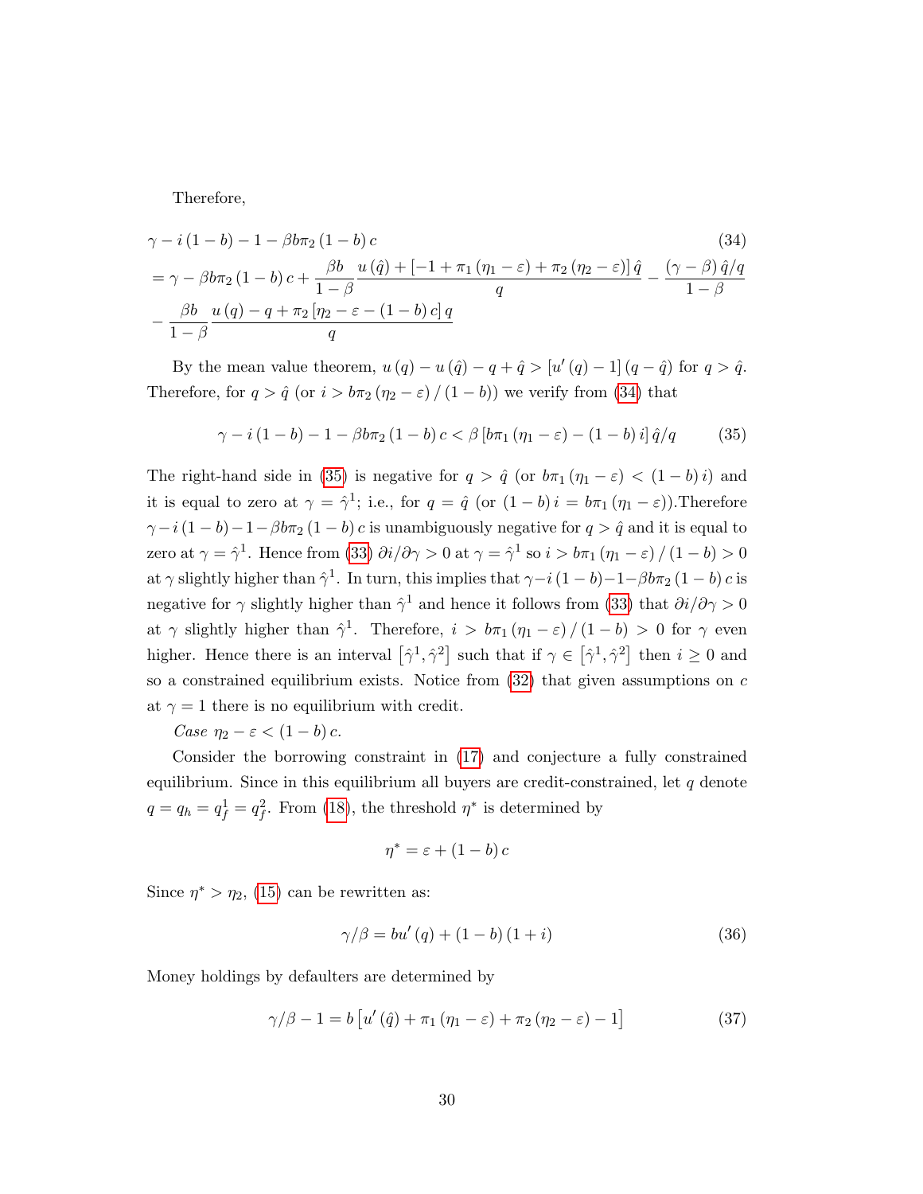Therefore,

$$
\begin{aligned}
&\gamma - i\,(1-b) - 1 - \beta b \pi_2\,(1-b)\,c \qquad (34)\\
&= \gamma - \beta b \pi_2\,(1-b)\,c + \frac{\beta b}{1-\beta}\frac{u(\hat{q}) + \left[-1 + \pi_1\,(\eta_1 - \varepsilon) + \pi_2\,(\eta_2 - \varepsilon)\right]\hat{q}}{q} - \frac{(\gamma - \beta)\,\hat{q}/q}{1-\beta}\\
&- \frac{\beta b}{1-\beta}\frac{u(q) - q + \pi_2\left[\eta_2 - \varepsilon - (1-b)\,c\right]q}{q}
\end{aligned}
$$

By the mean value theorem, $u(q) - u(\hat{q}) - q + \hat{q} > \left[u'(q) - 1\right](q - \hat{q})$ for $q > \hat{q}$. Therefore, for $q > \hat{q}$ (or $i > b\pi_2\,(\eta_2 - \varepsilon)/(1-b)$) we verify from (34) that

$$
\gamma - i\,(1-b) - 1 - \beta b \pi_2\,(1-b)\,c < \beta\left[b\pi_1\,(\eta_1 - \varepsilon) - (1-b)\,i\right]\hat{q}/q \qquad (35)
$$

The right-hand side in (35) is negative for $q > \hat{q}$ (or $b\pi_1\,(\eta_1 - \varepsilon) < (1-b)\,i$) and it is equal to zero at $\gamma = \hat{\gamma}^1$; i.e., for $q = \hat{q}$ (or $(1-b)\,i = b\pi_1\,(\eta_1 - \varepsilon)$).Therefore $\gamma - i\,(1-b) - 1 - \beta b\pi_2\,(1-b)\,c$ is unambiguously negative for $q > \hat{q}$ and it is equal to zero at $\gamma = \hat{\gamma}^1$. Hence from (33) $\partial i/\partial\gamma > 0$ at $\gamma = \hat{\gamma}^1$ so $i > b\pi_1\,(\eta_1 - \varepsilon)/(1-b) > 0$ at $\gamma$ slightly higher than $\hat{\gamma}^1$. In turn, this implies that $\gamma - i\,(1-b) - 1 - \beta b\pi_2\,(1-b)\,c$ is negative for $\gamma$ slightly higher than $\hat{\gamma}^1$ and hence it follows from (33) that $\partial i/\partial\gamma > 0$ at $\gamma$ slightly higher than $\hat{\gamma}^1$. Therefore, $i > b\pi_1\,(\eta_1 - \varepsilon)/(1-b) > 0$ for $\gamma$ even higher. Hence there is an interval $\left[\hat{\gamma}^1, \hat{\gamma}^2\right]$ such that if $\gamma \in \left[\hat{\gamma}^1, \hat{\gamma}^2\right]$ then $i \geq 0$ and so a constrained equilibrium exists. Notice from (32) that given assumptions on $c$ at $\gamma = 1$ there is no equilibrium with credit.

*Case* $\eta_2 - \varepsilon < (1-b)\,c$.

Consider the borrowing constraint in (17) and conjecture a fully constrained equilibrium. Since in this equilibrium all buyers are credit-constrained, let $q$ denote $q = q_h = q_f^1 = q_f^2$. From (18), the threshold $\eta^*$ is determined by

$$
\eta^* = \varepsilon + (1-b)\,c
$$

Since $\eta^* > \eta_2$, (15) can be rewritten as:

$$
\gamma/\beta = bu'(q) + (1-b)(1+i) \qquad (36)
$$

Money holdings by defaulters are determined by

$$
\gamma/\beta - 1 = b\left[u'(\hat{q}) + \pi_1\,(\eta_1 - \varepsilon) + \pi_2\,(\eta_2 - \varepsilon) - 1\right] \qquad (37)
$$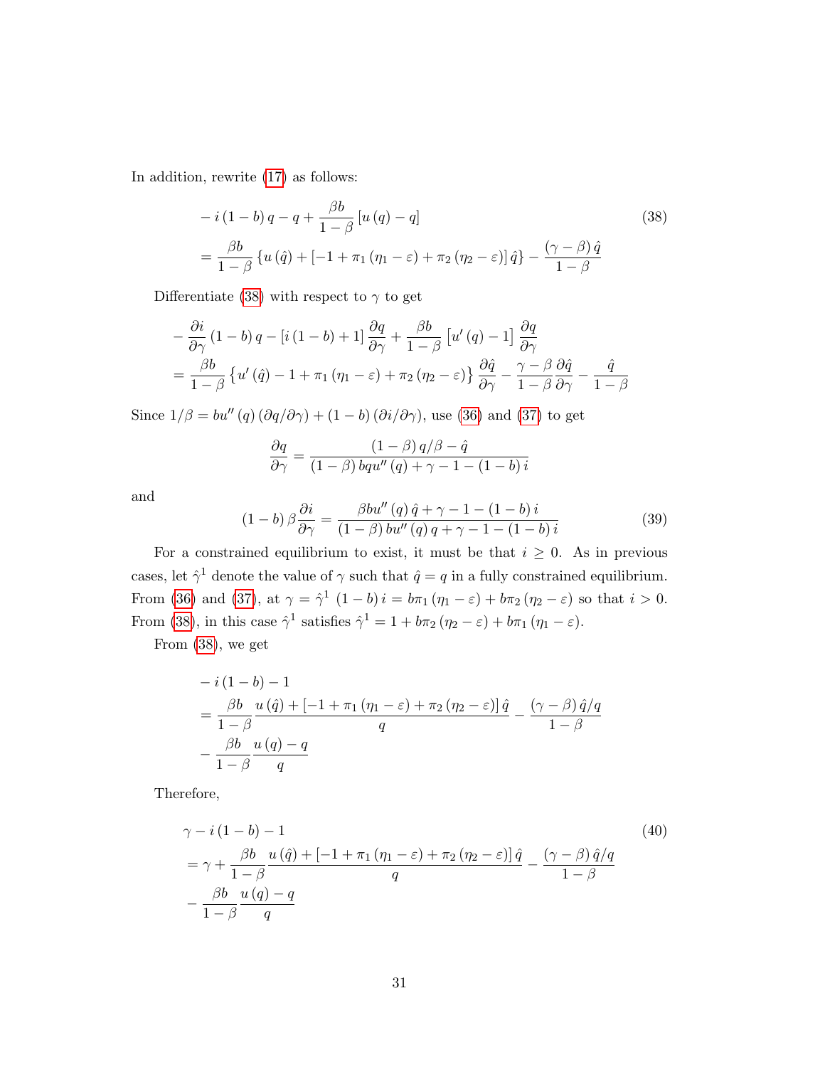In addition, rewrite (17) as follows:

$$
\begin{aligned}
& -i\left(1-b\right)q-q+\frac{\beta b}{1-\beta}\left[u\left(q\right)-q\right] \\
& =\frac{\beta b}{1-\beta}\left\{u\left(\hat{q}\right)+\left[-1+\pi_1\left(\eta_1-\varepsilon\right)+\pi_2\left(\eta_2-\varepsilon\right)\right]\hat{q}\right\}-\frac{\left(\gamma-\beta\right)\hat{q}}{1-\beta}
\end{aligned}
\tag{38}
$$

Differentiate (38) with respect to $\gamma$ to get

$$
\begin{aligned}
& -\frac{\partial i}{\partial \gamma}\left(1-b\right)q-\left[i\left(1-b\right)+1\right]\frac{\partial q}{\partial \gamma}+\frac{\beta b}{1-\beta}\left[u'\left(q\right)-1\right]\frac{\partial q}{\partial \gamma} \\
& =\frac{\beta b}{1-\beta}\left\{u'\left(\hat{q}\right)-1+\pi_1\left(\eta_1-\varepsilon\right)+\pi_2\left(\eta_2-\varepsilon\right)\right\}\frac{\partial \hat{q}}{\partial \gamma}-\frac{\gamma-\beta}{1-\beta}\frac{\partial \hat{q}}{\partial \gamma}-\frac{\hat{q}}{1-\beta}
\end{aligned}
$$

Since $1/\beta = bu''\left(q\right)\left(\partial q/\partial \gamma\right)+\left(1-b\right)\left(\partial i/\partial \gamma\right)$, use (36) and (37) to get

$$
\frac{\partial q}{\partial \gamma}=\frac{\left(1-\beta\right)q/\beta-\hat{q}}{\left(1-\beta\right)bqu''\left(q\right)+\gamma-1-\left(1-b\right)i}
$$

and

$$
\left(1-b\right)\beta\frac{\partial i}{\partial \gamma}=\frac{\beta bu''\left(q\right)\hat{q}+\gamma-1-\left(1-b\right)i}{\left(1-\beta\right)bu''\left(q\right)q+\gamma-1-\left(1-b\right)i}
\tag{39}
$$

For a constrained equilibrium to exist, it must be that $i \geq 0$. As in previous cases, let $\hat{\gamma}^1$ denote the value of $\gamma$ such that $\hat{q}=q$ in a fully constrained equilibrium. From (36) and (37), at $\gamma=\hat{\gamma}^1$ $\left(1-b\right)i=b\pi_1\left(\eta_1-\varepsilon\right)+b\pi_2\left(\eta_2-\varepsilon\right)$ so that $i>0$. From (38), in this case $\hat{\gamma}^1$ satisfies $\hat{\gamma}^1=1+b\pi_2\left(\eta_2-\varepsilon\right)+b\pi_1\left(\eta_1-\varepsilon\right)$.

From (38), we get

$$
\begin{aligned}
& -i\left(1-b\right)-1 \\
& =\frac{\beta b}{1-\beta}\frac{u\left(\hat{q}\right)+\left[-1+\pi_1\left(\eta_1-\varepsilon\right)+\pi_2\left(\eta_2-\varepsilon\right)\right]\hat{q}}{q}-\frac{\left(\gamma-\beta\right)\hat{q}/q}{1-\beta} \\
& -\frac{\beta b}{1-\beta}\frac{u\left(q\right)-q}{q}
\end{aligned}
$$

Therefore,

$$
\begin{aligned}
& \gamma-i\left(1-b\right)-1 \\
& =\gamma+\frac{\beta b}{1-\beta}\frac{u\left(\hat{q}\right)+\left[-1+\pi_1\left(\eta_1-\varepsilon\right)+\pi_2\left(\eta_2-\varepsilon\right)\right]\hat{q}}{q}-\frac{\left(\gamma-\beta\right)\hat{q}/q}{1-\beta} \\
& -\frac{\beta b}{1-\beta}\frac{u\left(q\right)-q}{q}
\end{aligned}
\tag{40}
$$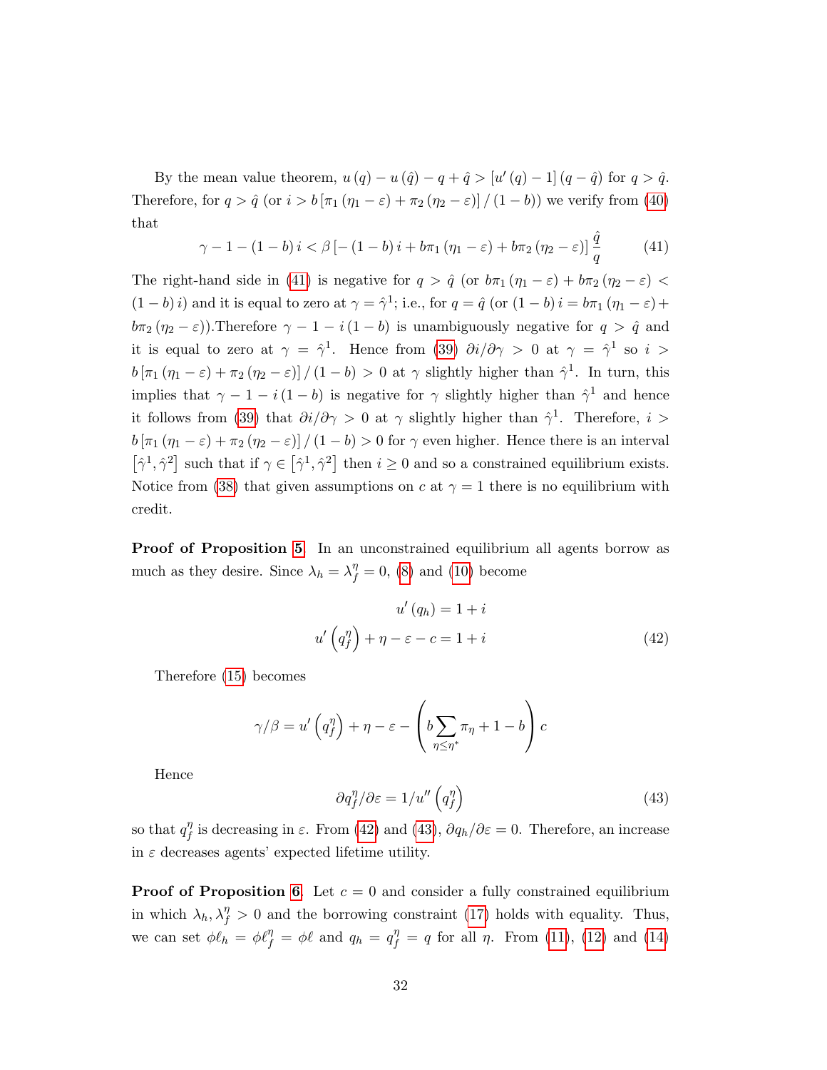By the mean value theorem, $u(q) - u(\hat{q}) - q + \hat{q} > [u'(q) - 1](q - \hat{q})$ for $q > \hat{q}$. Therefore, for $q > \hat{q}$ (or $i > b[\pi_1(\eta_1 - \varepsilon) + \pi_2(\eta_2 - \varepsilon)]/(1-b)$) we verify from (40) that

$$\gamma - 1 - (1-b)i < \beta[-(1-b)i + b\pi_1(\eta_1 - \varepsilon) + b\pi_2(\eta_2 - \varepsilon)]\frac{\hat{q}}{q} \tag{41}$$

The right-hand side in (41) is negative for $q > \hat{q}$ (or $b\pi_1(\eta_1 - \varepsilon) + b\pi_2(\eta_2 - \varepsilon) < (1-b)i$) and it is equal to zero at $\gamma = \hat{\gamma}^1$; i.e., for $q = \hat{q}$ (or $(1-b)i = b\pi_1(\eta_1 - \varepsilon) + b\pi_2(\eta_2 - \varepsilon)$).Therefore $\gamma - 1 - i(1-b)$ is unambiguously negative for $q > \hat{q}$ and it is equal to zero at $\gamma = \hat{\gamma}^1$. Hence from (39) $\partial i/\partial\gamma > 0$ at $\gamma = \hat{\gamma}^1$ so $i > b[\pi_1(\eta_1 - \varepsilon) + \pi_2(\eta_2 - \varepsilon)]/(1-b) > 0$ at $\gamma$ slightly higher than $\hat{\gamma}^1$. In turn, this implies that $\gamma - 1 - i(1-b)$ is negative for $\gamma$ slightly higher than $\hat{\gamma}^1$ and hence it follows from (39) that $\partial i/\partial\gamma > 0$ at $\gamma$ slightly higher than $\hat{\gamma}^1$. Therefore, $i > b[\pi_1(\eta_1 - \varepsilon) + \pi_2(\eta_2 - \varepsilon)]/(1-b) > 0$ for $\gamma$ even higher. Hence there is an interval $[\hat{\gamma}^1, \hat{\gamma}^2]$ such that if $\gamma \in [\hat{\gamma}^1, \hat{\gamma}^2]$ then $i \geq 0$ and so a constrained equilibrium exists. Notice from (38) that given assumptions on $c$ at $\gamma = 1$ there is no equilibrium with credit.

**Proof of Proposition 5.** In an unconstrained equilibrium all agents borrow as much as they desire. Since $\lambda_h = \lambda_f^\eta = 0$, (8) and (10) become

$$u'(q_h) = 1 + i$$
$$u'\left(q_f^\eta\right) + \eta - \varepsilon - c = 1 + i \tag{42}$$

Therefore (15) becomes

$$\gamma/\beta = u'\left(q_f^\eta\right) + \eta - \varepsilon - \left(b\sum_{\eta \leq \eta^*}\pi_\eta + 1 - b\right)c$$

Hence

$$\partial q_f^\eta/\partial\varepsilon = 1/u''\left(q_f^\eta\right) \tag{43}$$

so that $q_f^\eta$ is decreasing in $\varepsilon$. From (42) and (43), $\partial q_h/\partial\varepsilon = 0$. Therefore, an increase in $\varepsilon$ decreases agents' expected lifetime utility.

**Proof of Proposition 6.** Let $c = 0$ and consider a fully constrained equilibrium in which $\lambda_h, \lambda_f^\eta > 0$ and the borrowing constraint (17) holds with equality. Thus, we can set $\phi\ell_h = \phi\ell_f^\eta = \phi\ell$ and $q_h = q_f^\eta = q$ for all $\eta$. From (11), (12) and (14)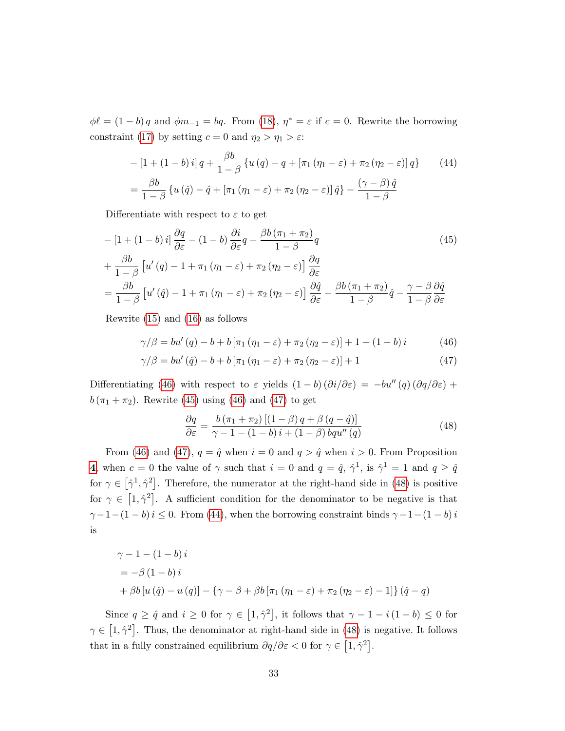$\phi\ell = (1-b)\,q$ and $\phi m_{-1} = bq$. From (18), $\eta^* = \varepsilon$ if $c = 0$. Rewrite the borrowing constraint (17) by setting $c = 0$ and $\eta_2 > \eta_1 > \varepsilon$:

$$
\begin{aligned}
&-\left[1+(1-b)\,i\right]q + \frac{\beta b}{1-\beta}\left\{u(q) - q + \left[\pi_1(\eta_1-\varepsilon)+\pi_2(\eta_2-\varepsilon)\right]q\right\} \\
&= \frac{\beta b}{1-\beta}\left\{u(\hat{q}) - \hat{q} + \left[\pi_1(\eta_1-\varepsilon)+\pi_2(\eta_2-\varepsilon)\right]\hat{q}\right\} - \frac{(\gamma-\beta)\,\hat{q}}{1-\beta}
\end{aligned}
\tag{44}
$$

Differentiate with respect to $\varepsilon$ to get

$$
\begin{aligned}
&-\left[1+(1-b)\,i\right]\frac{\partial q}{\partial \varepsilon} - (1-b)\frac{\partial i}{\partial \varepsilon}q - \frac{\beta b\,(\pi_1+\pi_2)}{1-\beta}q \\
&+ \frac{\beta b}{1-\beta}\left[u'(q) - 1 + \pi_1(\eta_1-\varepsilon)+\pi_2(\eta_2-\varepsilon)\right]\frac{\partial q}{\partial \varepsilon} \\
&= \frac{\beta b}{1-\beta}\left[u'(\hat{q}) - 1 + \pi_1(\eta_1-\varepsilon)+\pi_2(\eta_2-\varepsilon)\right]\frac{\partial \hat{q}}{\partial \varepsilon} - \frac{\beta b\,(\pi_1+\pi_2)}{1-\beta}\hat{q} - \frac{\gamma-\beta}{1-\beta}\frac{\partial \hat{q}}{\partial \varepsilon}
\end{aligned}
\tag{45}
$$

Rewrite (15) and (16) as follows

$$
\gamma/\beta = bu'(q) - b + b\left[\pi_1(\eta_1-\varepsilon)+\pi_2(\eta_2-\varepsilon)\right] + 1 + (1-b)\,i \tag{46}
$$

$$
\gamma/\beta = bu'(\hat{q}) - b + b\left[\pi_1(\eta_1-\varepsilon)+\pi_2(\eta_2-\varepsilon)\right] + 1 \tag{47}
$$

Differentiating (46) with respect to $\varepsilon$ yields $(1-b)\,(\partial i/\partial \varepsilon) = -bu''(q)\,(\partial q/\partial \varepsilon) + b\,(\pi_1+\pi_2)$. Rewrite (45) using (46) and (47) to get

$$
\frac{\partial q}{\partial \varepsilon} = \frac{b\,(\pi_1+\pi_2)\left[(1-\beta)\,q + \beta\,(q-\hat{q})\right]}{\gamma - 1 - (1-b)\,i + (1-\beta)\,bqu''(q)} \tag{48}
$$

From (46) and (47), $q = \hat{q}$ when $i = 0$ and $q > \hat{q}$ when $i > 0$. From Proposition 4, when $c = 0$ the value of $\gamma$ such that $i = 0$ and $q = \hat{q}$, $\hat{\gamma}^1$, is $\hat{\gamma}^1 = 1$ and $q \geq \hat{q}$ for $\gamma \in \left[\hat{\gamma}^1, \hat{\gamma}^2\right]$. Therefore, the numerator at the right-hand side in (48) is positive for $\gamma \in \left[1, \hat{\gamma}^2\right]$. A sufficient condition for the denominator to be negative is that $\gamma - 1 - (1-b)\,i \leq 0$. From (44), when the borrowing constraint binds $\gamma - 1 - (1-b)\,i$ is

$$
\begin{aligned}
&\gamma - 1 - (1-b)\,i \\
&= -\beta\,(1-b)\,i \\
&+ \beta b\left[u(\hat{q}) - u(q)\right] - \left\{\gamma - \beta + \beta b\left[\pi_1(\eta_1-\varepsilon)+\pi_2(\eta_2-\varepsilon) - 1\right]\right\}(\hat{q} - q)
\end{aligned}
$$

Since $q \geq \hat{q}$ and $i \geq 0$ for $\gamma \in \left[1, \hat{\gamma}^2\right]$, it follows that $\gamma - 1 - i\,(1-b) \leq 0$ for $\gamma \in \left[1, \hat{\gamma}^2\right]$. Thus, the denominator at right-hand side in (48) is negative. It follows that in a fully constrained equilibrium $\partial q/\partial \varepsilon < 0$ for $\gamma \in \left[1, \hat{\gamma}^2\right]$.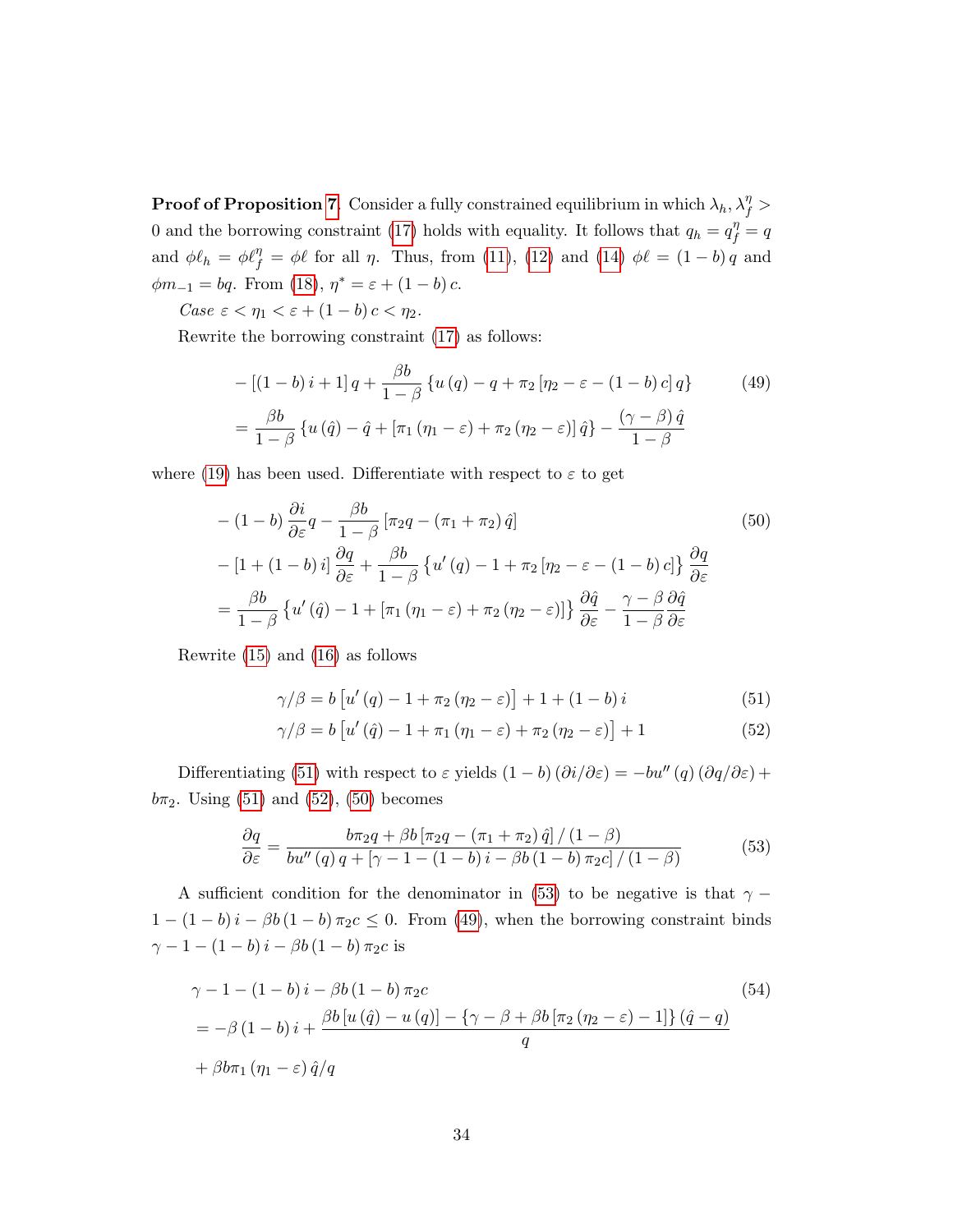**Proof of Proposition 7.** Consider a fully constrained equilibrium in which $\lambda_h, \lambda_f^\eta > 0$ and the borrowing constraint (17) holds with equality. It follows that $q_h = q_f^\eta = q$ and $\phi \ell_h = \phi \ell_f^\eta = \phi \ell$ for all $\eta$. Thus, from (11), (12) and (14) $\phi \ell = (1-b) q$ and $\phi m_{-1} = bq$. From (18), $\eta^* = \varepsilon + (1-b) c$.

*Case* $\varepsilon < \eta_1 < \varepsilon + (1-b) c < \eta_2$.

Rewrite the borrowing constraint (17) as follows:

$$
\begin{aligned}
& -[(1-b) i + 1] q + \frac{\beta b}{1-\beta} \{u(q) - q + \pi_2 [\eta_2 - \varepsilon - (1-b) c] q\} \qquad (49) \\
&= \frac{\beta b}{1-\beta} \{u(\hat{q}) - \hat{q} + [\pi_1 (\eta_1 - \varepsilon) + \pi_2 (\eta_2 - \varepsilon)] \hat{q}\} - \frac{(\gamma - \beta) \hat{q}}{1-\beta}
\end{aligned}
$$

where (19) has been used. Differentiate with respect to $\varepsilon$ to get

$$
\begin{aligned}
& -(1-b) \frac{\partial i}{\partial \varepsilon} q - \frac{\beta b}{1-\beta} [\pi_2 q - (\pi_1 + \pi_2) \hat{q}] \qquad (50) \\
& - [1 + (1-b) i] \frac{\partial q}{\partial \varepsilon} + \frac{\beta b}{1-\beta} \{u'(q) - 1 + \pi_2 [\eta_2 - \varepsilon - (1-b) c]\} \frac{\partial q}{\partial \varepsilon} \\
&= \frac{\beta b}{1-\beta} \{u'(\hat{q}) - 1 + [\pi_1 (\eta_1 - \varepsilon) + \pi_2 (\eta_2 - \varepsilon)]\} \frac{\partial \hat{q}}{\partial \varepsilon} - \frac{\gamma - \beta}{1-\beta} \frac{\partial \hat{q}}{\partial \varepsilon}
\end{aligned}
$$

Rewrite (15) and (16) as follows

$$
\gamma / \beta = b [u'(q) - 1 + \pi_2 (\eta_2 - \varepsilon)] + 1 + (1-b) i \qquad (51)
$$

$$
\gamma / \beta = b [u'(\hat{q}) - 1 + \pi_1 (\eta_1 - \varepsilon) + \pi_2 (\eta_2 - \varepsilon)] + 1 \qquad (52)
$$

Differentiating (51) with respect to $\varepsilon$ yields $(1-b)(\partial i / \partial \varepsilon) = -b u''(q)(\partial q / \partial \varepsilon) + b \pi_2$. Using (51) and (52), (50) becomes

$$
\frac{\partial q}{\partial \varepsilon} = \frac{b \pi_2 q + \beta b [\pi_2 q - (\pi_1 + \pi_2) \hat{q}] / (1-\beta)}{b u''(q) q + [\gamma - 1 - (1-b) i - \beta b (1-b) \pi_2 c] / (1-\beta)} \qquad (53)
$$

A sufficient condition for the denominator in (53) to be negative is that $\gamma - 1 - (1-b) i - \beta b (1-b) \pi_2 c \leq 0$. From (49), when the borrowing constraint binds $\gamma - 1 - (1-b) i - \beta b (1-b) \pi_2 c$ is

$$
\begin{aligned}
& \gamma - 1 - (1-b) i - \beta b (1-b) \pi_2 c \qquad (54) \\
&= -\beta (1-b) i + \frac{\beta b [u(\hat{q}) - u(q)] - \{\gamma - \beta + \beta b [\pi_2 (\eta_2 - \varepsilon) - 1]\} (\hat{q} - q)}{q} \\
&+ \beta b \pi_1 (\eta_1 - \varepsilon) \hat{q} / q
\end{aligned}
$$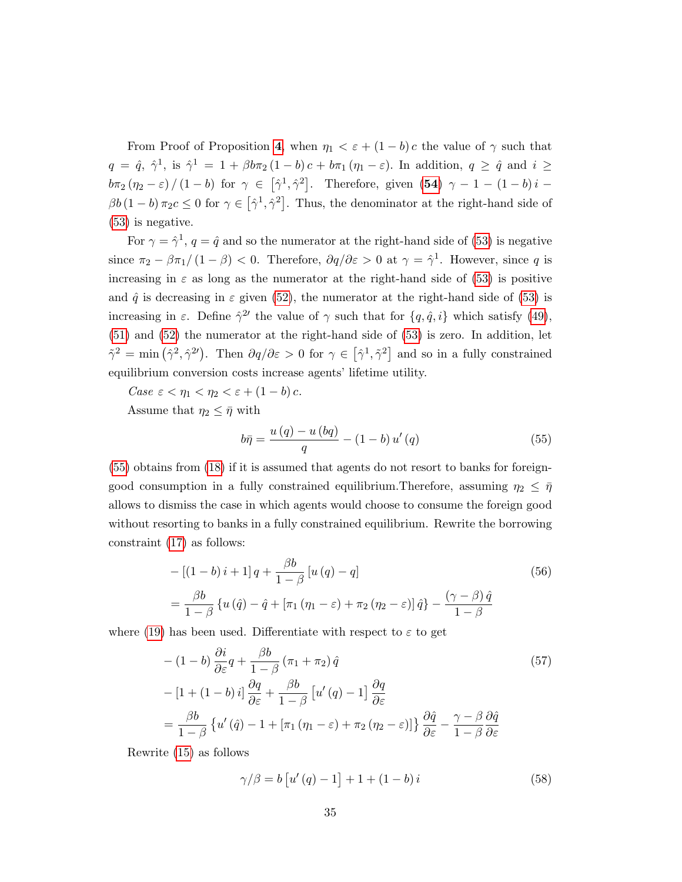From Proof of Proposition 4, when $\eta_1 < \varepsilon + (1-b)c$ the value of $\gamma$ such that $q = \hat{q}$, $\hat{\gamma}^1$, is $\hat{\gamma}^1 = 1 + \beta b \pi_2 (1-b) c + b\pi_1 (\eta_1 - \varepsilon)$. In addition, $q \geq \hat{q}$ and $i \geq b\pi_2 (\eta_2 - \varepsilon)/(1-b)$ for $\gamma \in [\hat{\gamma}^1, \hat{\gamma}^2]$. Therefore, given (**54**) $\gamma - 1 - (1-b)i - \beta b (1-b) \pi_2 c \leq 0$ for $\gamma \in [\hat{\gamma}^1, \hat{\gamma}^2]$. Thus, the denominator at the right-hand side of (53) is negative.

For $\gamma = \hat{\gamma}^1$, $q = \hat{q}$ and so the numerator at the right-hand side of (53) is negative since $\pi_2 - \beta\pi_1/(1-\beta) < 0$. Therefore, $\partial q/\partial\varepsilon > 0$ at $\gamma = \hat{\gamma}^1$. However, since $q$ is increasing in $\varepsilon$ as long as the numerator at the right-hand side of (53) is positive and $\hat{q}$ is decreasing in $\varepsilon$ given (52), the numerator at the right-hand side of (53) is increasing in $\varepsilon$. Define $\hat{\gamma}^{2\prime}$ the value of $\gamma$ such that for $\{q, \hat{q}, i\}$ which satisfy (49), (51) and (52) the numerator at the right-hand side of (53) is zero. In addition, let $\tilde{\gamma}^2 = \min(\hat{\gamma}^2, \hat{\gamma}^{2\prime})$. Then $\partial q/\partial\varepsilon > 0$ for $\gamma \in [\hat{\gamma}^1, \tilde{\gamma}^2]$ and so in a fully constrained equilibrium conversion costs increase agents' lifetime utility.

*Case $\varepsilon < \eta_1 < \eta_2 < \varepsilon + (1-b)c$.*

Assume that $\eta_2 \leq \bar{\eta}$ with

$$b\bar{\eta} = \frac{u(q) - u(bq)}{q} - (1-b)u'(q) \tag{55}$$

(55) obtains from (18) if it is assumed that agents do not resort to banks for foreign-good consumption in a fully constrained equilibrium.Therefore, assuming $\eta_2 \leq \bar{\eta}$ allows to dismiss the case in which agents would choose to consume the foreign good without resorting to banks in a fully constrained equilibrium. Rewrite the borrowing constraint (17) as follows:

$$\begin{aligned}
&-[(1-b)i + 1]q + \frac{\beta b}{1-\beta}[u(q) - q] \\
&= \frac{\beta b}{1-\beta}\{u(\hat{q}) - \hat{q} + [\pi_1(\eta_1 - \varepsilon) + \pi_2(\eta_2 - \varepsilon)]\hat{q}\} - \frac{(\gamma - \beta)\hat{q}}{1-\beta}
\end{aligned} \tag{56}$$

where (19) has been used. Differentiate with respect to $\varepsilon$ to get

$$\begin{aligned}
&-(1-b)\frac{\partial i}{\partial\varepsilon}q + \frac{\beta b}{1-\beta}(\pi_1 + \pi_2)\hat{q} \\
&-[1 + (1-b)i]\frac{\partial q}{\partial\varepsilon} + \frac{\beta b}{1-\beta}[u'(q) - 1]\frac{\partial q}{\partial\varepsilon} \\
&= \frac{\beta b}{1-\beta}\{u'(\hat{q}) - 1 + [\pi_1(\eta_1 - \varepsilon) + \pi_2(\eta_2 - \varepsilon)]\}\frac{\partial\hat{q}}{\partial\varepsilon} - \frac{\gamma - \beta}{1-\beta}\frac{\partial\hat{q}}{\partial\varepsilon}
\end{aligned} \tag{57}$$

Rewrite (15) as follows

$$\gamma/\beta = b[u'(q) - 1] + 1 + (1-b)i \tag{58}$$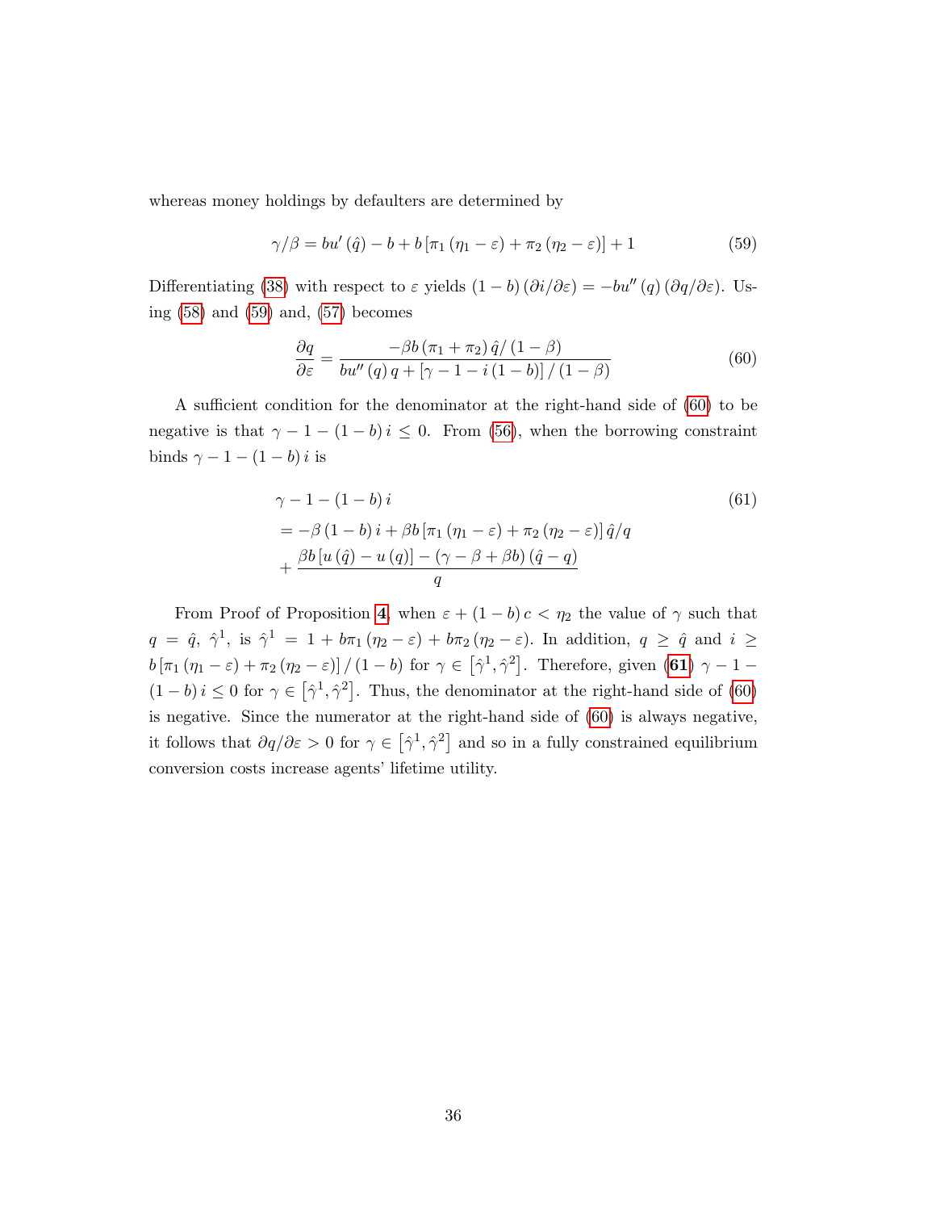whereas money holdings by defaulters are determined by

$$\gamma/\beta = bu'(\hat{q}) - b + b\left[\pi_1(\eta_1 - \varepsilon) + \pi_2(\eta_2 - \varepsilon)\right] + 1 \tag{59}$$

Differentiating (38) with respect to $\varepsilon$ yields $(1-b)(\partial i/\partial \varepsilon) = -bu''(q)(\partial q/\partial \varepsilon)$. Using (58) and (59) and, (57) becomes

$$\frac{\partial q}{\partial \varepsilon} = \frac{-\beta b(\pi_1 + \pi_2)\hat{q}/(1-\beta)}{bu''(q)q + \left[\gamma - 1 - i(1-b)\right]/(1-\beta)} \tag{60}$$

A sufficient condition for the denominator at the right-hand side of (60) to be negative is that $\gamma - 1 - (1-b)i \leq 0$. From (56), when the borrowing constraint binds $\gamma - 1 - (1-b)i$ is

$$\begin{aligned}
&\gamma - 1 - (1-b)i \\
&= -\beta(1-b)i + \beta b\left[\pi_1(\eta_1 - \varepsilon) + \pi_2(\eta_2 - \varepsilon)\right]\hat{q}/q \\
&+ \frac{\beta b\left[u(\hat{q}) - u(q)\right] - (\gamma - \beta + \beta b)(\hat{q} - q)}{q}
\end{aligned} \tag{61}$$

From Proof of Proposition **4**, when $\varepsilon + (1-b)c < \eta_2$ the value of $\gamma$ such that $q = \hat{q}$, $\hat{\gamma}^1$, is $\hat{\gamma}^1 = 1 + b\pi_1(\eta_2 - \varepsilon) + b\pi_2(\eta_2 - \varepsilon)$. In addition, $q \geq \hat{q}$ and $i \geq b\left[\pi_1(\eta_1 - \varepsilon) + \pi_2(\eta_2 - \varepsilon)\right]/(1-b)$ for $\gamma \in \left[\hat{\gamma}^1, \hat{\gamma}^2\right]$. Therefore, given (**61**) $\gamma - 1 - (1-b)i \leq 0$ for $\gamma \in \left[\hat{\gamma}^1, \hat{\gamma}^2\right]$. Thus, the denominator at the right-hand side of (60) is negative. Since the numerator at the right-hand side of (60) is always negative, it follows that $\partial q/\partial \varepsilon > 0$ for $\gamma \in \left[\hat{\gamma}^1, \hat{\gamma}^2\right]$ and so in a fully constrained equilibrium conversion costs increase agents' lifetime utility.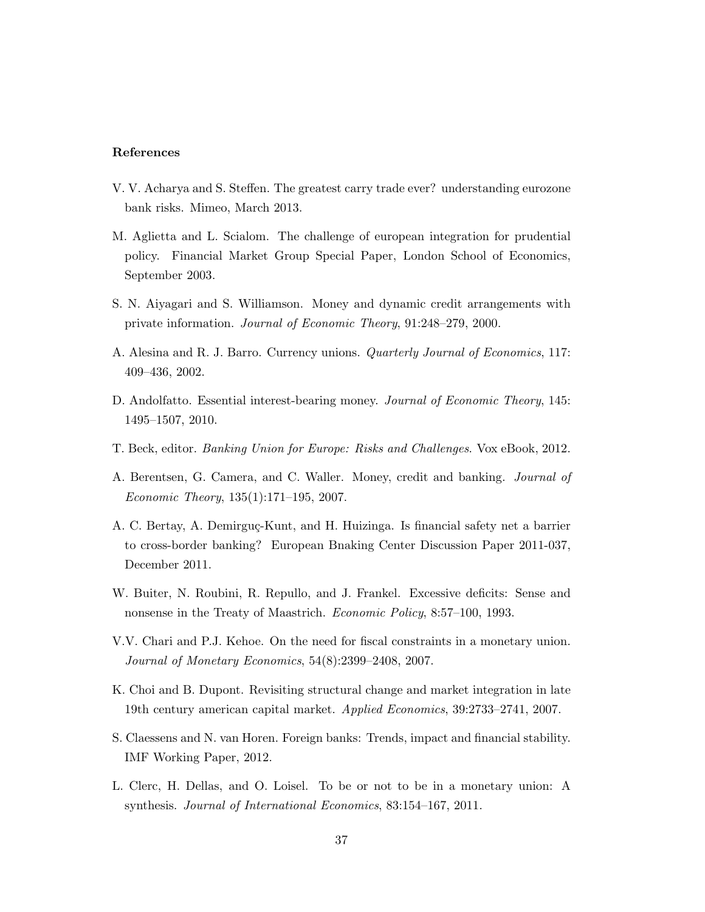## References

V. V. Acharya and S. Steffen. The greatest carry trade ever? understanding eurozone bank risks. Mimeo, March 2013.

M. Aglietta and L. Scialom. The challenge of european integration for prudential policy. Financial Market Group Special Paper, London School of Economics, September 2003.

S. N. Aiyagari and S. Williamson. Money and dynamic credit arrangements with private information. *Journal of Economic Theory*, 91:248–279, 2000.

A. Alesina and R. J. Barro. Currency unions. *Quarterly Journal of Economics*, 117: 409–436, 2002.

D. Andolfatto. Essential interest-bearing money. *Journal of Economic Theory*, 145: 1495–1507, 2010.

T. Beck, editor. *Banking Union for Europe: Risks and Challenges*. Vox eBook, 2012.

A. Berentsen, G. Camera, and C. Waller. Money, credit and banking. *Journal of Economic Theory*, 135(1):171–195, 2007.

A. C. Bertay, A. Demirguç-Kunt, and H. Huizinga. Is financial safety net a barrier to cross-border banking? European Bnaking Center Discussion Paper 2011-037, December 2011.

W. Buiter, N. Roubini, R. Repullo, and J. Frankel. Excessive deficits: Sense and nonsense in the Treaty of Maastrich. *Economic Policy*, 8:57–100, 1993.

V.V. Chari and P.J. Kehoe. On the need for fiscal constraints in a monetary union. *Journal of Monetary Economics*, 54(8):2399–2408, 2007.

K. Choi and B. Dupont. Revisiting structural change and market integration in late 19th century american capital market. *Applied Economics*, 39:2733–2741, 2007.

S. Claessens and N. van Horen. Foreign banks: Trends, impact and financial stability. IMF Working Paper, 2012.

L. Clerc, H. Dellas, and O. Loisel. To be or not to be in a monetary union: A synthesis. *Journal of International Economics*, 83:154–167, 2011.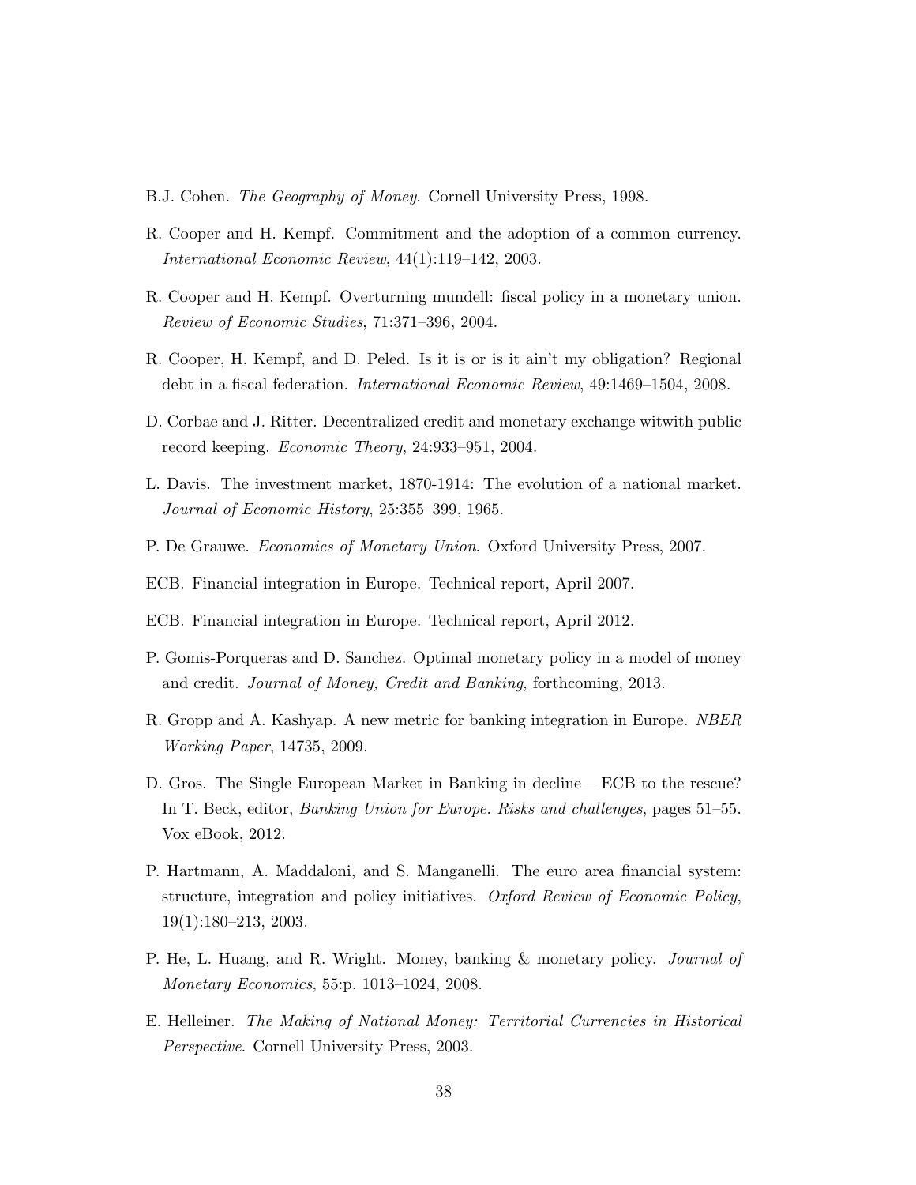B.J. Cohen. *The Geography of Money*. Cornell University Press, 1998.

R. Cooper and H. Kempf. Commitment and the adoption of a common currency. *International Economic Review*, 44(1):119–142, 2003.

R. Cooper and H. Kempf. Overturning mundell: fiscal policy in a monetary union. *Review of Economic Studies*, 71:371–396, 2004.

R. Cooper, H. Kempf, and D. Peled. Is it is or is it ain't my obligation? Regional debt in a fiscal federation. *International Economic Review*, 49:1469–1504, 2008.

D. Corbae and J. Ritter. Decentralized credit and monetary exchange witwith public record keeping. *Economic Theory*, 24:933–951, 2004.

L. Davis. The investment market, 1870-1914: The evolution of a national market. *Journal of Economic History*, 25:355–399, 1965.

P. De Grauwe. *Economics of Monetary Union*. Oxford University Press, 2007.

ECB. Financial integration in Europe. Technical report, April 2007.

ECB. Financial integration in Europe. Technical report, April 2012.

P. Gomis-Porqueras and D. Sanchez. Optimal monetary policy in a model of money and credit. *Journal of Money, Credit and Banking*, forthcoming, 2013.

R. Gropp and A. Kashyap. A new metric for banking integration in Europe. *NBER Working Paper*, 14735, 2009.

D. Gros. The Single European Market in Banking in decline – ECB to the rescue? In T. Beck, editor, *Banking Union for Europe. Risks and challenges*, pages 51–55. Vox eBook, 2012.

P. Hartmann, A. Maddaloni, and S. Manganelli. The euro area financial system: structure, integration and policy initiatives. *Oxford Review of Economic Policy*, 19(1):180–213, 2003.

P. He, L. Huang, and R. Wright. Money, banking & monetary policy. *Journal of Monetary Economics*, 55:p. 1013–1024, 2008.

E. Helleiner. *The Making of National Money: Territorial Currencies in Historical Perspective*. Cornell University Press, 2003.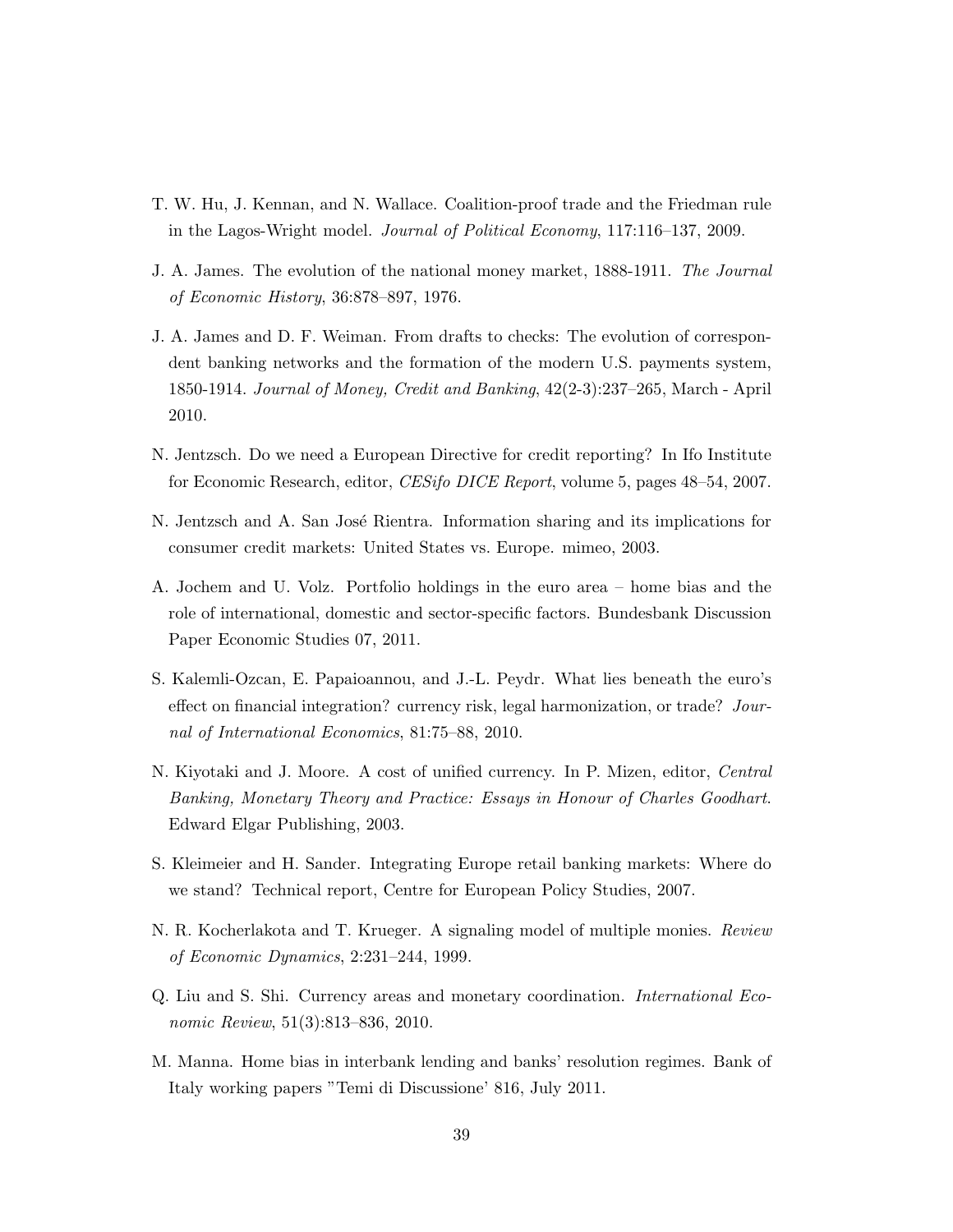T. W. Hu, J. Kennan, and N. Wallace. Coalition-proof trade and the Friedman rule in the Lagos-Wright model. *Journal of Political Economy*, 117:116–137, 2009.

J. A. James. The evolution of the national money market, 1888-1911. *The Journal of Economic History*, 36:878–897, 1976.

J. A. James and D. F. Weiman. From drafts to checks: The evolution of correspondent banking networks and the formation of the modern U.S. payments system, 1850-1914. *Journal of Money, Credit and Banking*, 42(2-3):237–265, March - April 2010.

N. Jentzsch. Do we need a European Directive for credit reporting? In Ifo Institute for Economic Research, editor, *CESifo DICE Report*, volume 5, pages 48–54, 2007.

N. Jentzsch and A. San José Rientra. Information sharing and its implications for consumer credit markets: United States vs. Europe. mimeo, 2003.

A. Jochem and U. Volz. Portfolio holdings in the euro area – home bias and the role of international, domestic and sector-specific factors. Bundesbank Discussion Paper Economic Studies 07, 2011.

S. Kalemli-Ozcan, E. Papaioannou, and J.-L. Peydr. What lies beneath the euro's effect on financial integration? currency risk, legal harmonization, or trade? *Journal of International Economics*, 81:75–88, 2010.

N. Kiyotaki and J. Moore. A cost of unified currency. In P. Mizen, editor, *Central Banking, Monetary Theory and Practice: Essays in Honour of Charles Goodhart*. Edward Elgar Publishing, 2003.

S. Kleimeier and H. Sander. Integrating Europe retail banking markets: Where do we stand? Technical report, Centre for European Policy Studies, 2007.

N. R. Kocherlakota and T. Krueger. A signaling model of multiple monies. *Review of Economic Dynamics*, 2:231–244, 1999.

Q. Liu and S. Shi. Currency areas and monetary coordination. *International Economic Review*, 51(3):813–836, 2010.

M. Manna. Home bias in interbank lending and banks' resolution regimes. Bank of Italy working papers "Temi di Discussione' 816, July 2011.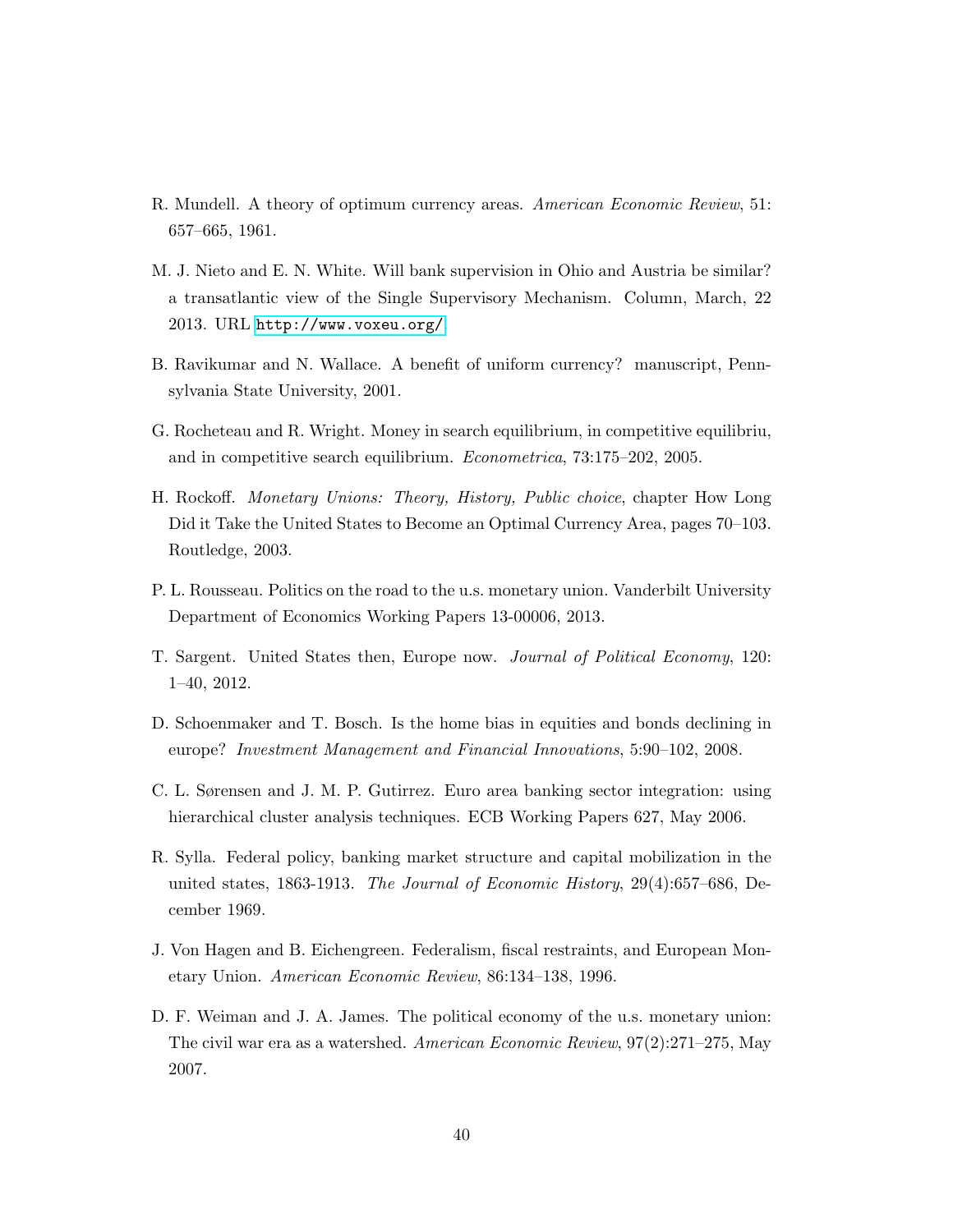R. Mundell. A theory of optimum currency areas. *American Economic Review*, 51: 657–665, 1961.

M. J. Nieto and E. N. White. Will bank supervision in Ohio and Austria be similar? a transatlantic view of the Single Supervisory Mechanism. Column, March, 22 2013. URL http://www.voxeu.org/

B. Ravikumar and N. Wallace. A benefit of uniform currency? manuscript, Pennsylvania State University, 2001.

G. Rocheteau and R. Wright. Money in search equilibrium, in competitive equilibriu, and in competitive search equilibrium. *Econometrica*, 73:175–202, 2005.

H. Rockoff. *Monetary Unions: Theory, History, Public choice*, chapter How Long Did it Take the United States to Become an Optimal Currency Area, pages 70–103. Routledge, 2003.

P. L. Rousseau. Politics on the road to the u.s. monetary union. Vanderbilt University Department of Economics Working Papers 13-00006, 2013.

T. Sargent. United States then, Europe now. *Journal of Political Economy*, 120: 1–40, 2012.

D. Schoenmaker and T. Bosch. Is the home bias in equities and bonds declining in europe? *Investment Management and Financial Innovations*, 5:90–102, 2008.

C. L. Sørensen and J. M. P. Gutirrez. Euro area banking sector integration: using hierarchical cluster analysis techniques. ECB Working Papers 627, May 2006.

R. Sylla. Federal policy, banking market structure and capital mobilization in the united states, 1863-1913. *The Journal of Economic History*, 29(4):657–686, December 1969.

J. Von Hagen and B. Eichengreen. Federalism, fiscal restraints, and European Monetary Union. *American Economic Review*, 86:134–138, 1996.

D. F. Weiman and J. A. James. The political economy of the u.s. monetary union: The civil war era as a watershed. *American Economic Review*, 97(2):271–275, May 2007.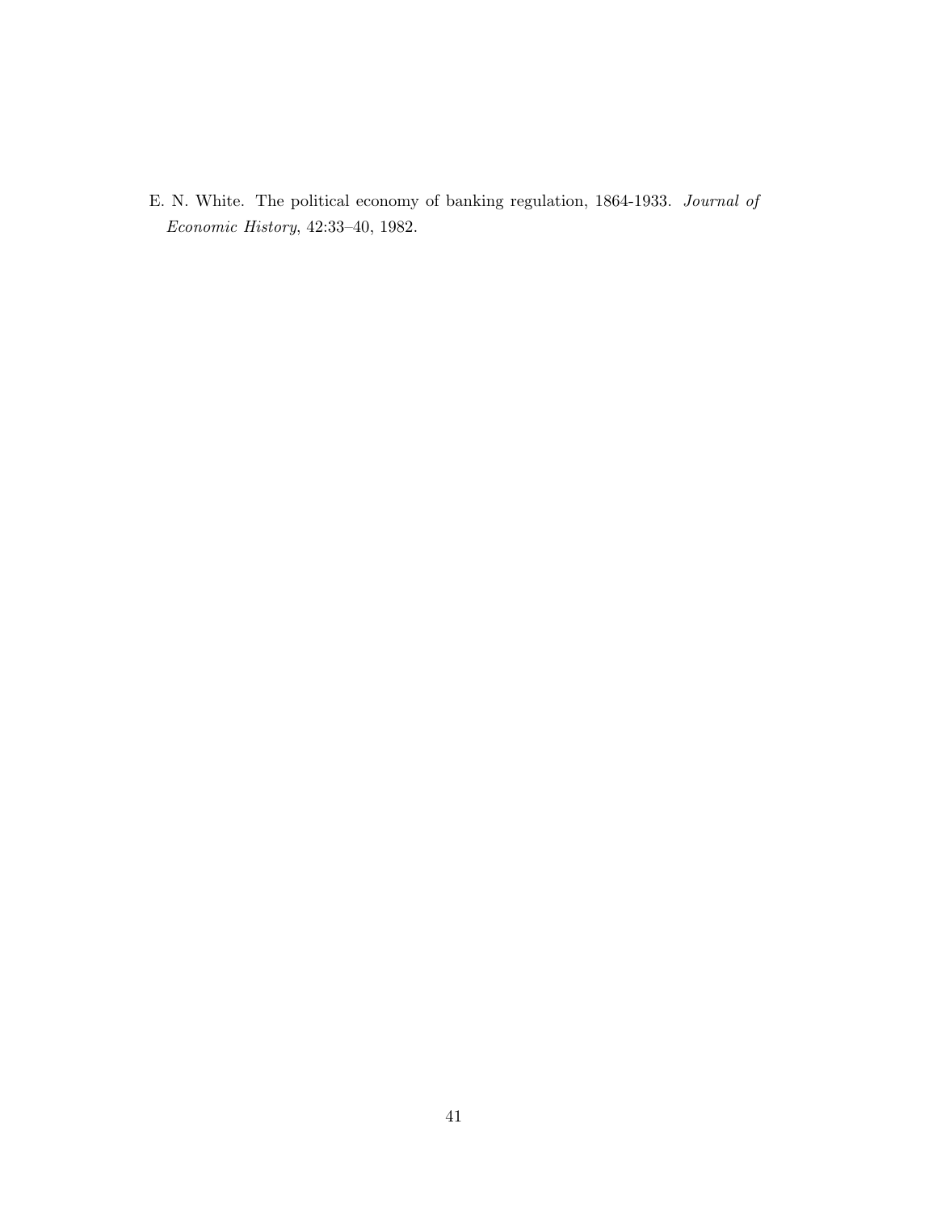E. N. White. The political economy of banking regulation, 1864-1933. *Journal of Economic History*, 42:33–40, 1982.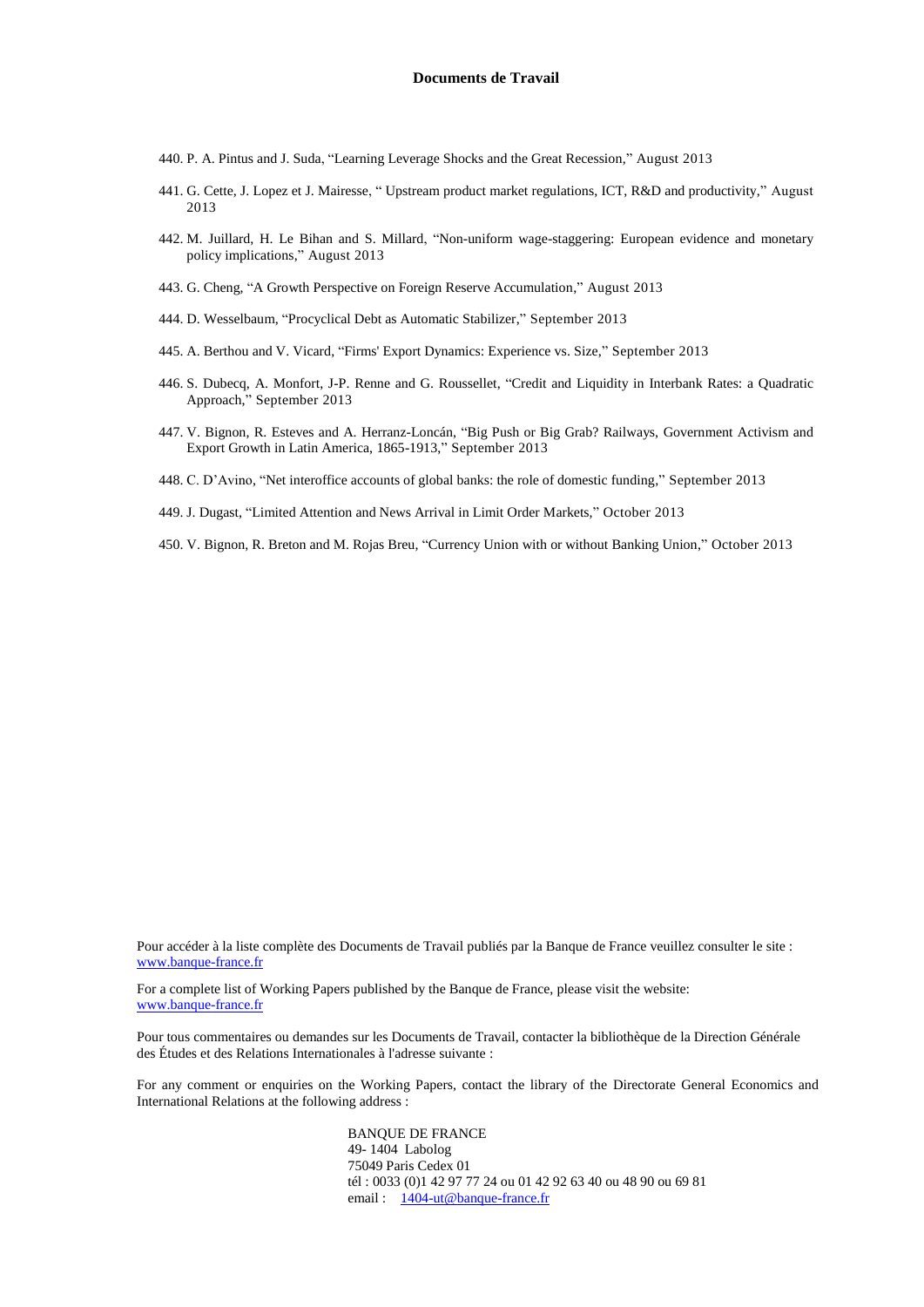**Documents de Travail**

440. P. A. Pintus and J. Suda, “Learning Leverage Shocks and the Great Recession,” August 2013

441. G. Cette, J. Lopez et J. Mairesse, “ Upstream product market regulations, ICT, R&D and productivity,” August 2013

442. M. Juillard, H. Le Bihan and S. Millard, “Non-uniform wage-staggering: European evidence and monetary policy implications,” August 2013

443. G. Cheng, “A Growth Perspective on Foreign Reserve Accumulation,” August 2013

444. D. Wesselbaum, “Procyclical Debt as Automatic Stabilizer,” September 2013

445. A. Berthou and V. Vicard, “Firms' Export Dynamics: Experience vs. Size,” September 2013

446. S. Dubecq, A. Monfort, J-P. Renne and G. Roussellet, “Credit and Liquidity in Interbank Rates: a Quadratic Approach,” September 2013

447. V. Bignon, R. Esteves and A. Herranz-Loncán, “Big Push or Big Grab? Railways, Government Activism and Export Growth in Latin America, 1865-1913,” September 2013

448. C. D’Avino, “Net interoffice accounts of global banks: the role of domestic funding,” September 2013

449. J. Dugast, “Limited Attention and News Arrival in Limit Order Markets,” October 2013

450. V. Bignon, R. Breton and M. Rojas Breu, “Currency Union with or without Banking Union,” October 2013

Pour accéder à la liste complète des Documents de Travail publiés par la Banque de France veuillez consulter le site : www.banque-france.fr

For a complete list of Working Papers published by the Banque de France, please visit the website: www.banque-france.fr

Pour tous commentaires ou demandes sur les Documents de Travail, contacter la bibliothèque de la Direction Générale des Études et des Relations Internationales à l'adresse suivante :

For any comment or enquiries on the Working Papers, contact the library of the Directorate General Economics and International Relations at the following address :

BANQUE DE FRANCE
49- 1404 Labolog
75049 Paris Cedex 01
tél : 0033 (0)1 42 97 77 24 ou 01 42 92 63 40 ou 48 90 ou 69 81
email : 1404-ut@banque-france.fr